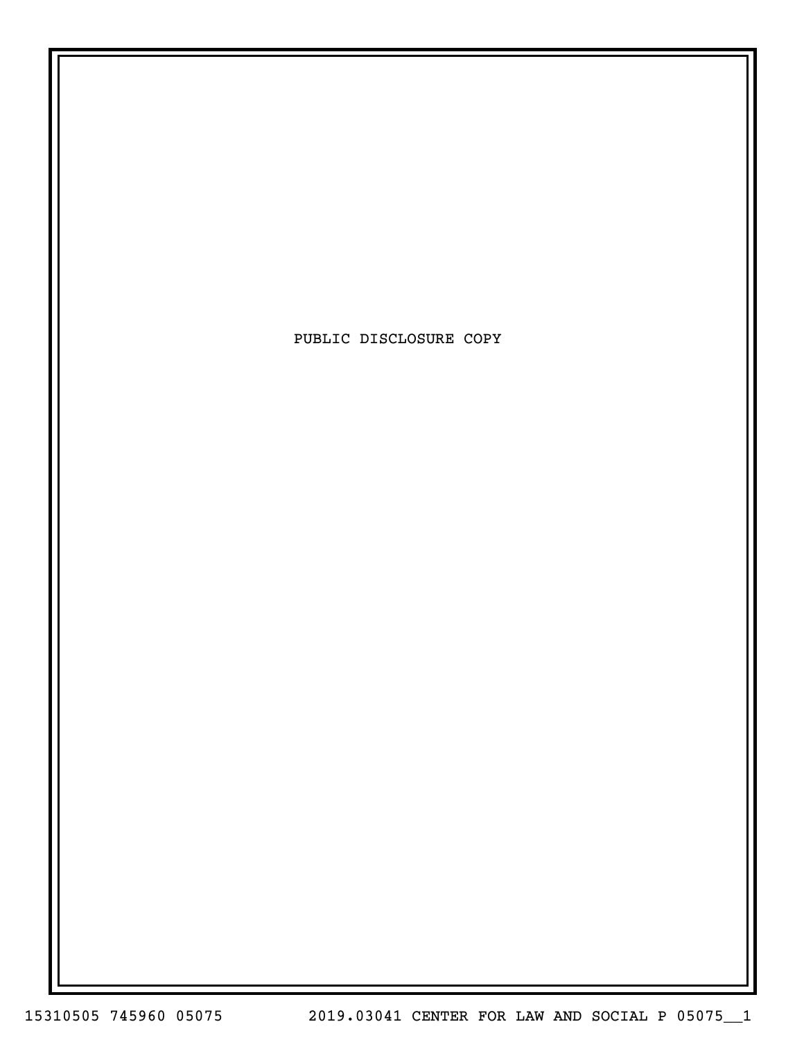PUBLIC DISCLOSURE COPY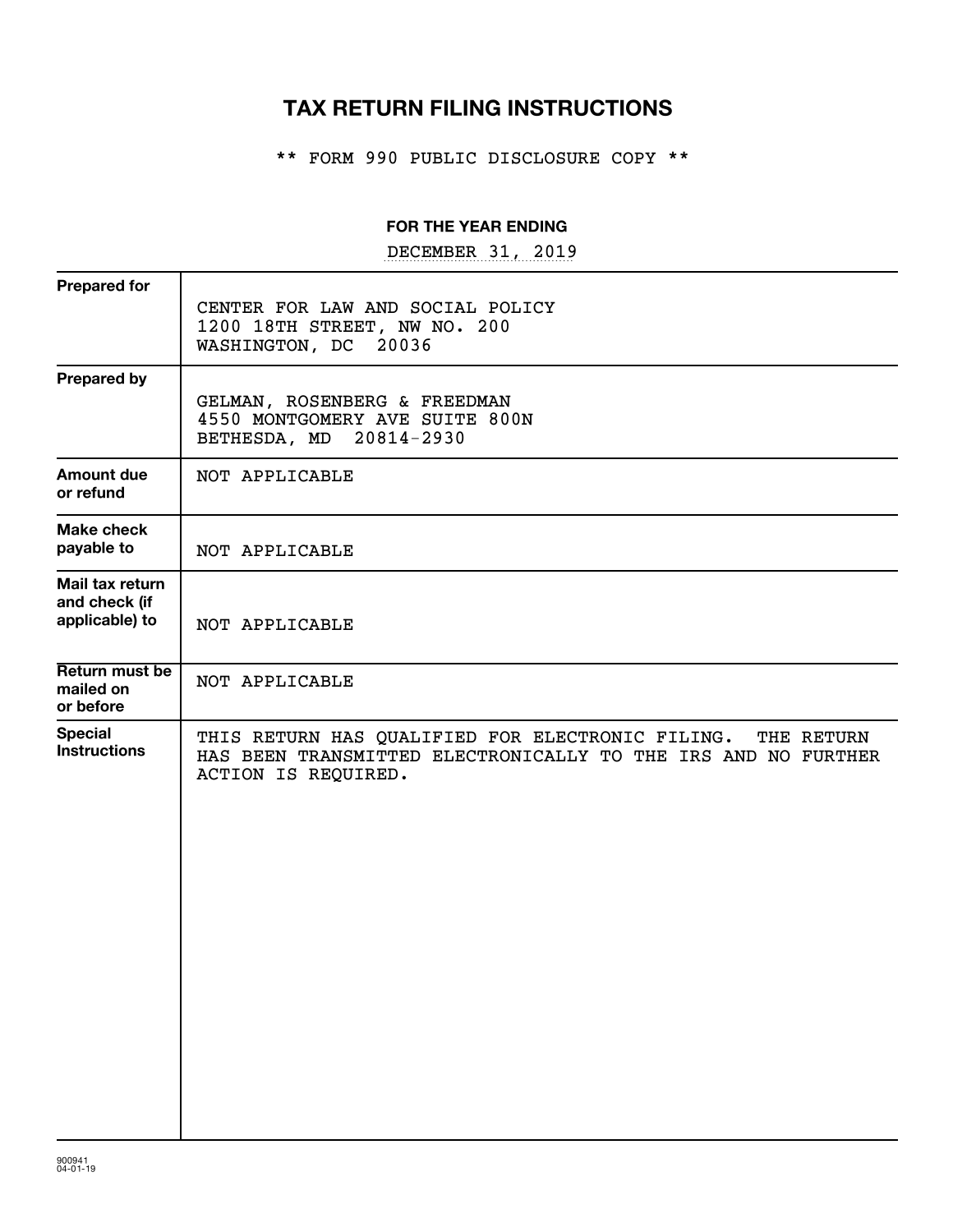# TAX RETURN FILING INSTRUCTIONS

** FORM 990 PUBLIC DISCLOSURE COPY **

**FOR THE YEAR ENDING**

DECEMBER 31, 2019

| | |
|---|---|
| **Prepared for** | CENTER FOR LAW AND SOCIAL POLICY<br>1200 18TH STREET, NW NO. 200<br>WASHINGTON, DC 20036 |
| **Prepared by** | GELMAN, ROSENBERG & FREEDMAN<br>4550 MONTGOMERY AVE SUITE 800N<br>BETHESDA, MD 20814-2930 |
| **Amount due or refund** | NOT APPLICABLE |
| **Make check payable to** | NOT APPLICABLE |
| **Mail tax return and check (if applicable) to** | NOT APPLICABLE |
| **Return must be mailed on or before** | NOT APPLICABLE |
| **Special Instructions** | THIS RETURN HAS QUALIFIED FOR ELECTRONIC FILING. THE RETURN HAS BEEN TRANSMITTED ELECTRONICALLY TO THE IRS AND NO FURTHER ACTION IS REQUIRED. |

900941
04-01-19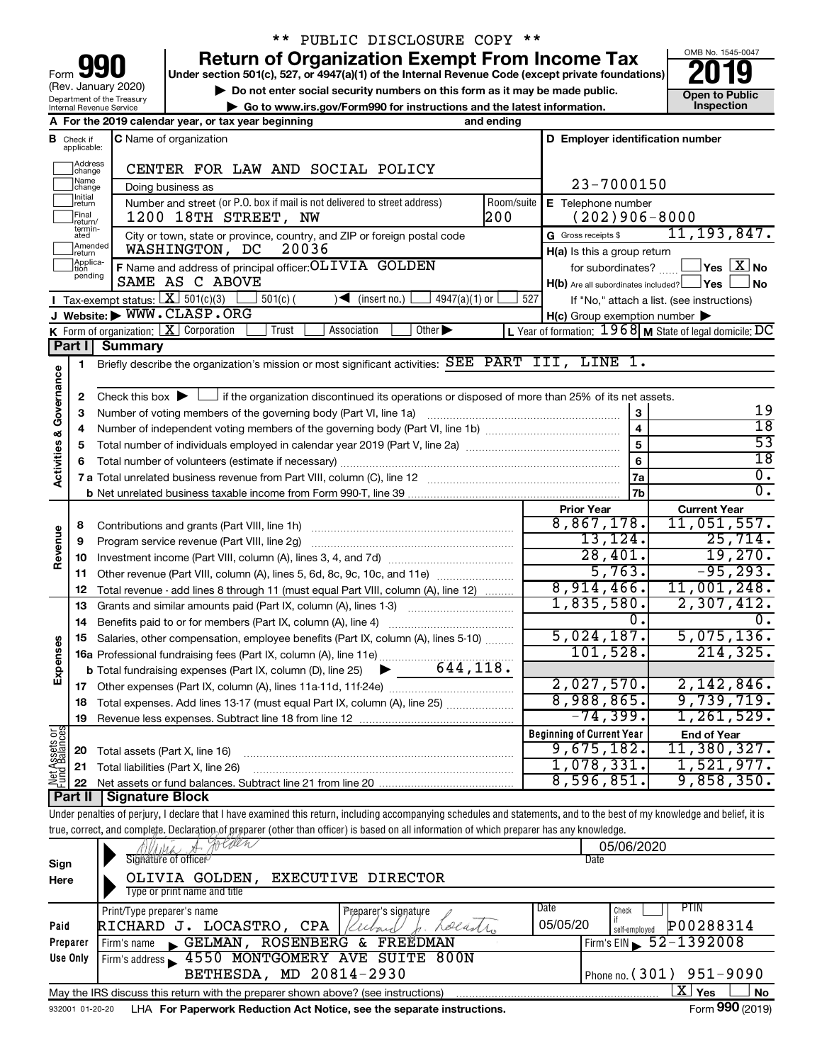** PUBLIC DISCLOSURE COPY **

# Form 990 — Return of Organization Exempt From Income Tax — 2019

(Rev. January 2020) Department of the Treasury Internal Revenue Service

Under section 501(c), 527, or 4947(a)(1) of the Internal Revenue Code (except private foundations)

▶ Do not enter social security numbers on this form as it may be made public.

▶ Go to www.irs.gov/Form990 for instructions and the latest information.

OMB No. 1545-0047 — Open to Public Inspection

**A** For the 2019 calendar year, or tax year beginning and ending

**B** Check if applicable: Address change, Name change, Initial return, Final return/terminated, Amended return, Application pending

**C** Name of organization: CENTER FOR LAW AND SOCIAL POLICY

Doing business as

Number and street (or P.O. box if mail is not delivered to street address): 1200 18TH STREET, NW — Room/suite: 200

City or town, state or province, country, and ZIP or foreign postal code: WASHINGTON, DC 20036

**D** Employer identification number: 23-7000150

**E** Telephone number: (202)906-8000

**G** Gross receipts $ 11,193,847.

**F** Name and address of principal officer: OLIVIA GOLDEN, SAME AS C ABOVE

**H(a)** Is this a group return for subordinates? ☐ Yes ☒ No

**H(b)** Are all subordinates included? ☐ Yes ☐ No — If "No," attach a list. (see instructions)

**H(c)** Group exemption number ▶

**I** Tax-exempt status: ☒ 501(c)(3) ☐ 501(c)( ) ◀ (insert no.) ☐ 4947(a)(1) or ☐ 527

**J** Website: ▶ WWW.CLASP.ORG

**K** Form of organization: ☒ Corporation ☐ Trust ☐ Association ☐ Other ▶

**L** Year of formation: 1968 **M** State of legal domicile: DC

## Part I Summary

**Activities & Governance**

| | | | |
|---|---|---|---|
| 1 | Briefly describe the organization's mission or most significant activities: SEE PART III, LINE 1. | | |
| 2 | Check this box ▶ ☐ if the organization discontinued its operations or disposed of more than 25% of its net assets. | | |
| 3 | Number of voting members of the governing body (Part VI, line 1a) | 3 | 19 |
| 4 | Number of independent voting members of the governing body (Part VI, line 1b) | 4 | 18 |
| 5 | Total number of individuals employed in calendar year 2019 (Part V, line 2a) | 5 | 53 |
| 6 | Total number of volunteers (estimate if necessary) | 6 | 18 |
| 7a | Total unrelated business revenue from Part VIII, column (C), line 12 | 7a | 0. |
| 7b | Net unrelated business taxable income from Form 990-T, line 39 | 7b | 0. |

| | | Prior Year | Current Year |
|---|---|---|---|
| **Revenue** | | | |
| 8 | Contributions and grants (Part VIII, line 1h) | 8,867,178. | 11,051,557. |
| 9 | Program service revenue (Part VIII, line 2g) | 13,124. | 25,714. |
| 10 | Investment income (Part VIII, column (A), lines 3, 4, and 7d) | 28,401. | 19,270. |
| 11 | Other revenue (Part VIII, column (A), lines 5, 6d, 8c, 9c, 10c, and 11e) | 5,763. | -95,293. |
| 12 | Total revenue - add lines 8 through 11 (must equal Part VIII, column (A), line 12) | 8,914,466. | 11,001,248. |
| **Expenses** | | | |
| 13 | Grants and similar amounts paid (Part IX, column (A), lines 1-3) | 1,835,580. | 2,307,412. |
| 14 | Benefits paid to or for members (Part IX, column (A), line 4) | 0. | 0. |
| 15 | Salaries, other compensation, employee benefits (Part IX, column (A), lines 5-10) | 5,024,187. | 5,075,136. |
| 16a | Professional fundraising fees (Part IX, column (A), line 11e) | 101,528. | 214,325. |
| b | Total fundraising expenses (Part IX, column (D), line 25) ▶ 644,118. | | |
| 17 | Other expenses (Part IX, column (A), lines 11a-11d, 11f-24e) | 2,027,570. | 2,142,846. |
| 18 | Total expenses. Add lines 13-17 (must equal Part IX, column (A), line 25) | 8,988,865. | 9,739,719. |
| 19 | Revenue less expenses. Subtract line 18 from line 12 | -74,399. | 1,261,529. |

| **Net Assets or Fund Balances** | | Beginning of Current Year | End of Year |
|---|---|---|---|
| 20 | Total assets (Part X, line 16) | 9,675,182. | 11,380,327. |
| 21 | Total liabilities (Part X, line 26) | 1,078,331. | 1,521,977. |
| 22 | Net assets or fund balances. Subtract line 21 from line 20 | 8,596,851. | 9,858,350. |

## Part II Signature Block

Under penalties of perjury, I declare that I have examined this return, including accompanying schedules and statements, and to the best of my knowledge and belief, it is true, correct, and complete. Declaration of preparer (other than officer) is based on all information of which preparer has any knowledge.

**Sign Here**

Signature of officer: Olivia A. Golden — Date: 05/06/2020

OLIVIA GOLDEN, EXECUTIVE DIRECTOR
Type or print name and title

**Paid Preparer Use Only**

| Print/Type preparer's name | Preparer's signature | Date | Check ☐ if self-employed | PTIN |
|---|---|---|---|---|
| RICHARD J. LOCASTRO, CPA | Richard J. Locastro | 05/05/20 | | P00288314 |

Firm's name ▶ GELMAN, ROSENBERG & FREEDMAN — Firm's EIN ▶ 52-1392008

Firm's address ▶ 4550 MONTGOMERY AVE SUITE 800N, BETHESDA, MD 20814-2930 — Phone no. (301) 951-9090

May the IRS discuss this return with the preparer shown above? (see instructions) ☒ Yes ☐ No

932001 01-20-20 LHA For Paperwork Reduction Act Notice, see the separate instructions. Form 990 (2019)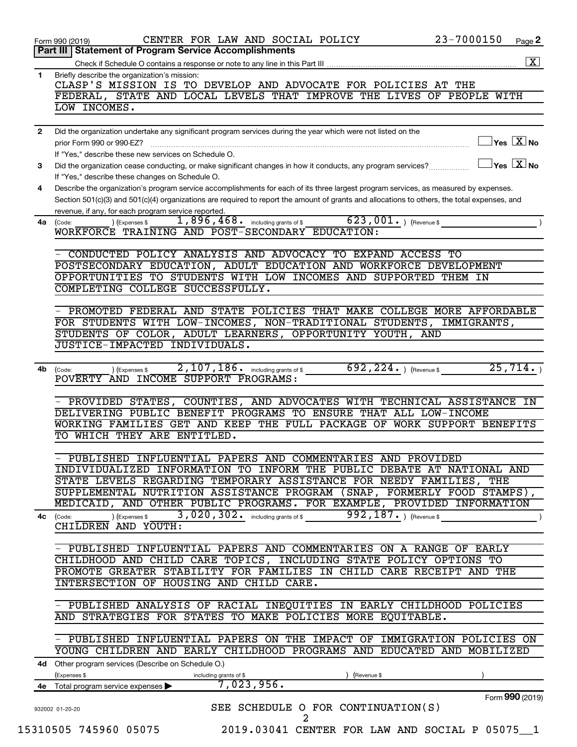Form 990 (2019) CENTER FOR LAW AND SOCIAL POLICY 23-7000150 Page 2

**Part III | Statement of Program Service Accomplishments**

Check if Schedule O contains a response or note to any line in this Part III .......... [X]

**1** Briefly describe the organization's mission:

CLASP'S MISSION IS TO DEVELOP AND ADVOCATE FOR POLICIES AT THE FEDERAL, STATE AND LOCAL LEVELS THAT IMPROVE THE LIVES OF PEOPLE WITH LOW INCOMES.

**2** Did the organization undertake any significant program services during the year which were not listed on the prior Form 990 or 990-EZ? ☐ Yes [X] No

If "Yes," describe these new services on Schedule O.

**3** Did the organization cease conducting, or make significant changes in how it conducts, any program services? ☐ Yes [X] No

If "Yes," describe these changes on Schedule O.

**4** Describe the organization's program service accomplishments for each of its three largest program services, as measured by expenses. Section 501(c)(3) and 501(c)(4) organizations are required to report the amount of grants and allocations to others, the total expenses, and revenue, if any, for each program service reported.

**4a** (Code: ) (Expenses $ 1,896,468. including grants of $ 623,001. ) (Revenue $ )

WORKFORCE TRAINING AND POST-SECONDARY EDUCATION:

- CONDUCTED POLICY ANALYSIS AND ADVOCACY TO EXPAND ACCESS TO POSTSECONDARY EDUCATION, ADULT EDUCATION AND WORKFORCE DEVELOPMENT OPPORTUNITIES TO STUDENTS WITH LOW INCOMES AND SUPPORTED THEM IN COMPLETING COLLEGE SUCCESSFULLY.

- PROMOTED FEDERAL AND STATE POLICIES THAT MAKE COLLEGE MORE AFFORDABLE FOR STUDENTS WITH LOW-INCOMES, NON-TRADITIONAL STUDENTS, IMMIGRANTS, STUDENTS OF COLOR, ADULT LEARNERS, OPPORTUNITY YOUTH, AND JUSTICE-IMPACTED INDIVIDUALS.

**4b** (Code: ) (Expenses $ 2,107,186. including grants of $ 692,224. ) (Revenue $ 25,714. )

POVERTY AND INCOME SUPPORT PROGRAMS:

- PROVIDED STATES, COUNTIES, AND ADVOCATES WITH TECHNICAL ASSISTANCE IN DELIVERING PUBLIC BENEFIT PROGRAMS TO ENSURE THAT ALL LOW-INCOME WORKING FAMILIES GET AND KEEP THE FULL PACKAGE OF WORK SUPPORT BENEFITS TO WHICH THEY ARE ENTITLED.

- PUBLISHED INFLUENTIAL PAPERS AND COMMENTARIES AND PROVIDED INDIVIDUALIZED INFORMATION TO INFORM THE PUBLIC DEBATE AT NATIONAL AND STATE LEVELS REGARDING TEMPORARY ASSISTANCE FOR NEEDY FAMILIES, THE SUPPLEMENTAL NUTRITION ASSISTANCE PROGRAM (SNAP, FORMERLY FOOD STAMPS), MEDICAID, AND OTHER PUBLIC PROGRAMS. FOR EXAMPLE, PROVIDED INFORMATION

**4c** (Code: ) (Expenses $ 3,020,302. including grants of $ 992,187. ) (Revenue $ )

CHILDREN AND YOUTH:

- PUBLISHED INFLUENTIAL PAPERS AND COMMENTARIES ON A RANGE OF EARLY CHILDHOOD AND CHILD CARE TOPICS, INCLUDING STATE POLICY OPTIONS TO PROMOTE GREATER STABILITY FOR FAMILIES IN CHILD CARE RECEIPT AND THE INTERSECTION OF HOUSING AND CHILD CARE.

- PUBLISHED ANALYSIS OF RACIAL INEQUITIES IN EARLY CHILDHOOD POLICIES AND STRATEGIES FOR STATES TO MAKE POLICIES MORE EQUITABLE.

- PUBLISHED INFLUENTIAL PAPERS ON THE IMPACT OF IMMIGRATION POLICIES ON YOUNG CHILDREN AND EARLY CHILDHOOD PROGRAMS AND EDUCATED AND MOBILIZED

**4d** Other program services (Describe on Schedule O.)

(Expenses $ including grants of $ ) (Revenue $ )

**4e** Total program service expenses ▶ 7,023,956.

Form **990** (2019)

SEE SCHEDULE O FOR CONTINUATION(S)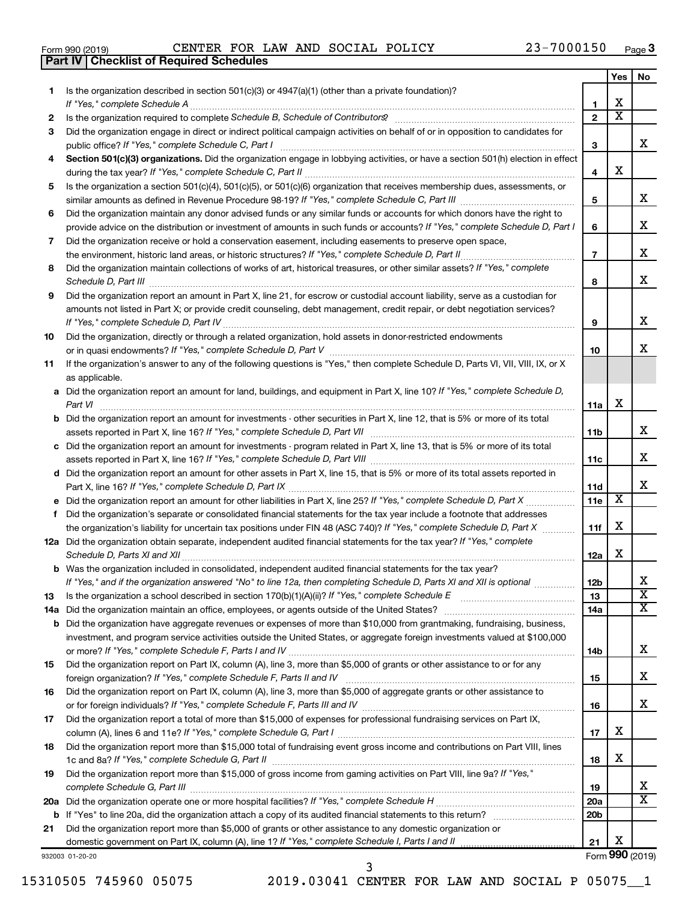Form 990 (2019) CENTER FOR LAW AND SOCIAL POLICY 23-7000150 Page 3

## Part IV | Checklist of Required Schedules

| | | | Yes | No |
|---|---|---|---|---|
| 1 | Is the organization described in section 501(c)(3) or 4947(a)(1) (other than a private foundation)? *If "Yes," complete Schedule A* | 1 | X | |
| 2 | Is the organization required to complete *Schedule B, Schedule of Contributors*? | 2 | X | |
| 3 | Did the organization engage in direct or indirect political campaign activities on behalf of or in opposition to candidates for public office? *If "Yes," complete Schedule C, Part I* | 3 | | X |
| 4 | **Section 501(c)(3) organizations.** Did the organization engage in lobbying activities, or have a section 501(h) election in effect during the tax year? *If "Yes," complete Schedule C, Part II* | 4 | X | |
| 5 | Is the organization a section 501(c)(4), 501(c)(5), or 501(c)(6) organization that receives membership dues, assessments, or similar amounts as defined in Revenue Procedure 98-19? *If "Yes," complete Schedule C, Part III* | 5 | | X |
| 6 | Did the organization maintain any donor advised funds or any similar funds or accounts for which donors have the right to provide advice on the distribution or investment of amounts in such funds or accounts? *If "Yes," complete Schedule D, Part I* | 6 | | X |
| 7 | Did the organization receive or hold a conservation easement, including easements to preserve open space, the environment, historic land areas, or historic structures? *If "Yes," complete Schedule D, Part II* | 7 | | X |
| 8 | Did the organization maintain collections of works of art, historical treasures, or other similar assets? *If "Yes," complete Schedule D, Part III* | 8 | | X |
| 9 | Did the organization report an amount in Part X, line 21, for escrow or custodial account liability, serve as a custodian for amounts not listed in Part X; or provide credit counseling, debt management, credit repair, or debt negotiation services? *If "Yes," complete Schedule D, Part IV* | 9 | | X |
| 10 | Did the organization, directly or through a related organization, hold assets in donor-restricted endowments or in quasi endowments? *If "Yes," complete Schedule D, Part V* | 10 | | X |
| 11 | If the organization's answer to any of the following questions is "Yes," then complete Schedule D, Parts VI, VII, VIII, IX, or X as applicable. | | | |
| a | Did the organization report an amount for land, buildings, and equipment in Part X, line 10? *If "Yes," complete Schedule D, Part VI* | 11a | X | |
| b | Did the organization report an amount for investments - other securities in Part X, line 12, that is 5% or more of its total assets reported in Part X, line 16? *If "Yes," complete Schedule D, Part VII* | 11b | | X |
| c | Did the organization report an amount for investments - program related in Part X, line 13, that is 5% or more of its total assets reported in Part X, line 16? *If "Yes," complete Schedule D, Part VIII* | 11c | | X |
| d | Did the organization report an amount for other assets in Part X, line 15, that is 5% or more of its total assets reported in Part X, line 16? *If "Yes," complete Schedule D, Part IX* | 11d | | X |
| e | Did the organization report an amount for other liabilities in Part X, line 25? *If "Yes," complete Schedule D, Part X* | 11e | X | |
| f | Did the organization's separate or consolidated financial statements for the tax year include a footnote that addresses the organization's liability for uncertain tax positions under FIN 48 (ASC 740)? *If "Yes," complete Schedule D, Part X* | 11f | X | |
| 12a | Did the organization obtain separate, independent audited financial statements for the tax year? *If "Yes," complete Schedule D, Parts XI and XII* | 12a | X | |
| b | Was the organization included in consolidated, independent audited financial statements for the tax year? *If "Yes," and if the organization answered "No" to line 12a, then completing Schedule D, Parts XI and XII is optional* | 12b | | X |
| 13 | Is the organization a school described in section 170(b)(1)(A)(ii)? *If "Yes," complete Schedule E* | 13 | | X |
| 14a | Did the organization maintain an office, employees, or agents outside of the United States? | 14a | | X |
| b | Did the organization have aggregate revenues or expenses of more than $10,000 from grantmaking, fundraising, business, investment, and program service activities outside the United States, or aggregate foreign investments valued at $100,000 or more? *If "Yes," complete Schedule F, Parts I and IV* | 14b | | X |
| 15 | Did the organization report on Part IX, column (A), line 3, more than $5,000 of grants or other assistance to or for any foreign organization? *If "Yes," complete Schedule F, Parts II and IV* | 15 | | X |
| 16 | Did the organization report on Part IX, column (A), line 3, more than $5,000 of aggregate grants or other assistance to or for foreign individuals? *If "Yes," complete Schedule F, Parts III and IV* | 16 | | X |
| 17 | Did the organization report a total of more than $15,000 of expenses for professional fundraising services on Part IX, column (A), lines 6 and 11e? *If "Yes," complete Schedule G, Part I* | 17 | X | |
| 18 | Did the organization report more than $15,000 total of fundraising event gross income and contributions on Part VIII, lines 1c and 8a? *If "Yes," complete Schedule G, Part II* | 18 | X | |
| 19 | Did the organization report more than $15,000 of gross income from gaming activities on Part VIII, line 9a? *If "Yes," complete Schedule G, Part III* | 19 | | X |
| 20a | Did the organization operate one or more hospital facilities? *If "Yes," complete Schedule H* | 20a | | X |
| b | If "Yes" to line 20a, did the organization attach a copy of its audited financial statements to this return? | 20b | | |
| 21 | Did the organization report more than $5,000 of grants or other assistance to any domestic organization or domestic government on Part IX, column (A), line 1? *If "Yes," complete Schedule I, Parts I and II* | 21 | X | |

932003 01-20-20 Form **990** (2019)

15310505 745960 05075 2019.03041 CENTER FOR LAW AND SOCIAL P 05075__1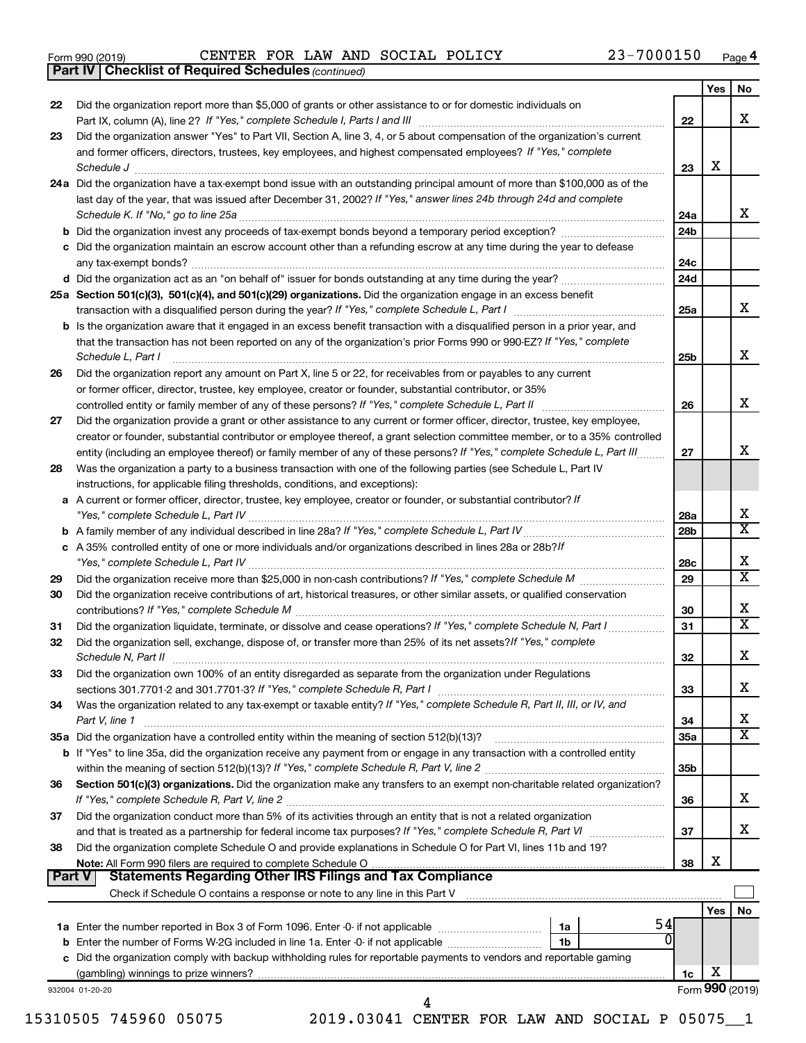Form 990 (2019) CENTER FOR LAW AND SOCIAL POLICY 23-7000150 Page 4

**Part IV Checklist of Required Schedules** *(continued)*

| | | | Yes | No |
|---|---|---|---|---|
| 22 | Did the organization report more than $5,000 of grants or other assistance to or for domestic individuals on Part IX, column (A), line 2? *If "Yes," complete Schedule I, Parts I and III* | 22 | | X |
| 23 | Did the organization answer "Yes" to Part VII, Section A, line 3, 4, or 5 about compensation of the organization's current and former officers, directors, trustees, key employees, and highest compensated employees? *If "Yes," complete Schedule J* | 23 | X | |
| 24a | Did the organization have a tax-exempt bond issue with an outstanding principal amount of more than $100,000 as of the last day of the year, that was issued after December 31, 2002? *If "Yes," answer lines 24b through 24d and complete Schedule K. If "No," go to line 25a* | 24a | | X |
| b | Did the organization invest any proceeds of tax-exempt bonds beyond a temporary period exception? | 24b | | |
| c | Did the organization maintain an escrow account other than a refunding escrow at any time during the year to defease any tax-exempt bonds? | 24c | | |
| d | Did the organization act as an "on behalf of" issuer for bonds outstanding at any time during the year? | 24d | | |
| 25a | **Section 501(c)(3), 501(c)(4), and 501(c)(29) organizations.** Did the organization engage in an excess benefit transaction with a disqualified person during the year? *If "Yes," complete Schedule L, Part I* | 25a | | X |
| b | Is the organization aware that it engaged in an excess benefit transaction with a disqualified person in a prior year, and that the transaction has not been reported on any of the organization's prior Forms 990 or 990-EZ? *If "Yes," complete Schedule L, Part I* | 25b | | X |
| 26 | Did the organization report any amount on Part X, line 5 or 22, for receivables from or payables to any current or former officer, director, trustee, key employee, creator or founder, substantial contributor, or 35% controlled entity or family member of any of these persons? *If "Yes," complete Schedule L, Part II* | 26 | | X |
| 27 | Did the organization provide a grant or other assistance to any current or former officer, director, trustee, key employee, creator or founder, substantial contributor or employee thereof, a grant selection committee member, or to a 35% controlled entity (including an employee thereof) or family member of any of these persons? *If "Yes," complete Schedule L, Part III* | 27 | | X |
| 28 | Was the organization a party to a business transaction with one of the following parties (see Schedule L, Part IV instructions, for applicable filing thresholds, conditions, and exceptions): | | | |
| a | A current or former officer, director, trustee, key employee, creator or founder, or substantial contributor? *If "Yes," complete Schedule L, Part IV* | 28a | | X |
| b | A family member of any individual described in line 28a? *If "Yes," complete Schedule L, Part IV* | 28b | | X |
| c | A 35% controlled entity of one or more individuals and/or organizations described in lines 28a or 28b? *If "Yes," complete Schedule L, Part IV* | 28c | | X |
| 29 | Did the organization receive more than $25,000 in non-cash contributions? *If "Yes," complete Schedule M* | 29 | | X |
| 30 | Did the organization receive contributions of art, historical treasures, or other similar assets, or qualified conservation contributions? *If "Yes," complete Schedule M* | 30 | | X |
| 31 | Did the organization liquidate, terminate, or dissolve and cease operations? *If "Yes," complete Schedule N, Part I* | 31 | | X |
| 32 | Did the organization sell, exchange, dispose of, or transfer more than 25% of its net assets? *If "Yes," complete Schedule N, Part II* | 32 | | X |
| 33 | Did the organization own 100% of an entity disregarded as separate from the organization under Regulations sections 301.7701-2 and 301.7701-3? *If "Yes," complete Schedule R, Part I* | 33 | | X |
| 34 | Was the organization related to any tax-exempt or taxable entity? *If "Yes," complete Schedule R, Part II, III, or IV, and Part V, line 1* | 34 | | X |
| 35a | Did the organization have a controlled entity within the meaning of section 512(b)(13)? | 35a | | X |
| b | If "Yes" to line 35a, did the organization receive any payment from or engage in any transaction with a controlled entity within the meaning of section 512(b)(13)? *If "Yes," complete Schedule R, Part V, line 2* | 35b | | |
| 36 | **Section 501(c)(3) organizations.** Did the organization make any transfers to an exempt non-charitable related organization? *If "Yes," complete Schedule R, Part V, line 2* | 36 | | X |
| 37 | Did the organization conduct more than 5% of its activities through an entity that is not a related organization and that is treated as a partnership for federal income tax purposes? *If "Yes," complete Schedule R, Part VI* | 37 | | X |
| 38 | Did the organization complete Schedule O and provide explanations in Schedule O for Part VI, lines 11b and 19? **Note:** All Form 990 filers are required to complete Schedule O | 38 | X | |

**Part V Statements Regarding Other IRS Filings and Tax Compliance**

Check if Schedule O contains a response or note to any line in this Part V ☐

| | | | | Yes | No |
|---|---|---|---|---|---|
| 1a | Enter the number reported in Box 3 of Form 1096. Enter -0- if not applicable | 1a | 54 | | |
| b | Enter the number of Forms W-2G included in line 1a. Enter -0- if not applicable | 1b | 0 | | |
| c | Did the organization comply with backup withholding rules for reportable payments to vendors and reportable gaming (gambling) winnings to prize winners? | | 1c | X | |

932004 01-20-20 Form **990** (2019)

15310505 745960 05075 2019.03041 CENTER FOR LAW AND SOCIAL P 05075__1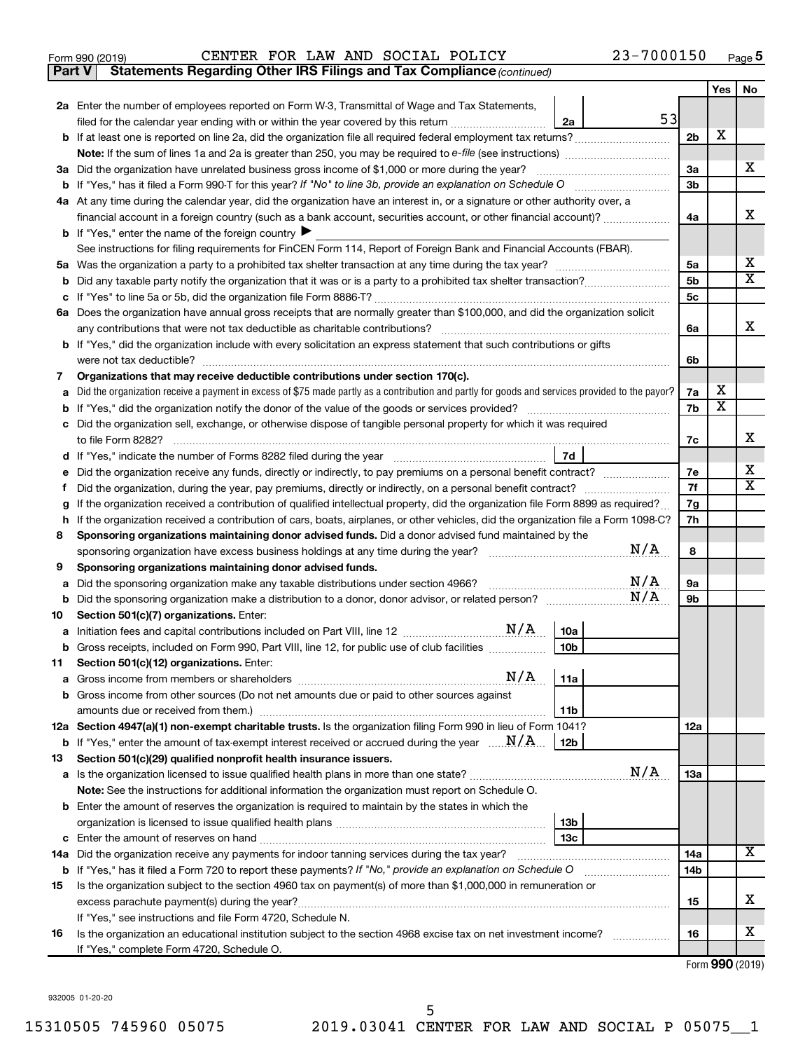Form 990 (2019) CENTER FOR LAW AND SOCIAL POLICY 23-7000150 Page 5

**Part V — Statements Regarding Other IRS Filings and Tax Compliance** *(continued)*

| | | | | Yes | No |
|---|---|---|---|---|---|
| **2a** | Enter the number of employees reported on Form W-3, Transmittal of Wage and Tax Statements, filed for the calendar year ending with or within the year covered by this return | 2a | 53 | | |
| **b** | If at least one is reported on line 2a, did the organization file all required federal employment tax returns? | | 2b | X | |
| | **Note:** If the sum of lines 1a and 2a is greater than 250, you may be required to *e-file* (see instructions) | | | | |
| **3a** | Did the organization have unrelated business gross income of $1,000 or more during the year? | | 3a | | X |
| **b** | If "Yes," has it filed a Form 990-T for this year? *If "No" to line 3b, provide an explanation on Schedule O* | | 3b | | |
| **4a** | At any time during the calendar year, did the organization have an interest in, or a signature or other authority over, a financial account in a foreign country (such as a bank account, securities account, or other financial account)? | | 4a | | X |
| **b** | If "Yes," enter the name of the foreign country ▶ | | | | |
| | See instructions for filing requirements for FinCEN Form 114, Report of Foreign Bank and Financial Accounts (FBAR). | | | | |
| **5a** | Was the organization a party to a prohibited tax shelter transaction at any time during the tax year? | | 5a | | X |
| **b** | Did any taxable party notify the organization that it was or is a party to a prohibited tax shelter transaction? | | 5b | | X |
| **c** | If "Yes" to line 5a or 5b, did the organization file Form 8886-T? | | 5c | | |
| **6a** | Does the organization have annual gross receipts that are normally greater than $100,000, and did the organization solicit any contributions that were not tax deductible as charitable contributions? | | 6a | | X |
| **b** | If "Yes," did the organization include with every solicitation an express statement that such contributions or gifts were not tax deductible? | | 6b | | |
| **7** | **Organizations that may receive deductible contributions under section 170(c).** | | | | |
| **a** | Did the organization receive a payment in excess of $75 made partly as a contribution and partly for goods and services provided to the payor? | | 7a | X | |
| **b** | If "Yes," did the organization notify the donor of the value of the goods or services provided? | | 7b | X | |
| **c** | Did the organization sell, exchange, or otherwise dispose of tangible personal property for which it was required to file Form 8282? | | 7c | | X |
| **d** | If "Yes," indicate the number of Forms 8282 filed during the year | 7d | | | |
| **e** | Did the organization receive any funds, directly or indirectly, to pay premiums on a personal benefit contract? | | 7e | | X |
| **f** | Did the organization, during the year, pay premiums, directly or indirectly, on a personal benefit contract? | | 7f | | X |
| **g** | If the organization received a contribution of qualified intellectual property, did the organization file Form 8899 as required? | | 7g | | |
| **h** | If the organization received a contribution of cars, boats, airplanes, or other vehicles, did the organization file a Form 1098-C? | | 7h | | |
| **8** | **Sponsoring organizations maintaining donor advised funds.** Did a donor advised fund maintained by the sponsoring organization have excess business holdings at any time during the year? N/A | | 8 | | |
| **9** | **Sponsoring organizations maintaining donor advised funds.** | | | | |
| **a** | Did the sponsoring organization make any taxable distributions under section 4966? N/A | | 9a | | |
| **b** | Did the sponsoring organization make a distribution to a donor, donor advisor, or related person? N/A | | 9b | | |
| **10** | **Section 501(c)(7) organizations.** Enter: | | | | |
| **a** | Initiation fees and capital contributions included on Part VIII, line 12 N/A | 10a | | | |
| **b** | Gross receipts, included on Form 990, Part VIII, line 12, for public use of club facilities | 10b | | | |
| **11** | **Section 501(c)(12) organizations.** Enter: | | | | |
| **a** | Gross income from members or shareholders N/A | 11a | | | |
| **b** | Gross income from other sources (Do not net amounts due or paid to other sources against amounts due or received from them.) | 11b | | | |
| **12a** | **Section 4947(a)(1) non-exempt charitable trusts.** Is the organization filing Form 990 in lieu of Form 1041? | | 12a | | |
| **b** | If "Yes," enter the amount of tax-exempt interest received or accrued during the year N/A | 12b | | | |
| **13** | **Section 501(c)(29) qualified nonprofit health insurance issuers.** | | | | |
| **a** | Is the organization licensed to issue qualified health plans in more than one state? N/A | | 13a | | |
| | **Note:** See the instructions for additional information the organization must report on Schedule O. | | | | |
| **b** | Enter the amount of reserves the organization is required to maintain by the states in which the organization is licensed to issue qualified health plans | 13b | | | |
| **c** | Enter the amount of reserves on hand | 13c | | | |
| **14a** | Did the organization receive any payments for indoor tanning services during the tax year? | | 14a | | X |
| **b** | If "Yes," has it filed a Form 720 to report these payments? *If "No," provide an explanation on Schedule O* | | 14b | | |
| **15** | Is the organization subject to the section 4960 tax on payment(s) of more than $1,000,000 in remuneration or excess parachute payment(s) during the year? | | 15 | | X |
| | If "Yes," see instructions and file Form 4720, Schedule N. | | | | |
| **16** | Is the organization an educational institution subject to the section 4968 excise tax on net investment income? | | 16 | | X |
| | If "Yes," complete Form 4720, Schedule O. | | | | |

Form **990** (2019)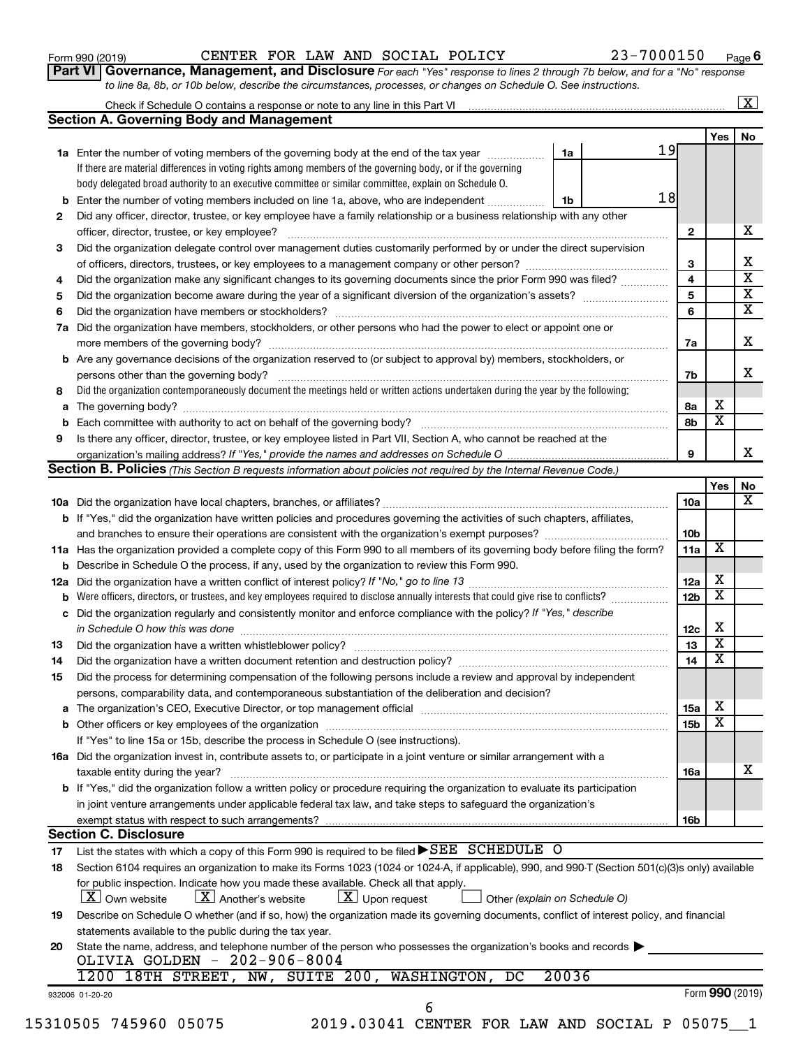Form 990 (2019) CENTER FOR LAW AND SOCIAL POLICY 23-7000150 Page 6

**Part VI Governance, Management, and Disclosure** *For each "Yes" response to lines 2 through 7b below, and for a "No" response to line 8a, 8b, or 10b below, describe the circumstances, processes, or changes on Schedule O. See instructions.*

Check if Schedule O contains a response or note to any line in this Part VI ... [X]

## Section A. Governing Body and Management

| | | | | Yes | No |
|---|---|---|---|---|---|
| **1a** | Enter the number of voting members of the governing body at the end of the tax year (1a) | 19 | | | |
| | If there are material differences in voting rights among members of the governing body, or if the governing body delegated broad authority to an executive committee or similar committee, explain on Schedule O. | | | | |
| **b** | Enter the number of voting members included on line 1a, above, who are independent (1b) | 18 | | | |
| **2** | Did any officer, director, trustee, or key employee have a family relationship or a business relationship with any other officer, director, trustee, or key employee? | | 2 | | X |
| **3** | Did the organization delegate control over management duties customarily performed by or under the direct supervision of officers, directors, trustees, or key employees to a management company or other person? | | 3 | | X |
| **4** | Did the organization make any significant changes to its governing documents since the prior Form 990 was filed? | | 4 | | X |
| **5** | Did the organization become aware during the year of a significant diversion of the organization's assets? | | 5 | | X |
| **6** | Did the organization have members or stockholders? | | 6 | | X |
| **7a** | Did the organization have members, stockholders, or other persons who had the power to elect or appoint one or more members of the governing body? | | 7a | | X |
| **b** | Are any governance decisions of the organization reserved to (or subject to approval by) members, stockholders, or persons other than the governing body? | | 7b | | X |
| **8** | Did the organization contemporaneously document the meetings held or written actions undertaken during the year by the following: | | | | |
| **a** | The governing body? | | 8a | X | |
| **b** | Each committee with authority to act on behalf of the governing body? | | 8b | X | |
| **9** | Is there any officer, director, trustee, or key employee listed in Part VII, Section A, who cannot be reached at the organization's mailing address? *If "Yes," provide the names and addresses on Schedule O* | | 9 | | X |

## Section B. Policies *(This Section B requests information about policies not required by the Internal Revenue Code.)*

| | | | Yes | No |
|---|---|---|---|---|
| **10a** | Did the organization have local chapters, branches, or affiliates? | 10a | | X |
| **b** | If "Yes," did the organization have written policies and procedures governing the activities of such chapters, affiliates, and branches to ensure their operations are consistent with the organization's exempt purposes? | 10b | | |
| **11a** | Has the organization provided a complete copy of this Form 990 to all members of its governing body before filing the form? | 11a | X | |
| **b** | Describe in Schedule O the process, if any, used by the organization to review this Form 990. | | | |
| **12a** | Did the organization have a written conflict of interest policy? *If "No," go to line 13* | 12a | X | |
| **b** | Were officers, directors, or trustees, and key employees required to disclose annually interests that could give rise to conflicts? | 12b | X | |
| **c** | Did the organization regularly and consistently monitor and enforce compliance with the policy? *If "Yes," describe in Schedule O how this was done* | 12c | X | |
| **13** | Did the organization have a written whistleblower policy? | 13 | X | |
| **14** | Did the organization have a written document retention and destruction policy? | 14 | X | |
| **15** | Did the process for determining compensation of the following persons include a review and approval by independent persons, comparability data, and contemporaneous substantiation of the deliberation and decision? | | | |
| **a** | The organization's CEO, Executive Director, or top management official | 15a | X | |
| **b** | Other officers or key employees of the organization | 15b | X | |
| | If "Yes" to line 15a or 15b, describe the process in Schedule O (see instructions). | | | |
| **16a** | Did the organization invest in, contribute assets to, or participate in a joint venture or similar arrangement with a taxable entity during the year? | 16a | | X |
| **b** | If "Yes," did the organization follow a written policy or procedure requiring the organization to evaluate its participation in joint venture arrangements under applicable federal tax law, and take steps to safeguard the organization's exempt status with respect to such arrangements? | 16b | | |

## Section C. Disclosure

**17** List the states with which a copy of this Form 990 is required to be filed ▶ SEE SCHEDULE O

**18** Section 6104 requires an organization to make its Forms 1023 (1024 or 1024-A, if applicable), 990, and 990-T (Section 501(c)(3)s only) available for public inspection. Indicate how you made these available. Check all that apply.

[X] Own website [X] Another's website [X] Upon request [ ] Other *(explain on Schedule O)*

**19** Describe on Schedule O whether (and if so, how) the organization made its governing documents, conflict of interest policy, and financial statements available to the public during the tax year.

**20** State the name, address, and telephone number of the person who possesses the organization's books and records ▶

OLIVIA GOLDEN - 202-906-8004
1200 18TH STREET, NW, SUITE 200, WASHINGTON, DC 20036

932006 01-20-20 Form **990** (2019)

15310505 745960 05075 2019.03041 CENTER FOR LAW AND SOCIAL P 05075__1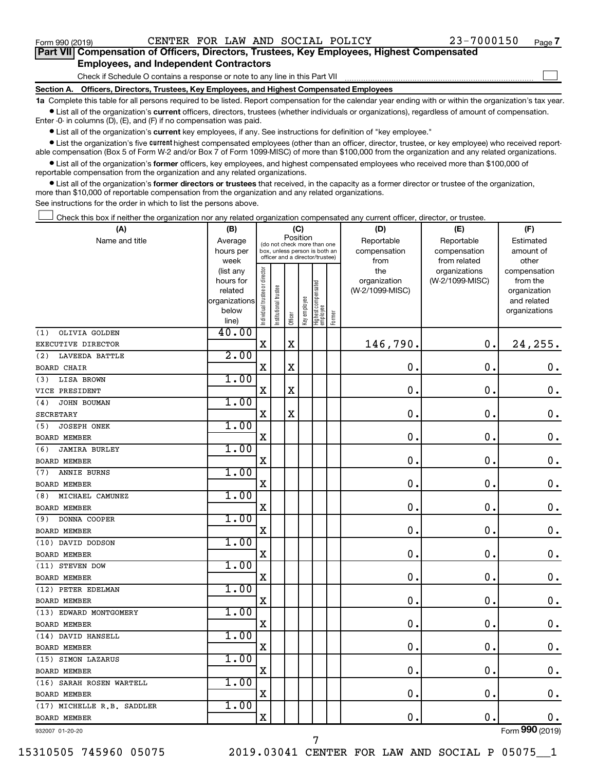Form 990 (2019) CENTER FOR LAW AND SOCIAL POLICY 23-7000150 Page **7**

## Part VII Compensation of Officers, Directors, Trustees, Key Employees, Highest Compensated Employees, and Independent Contractors

Check if Schedule O contains a response or note to any line in this Part VII ☐

### Section A. Officers, Directors, Trustees, Key Employees, and Highest Compensated Employees

**1a** Complete this table for all persons required to be listed. Report compensation for the calendar year ending with or within the organization's tax year.

- List all of the organization's **current** officers, directors, trustees (whether individuals or organizations), regardless of amount of compensation. Enter -0- in columns (D), (E), and (F) if no compensation was paid.
- List all of the organization's **current** key employees, if any. See instructions for definition of "key employee."
- List the organization's five **current** highest compensated employees (other than an officer, director, trustee, or key employee) who received reportable compensation (Box 5 of Form W-2 and/or Box 7 of Form 1099-MISC) of more than $100,000 from the organization and any related organizations.
- List all of the organization's **former** officers, key employees, and highest compensated employees who received more than $100,000 of reportable compensation from the organization and any related organizations.
- List all of the organization's **former directors or trustees** that received, in the capacity as a former director or trustee of the organization, more than $10,000 of reportable compensation from the organization and any related organizations.

See instructions for the order in which to list the persons above.

☐ Check this box if neither the organization nor any related organization compensated any current officer, director, or trustee.

| (A) Name and title | (B) Average hours per week (list any hours for related organizations below line) | (C) Position: Individual trustee or director | Institutional trustee | Officer | Key employee | Highest compensated employee | Former | (D) Reportable compensation from the organization (W-2/1099-MISC) | (E) Reportable compensation from related organizations (W-2/1099-MISC) | (F) Estimated amount of other compensation from the organization and related organizations |
|---|---|---|---|---|---|---|---|---|---|---|
| (1) OLIVIA GOLDEN<br>EXECUTIVE DIRECTOR | 40.00 | X | | X | | | | 146,790. | 0. | 24,255. |
| (2) LAVEEDA BATTLE<br>BOARD CHAIR | 2.00 | X | | X | | | | 0. | 0. | 0. |
| (3) LISA BROWN<br>VICE PRESIDENT | 1.00 | X | | X | | | | 0. | 0. | 0. |
| (4) JOHN BOUMAN<br>SECRETARY | 1.00 | X | | X | | | | 0. | 0. | 0. |
| (5) JOSEPH ONEK<br>BOARD MEMBER | 1.00 | X | | | | | | 0. | 0. | 0. |
| (6) JAMIRA BURLEY<br>BOARD MEMBER | 1.00 | X | | | | | | 0. | 0. | 0. |
| (7) ANNIE BURNS<br>BOARD MEMBER | 1.00 | X | | | | | | 0. | 0. | 0. |
| (8) MICHAEL CAMUNEZ<br>BOARD MEMBER | 1.00 | X | | | | | | 0. | 0. | 0. |
| (9) DONNA COOPER<br>BOARD MEMBER | 1.00 | X | | | | | | 0. | 0. | 0. |
| (10) DAVID DODSON<br>BOARD MEMBER | 1.00 | X | | | | | | 0. | 0. | 0. |
| (11) STEVEN DOW<br>BOARD MEMBER | 1.00 | X | | | | | | 0. | 0. | 0. |
| (12) PETER EDELMAN<br>BOARD MEMBER | 1.00 | X | | | | | | 0. | 0. | 0. |
| (13) EDWARD MONTGOMERY<br>BOARD MEMBER | 1.00 | X | | | | | | 0. | 0. | 0. |
| (14) DAVID HANSELL<br>BOARD MEMBER | 1.00 | X | | | | | | 0. | 0. | 0. |
| (15) SIMON LAZARUS<br>BOARD MEMBER | 1.00 | X | | | | | | 0. | 0. | 0. |
| (16) SARAH ROSEN WARTELL<br>BOARD MEMBER | 1.00 | X | | | | | | 0. | 0. | 0. |
| (17) MICHELLE R.B. SADDLER<br>BOARD MEMBER | 1.00 | X | | | | | | 0. | 0. | 0. |

932007 01-20-20 Form **990** (2019)

15310505 745960 05075 2019.03041 CENTER FOR LAW AND SOCIAL P 05075__1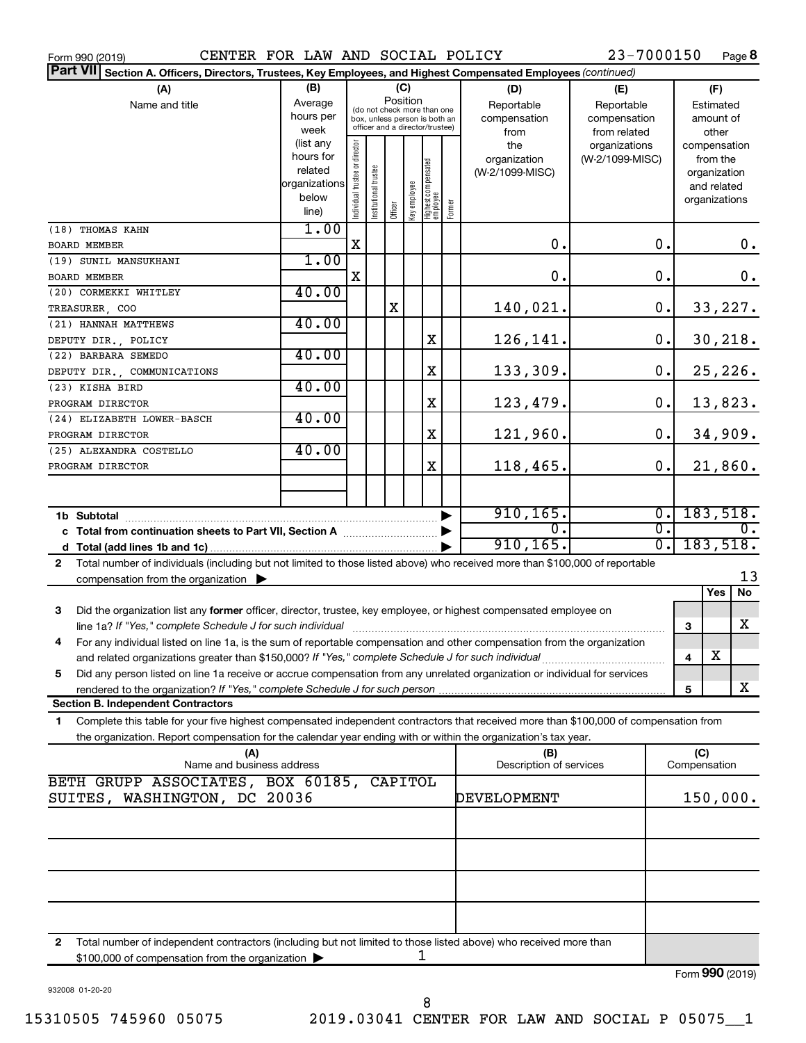Form 990 (2019) CENTER FOR LAW AND SOCIAL POLICY 23-7000150 Page **8**

**Part VII** **Section A. Officers, Directors, Trustees, Key Employees, and Highest Compensated Employees** *(continued)*

| (A) Name and title | (B) Average hours per week (list any hours for related organizations below line) | (C) Position: Individual trustee or director | Institutional trustee | Officer | Key employee | Highest compensated employee | Former | (D) Reportable compensation from the organization (W-2/1099-MISC) | (E) Reportable compensation from related organizations (W-2/1099-MISC) | (F) Estimated amount of other compensation from the organization and related organizations |
|---|---|---|---|---|---|---|---|---|---|---|
| (18) THOMAS KAHN<br>BOARD MEMBER | 1.00 | X | | | | | | 0. | 0. | 0. |
| (19) SUNIL MANSUKHANI<br>BOARD MEMBER | 1.00 | X | | | | | | 0. | 0. | 0. |
| (20) CORMEKKI WHITLEY<br>TREASURER, COO | 40.00 | | | X | | | | 140,021. | 0. | 33,227. |
| (21) HANNAH MATTHEWS<br>DEPUTY DIR., POLICY | 40.00 | | | | | X | | 126,141. | 0. | 30,218. |
| (22) BARBARA SEMEDO<br>DEPUTY DIR., COMMUNICATIONS | 40.00 | | | | | X | | 133,309. | 0. | 25,226. |
| (23) KISHA BIRD<br>PROGRAM DIRECTOR | 40.00 | | | | | X | | 123,479. | 0. | 13,823. |
| (24) ELIZABETH LOWER-BASCH<br>PROGRAM DIRECTOR | 40.00 | | | | | X | | 121,960. | 0. | 34,909. |
| (25) ALEXANDRA COSTELLO<br>PROGRAM DIRECTOR | 40.00 | | | | | X | | 118,465. | 0. | 21,860. |
| | | | | | | | | | | |
| **1b Subtotal** | | | | | | | | 910,165. | 0. | 183,518. |
| **c Total from continuation sheets to Part VII, Section A** | | | | | | | | 0. | 0. | 0. |
| **d Total (add lines 1b and 1c)** | | | | | | | | 910,165. | 0. | 183,518. |

**2** Total number of individuals (including but not limited to those listed above) who received more than $100,000 of reportable compensation from the organization ▶ 13

| | | | Yes | No |
|---|---|---|---|---|
| **3** | Did the organization list any **former** officer, director, trustee, key employee, or highest compensated employee on line 1a? *If "Yes," complete Schedule J for such individual* | 3 | | X |
| **4** | For any individual listed on line 1a, is the sum of reportable compensation and other compensation from the organization and related organizations greater than $150,000? *If "Yes," complete Schedule J for such individual* | 4 | X | |
| **5** | Did any person listed on line 1a receive or accrue compensation from any unrelated organization or individual for services rendered to the organization? *If "Yes," complete Schedule J for such person* | 5 | | X |

**Section B. Independent Contractors**

**1** Complete this table for your five highest compensated independent contractors that received more than $100,000 of compensation from the organization. Report compensation for the calendar year ending with or within the organization's tax year.

| (A) Name and business address | (B) Description of services | (C) Compensation |
|---|---|---|
| BETH GRUPP ASSOCIATES, BOX 60185, CAPITOL SUITES, WASHINGTON, DC 20036 | DEVELOPMENT | 150,000. |
| | | |
| | | |
| | | |
| | | |

**2** Total number of independent contractors (including but not limited to those listed above) who received more than $100,000 of compensation from the organization ▶ 1

Form **990** (2019)

932008 01-20-20

15310505 745960 05075 2019.03041 CENTER FOR LAW AND SOCIAL P 05075__1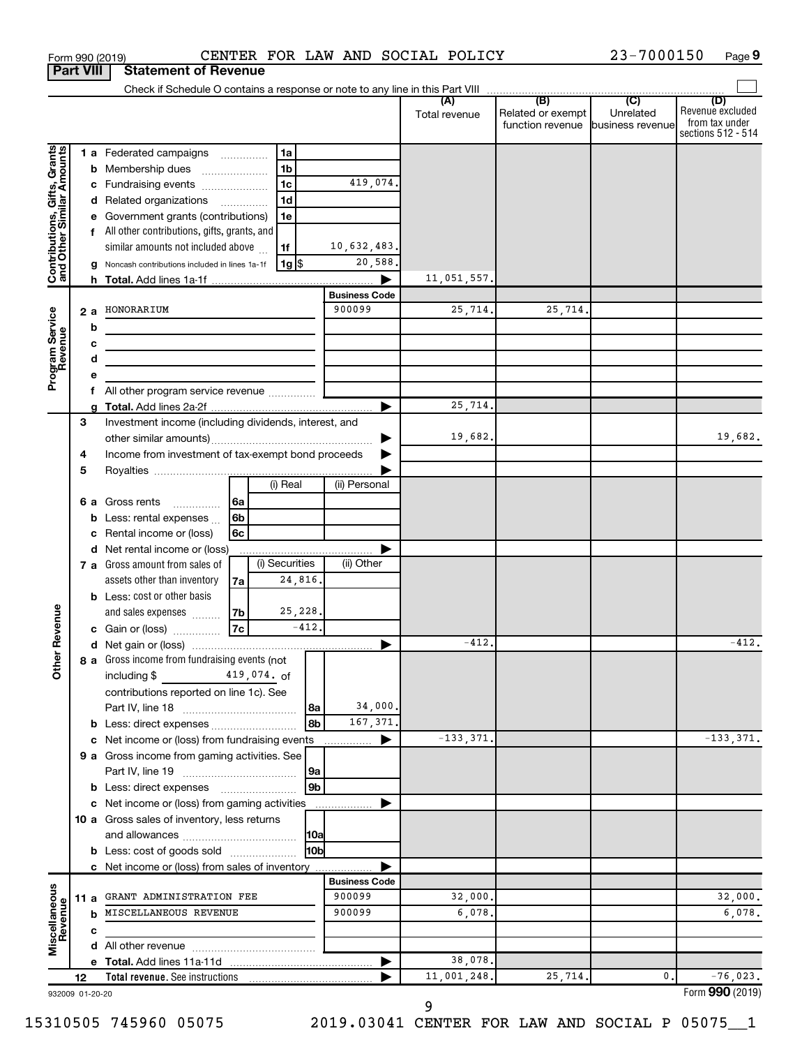Form 990 (2019) CENTER FOR LAW AND SOCIAL POLICY 23-7000150

## Part VIII Statement of Revenue

Check if Schedule O contains a response or note to any line in this Part VIII

| | | | | (A) Total revenue | (B) Related or exempt function revenue | (C) Unrelated business revenue | (D) Revenue excluded from tax under sections 512 - 514 |
|---|---|---|---|---|---|---|---|
| **Contributions, Gifts, Grants and Other Similar Amounts** | 1 a Federated campaigns | 1a | | | | | |
| | b Membership dues | 1b | | | | | |
| | c Fundraising events | 1c | 419,074. | | | | |
| | d Related organizations | 1d | | | | | |
| | e Government grants (contributions) | 1e | | | | | |
| | f All other contributions, gifts, grants, and similar amounts not included above | 1f | 10,632,483. | | | | |
| | g Noncash contributions included in lines 1a-1f | 1g $ | 20,588. | | | | |
| | h **Total.** Add lines 1a-1f | | | 11,051,557. | | | |
| | | | **Business Code** | | | | |
| **Program Service Revenue** | 2 a HONORARIUM | | 900099 | 25,714. | 25,714. | | |
| | b | | | | | | |
| | c | | | | | | |
| | d | | | | | | |
| | e | | | | | | |
| | f All other program service revenue | | | | | | |
| | g **Total.** Add lines 2a-2f | | | 25,714. | | | |
| **Other Revenue** | 3 Investment income (including dividends, interest, and other similar amounts) | | | 19,682. | | | 19,682. |
| | 4 Income from investment of tax-exempt bond proceeds | | | | | | |
| | 5 Royalties | | | | | | |
| | | (i) Real | (ii) Personal | | | | |
| | 6 a Gross rents (6a) | | | | | | |
| | b Less: rental expenses (6b) | | | | | | |
| | c Rental income or (loss) (6c) | | | | | | |
| | d Net rental income or (loss) | | | | | | |
| | | (i) Securities | (ii) Other | | | | |
| | 7 a Gross amount from sales of assets other than inventory (7a) | 24,816. | | | | | |
| | b Less: cost or other basis and sales expenses (7b) | 25,228. | | | | | |
| | c Gain or (loss) (7c) | -412. | | | | | |
| | d Net gain or (loss) | | | -412. | | | -412. |
| | 8 a Gross income from fundraising events (not including $ 419,074. of contributions reported on line 1c). See Part IV, line 18 | 8a | 34,000. | | | | |
| | b Less: direct expenses | 8b | 167,371. | | | | |
| | c Net income or (loss) from fundraising events | | | -133,371. | | | -133,371. |
| | 9 a Gross income from gaming activities. See Part IV, line 19 | 9a | | | | | |
| | b Less: direct expenses | 9b | | | | | |
| | c Net income or (loss) from gaming activities | | | | | | |
| | 10 a Gross sales of inventory, less returns and allowances | 10a | | | | | |
| | b Less: cost of goods sold | 10b | | | | | |
| | c Net income or (loss) from sales of inventory | | | | | | |
| | | | **Business Code** | | | | |
| **Miscellaneous Revenue** | 11 a GRANT ADMINISTRATION FEE | | 900099 | 32,000. | | | 32,000. |
| | b MISCELLANEOUS REVENUE | | 900099 | 6,078. | | | 6,078. |
| | c | | | | | | |
| | d All other revenue | | | | | | |
| | e **Total.** Add lines 11a-11d | | | 38,078. | | | |
| | 12 **Total revenue.** See instructions | | | 11,001,248. | 25,714. | 0. | -76,023. |

932009 01-20-20 Form **990** (2019)

15310505 745960 05075 2019.03041 CENTER FOR LAW AND SOCIAL P 05075__1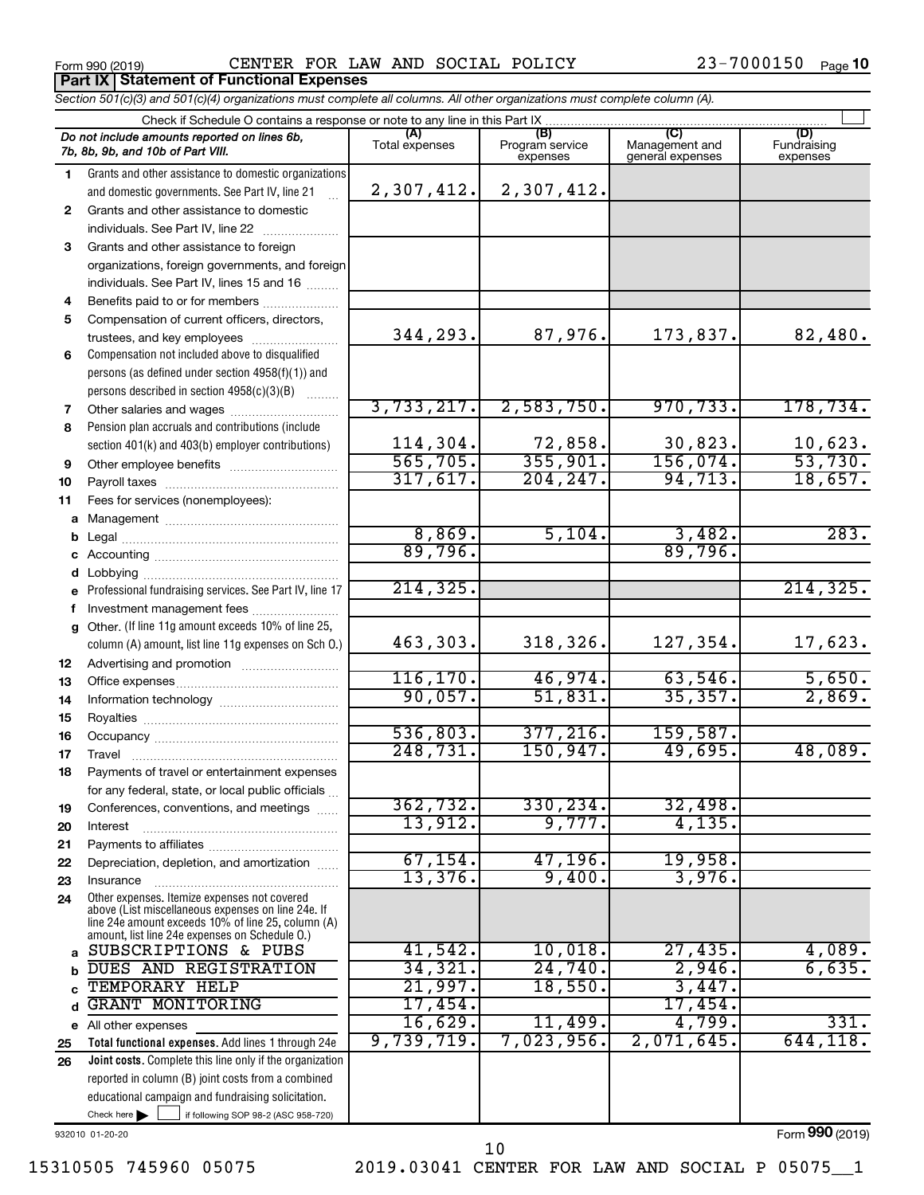Form 990 (2019) CENTER FOR LAW AND SOCIAL POLICY 23-7000150

## Part IX Statement of Functional Expenses

*Section 501(c)(3) and 501(c)(4) organizations must complete all columns. All other organizations must complete column (A).*

Check if Schedule O contains a response or note to any line in this Part IX

| | *Do not include amounts reported on lines 6b, 7b, 8b, 9b, and 10b of Part VIII.* | (A) Total expenses | (B) Program service expenses | (C) Management and general expenses | (D) Fundraising expenses |
|---|---|---|---|---|---|
| 1 | Grants and other assistance to domestic organizations and domestic governments. See Part IV, line 21 | 2,307,412. | 2,307,412. | | |
| 2 | Grants and other assistance to domestic individuals. See Part IV, line 22 | | | | |
| 3 | Grants and other assistance to foreign organizations, foreign governments, and foreign individuals. See Part IV, lines 15 and 16 | | | | |
| 4 | Benefits paid to or for members | | | | |
| 5 | Compensation of current officers, directors, trustees, and key employees | 344,293. | 87,976. | 173,837. | 82,480. |
| 6 | Compensation not included above to disqualified persons (as defined under section 4958(f)(1)) and persons described in section 4958(c)(3)(B) | | | | |
| 7 | Other salaries and wages | 3,733,217. | 2,583,750. | 970,733. | 178,734. |
| 8 | Pension plan accruals and contributions (include section 401(k) and 403(b) employer contributions) | 114,304. | 72,858. | 30,823. | 10,623. |
| 9 | Other employee benefits | 565,705. | 355,901. | 156,074. | 53,730. |
| 10 | Payroll taxes | 317,617. | 204,247. | 94,713. | 18,657. |
| 11 | Fees for services (nonemployees): | | | | |
| a | Management | | | | |
| b | Legal | 8,869. | 5,104. | 3,482. | 283. |
| c | Accounting | 89,796. | | 89,796. | |
| d | Lobbying | | | | |
| e | Professional fundraising services. See Part IV, line 17 | 214,325. | | | 214,325. |
| f | Investment management fees | | | | |
| g | Other. (If line 11g amount exceeds 10% of line 25, column (A) amount, list line 11g expenses on Sch O.) | 463,303. | 318,326. | 127,354. | 17,623. |
| 12 | Advertising and promotion | | | | |
| 13 | Office expenses | 116,170. | 46,974. | 63,546. | 5,650. |
| 14 | Information technology | 90,057. | 51,831. | 35,357. | 2,869. |
| 15 | Royalties | | | | |
| 16 | Occupancy | 536,803. | 377,216. | 159,587. | |
| 17 | Travel | 248,731. | 150,947. | 49,695. | 48,089. |
| 18 | Payments of travel or entertainment expenses for any federal, state, or local public officials | | | | |
| 19 | Conferences, conventions, and meetings | 362,732. | 330,234. | 32,498. | |
| 20 | Interest | 13,912. | 9,777. | 4,135. | |
| 21 | Payments to affiliates | | | | |
| 22 | Depreciation, depletion, and amortization | 67,154. | 47,196. | 19,958. | |
| 23 | Insurance | 13,376. | 9,400. | 3,976. | |
| 24 | Other expenses. Itemize expenses not covered above (List miscellaneous expenses on line 24e. If line 24e amount exceeds 10% of line 25, column (A) amount, list line 24e expenses on Schedule O.) | | | | |
| a | SUBSCRIPTIONS & PUBS | 41,542. | 10,018. | 27,435. | 4,089. |
| b | DUES AND REGISTRATION | 34,321. | 24,740. | 2,946. | 6,635. |
| c | TEMPORARY HELP | 21,997. | 18,550. | 3,447. | |
| d | GRANT MONITORING | 17,454. | | 17,454. | |
| e | All other expenses | 16,629. | 11,499. | 4,799. | 331. |
| 25 | **Total functional expenses.** Add lines 1 through 24e | 9,739,719. | 7,023,956. | 2,071,645. | 644,118. |
| 26 | **Joint costs.** Complete this line only if the organization reported in column (B) joint costs from a combined educational campaign and fundraising solicitation. Check here ☐ if following SOP 98-2 (ASC 958-720) | | | | |

932010 01-20-20

Form **990** (2019)

15310505 745960 05075 2019.03041 CENTER FOR LAW AND SOCIAL P 05075__1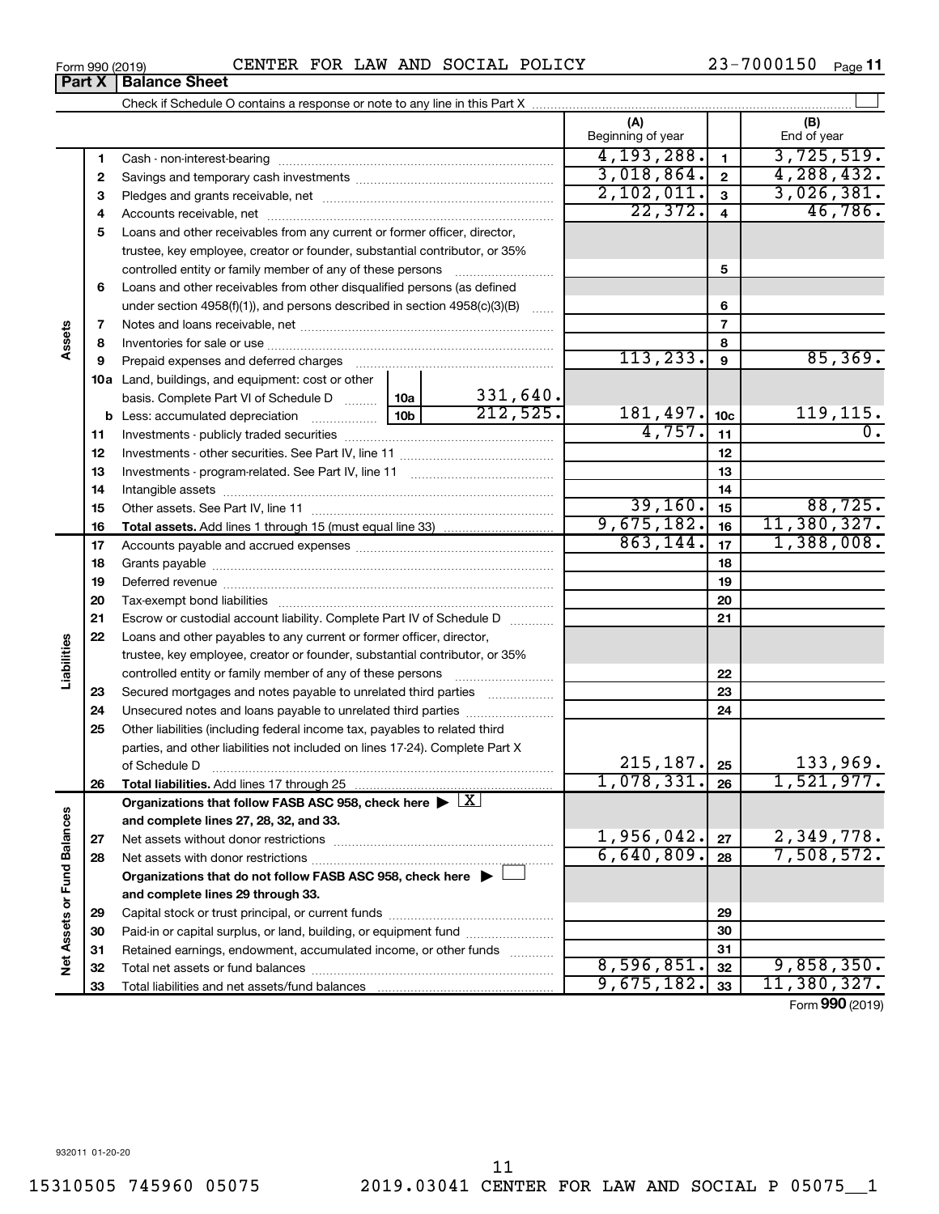Form 990 (2019) CENTER FOR LAW AND SOCIAL POLICY 23-7000150

## Part X Balance Sheet

Check if Schedule O contains a response or note to any line in this Part X

| | | | | (A) Beginning of year | | (B) End of year |
|---|---|---|---|---|---|---|
| **Assets** | 1 | Cash - non-interest-bearing | | 4,193,288. | 1 | 3,725,519. |
| | 2 | Savings and temporary cash investments | | 3,018,864. | 2 | 4,288,432. |
| | 3 | Pledges and grants receivable, net | | 2,102,011. | 3 | 3,026,381. |
| | 4 | Accounts receivable, net | | 22,372. | 4 | 46,786. |
| | 5 | Loans and other receivables from any current or former officer, director, trustee, key employee, creator or founder, substantial contributor, or 35% controlled entity or family member of any of these persons | | | 5 | |
| | 6 | Loans and other receivables from other disqualified persons (as defined under section 4958(f)(1)), and persons described in section 4958(c)(3)(B) | | | 6 | |
| | 7 | Notes and loans receivable, net | | | 7 | |
| | 8 | Inventories for sale or use | | | 8 | |
| | 9 | Prepaid expenses and deferred charges | | 113,233. | 9 | 85,369. |
| | 10a | Land, buildings, and equipment: cost or other basis. Complete Part VI of Schedule D | 10a 331,640. | | | |
| | b | Less: accumulated depreciation | 10b 212,525. | 181,497. | 10c | 119,115. |
| | 11 | Investments - publicly traded securities | | 4,757. | 11 | 0. |
| | 12 | Investments - other securities. See Part IV, line 11 | | | 12 | |
| | 13 | Investments - program-related. See Part IV, line 11 | | | 13 | |
| | 14 | Intangible assets | | | 14 | |
| | 15 | Other assets. See Part IV, line 11 | | 39,160. | 15 | 88,725. |
| | 16 | **Total assets.** Add lines 1 through 15 (must equal line 33) | | 9,675,182. | 16 | 11,380,327. |
| **Liabilities** | 17 | Accounts payable and accrued expenses | | 863,144. | 17 | 1,388,008. |
| | 18 | Grants payable | | | 18 | |
| | 19 | Deferred revenue | | | 19 | |
| | 20 | Tax-exempt bond liabilities | | | 20 | |
| | 21 | Escrow or custodial account liability. Complete Part IV of Schedule D | | | 21 | |
| | 22 | Loans and other payables to any current or former officer, director, trustee, key employee, creator or founder, substantial contributor, or 35% controlled entity or family member of any of these persons | | | 22 | |
| | 23 | Secured mortgages and notes payable to unrelated third parties | | | 23 | |
| | 24 | Unsecured notes and loans payable to unrelated third parties | | | 24 | |
| | 25 | Other liabilities (including federal income tax, payables to related third parties, and other liabilities not included on lines 17-24). Complete Part X of Schedule D | | 215,187. | 25 | 133,969. |
| | 26 | **Total liabilities.** Add lines 17 through 25 | | 1,078,331. | 26 | 1,521,977. |
| **Net Assets or Fund Balances** | | **Organizations that follow FASB ASC 958, check here** ▶ [X] **and complete lines 27, 28, 32, and 33.** | | | | |
| | 27 | Net assets without donor restrictions | | 1,956,042. | 27 | 2,349,778. |
| | 28 | Net assets with donor restrictions | | 6,640,809. | 28 | 7,508,572. |
| | | **Organizations that do not follow FASB ASC 958, check here** ▶ [ ] **and complete lines 29 through 33.** | | | | |
| | 29 | Capital stock or trust principal, or current funds | | | 29 | |
| | 30 | Paid-in or capital surplus, or land, building, or equipment fund | | | 30 | |
| | 31 | Retained earnings, endowment, accumulated income, or other funds | | | 31 | |
| | 32 | Total net assets or fund balances | | 8,596,851. | 32 | 9,858,350. |
| | 33 | Total liabilities and net assets/fund balances | | 9,675,182. | 33 | 11,380,327. |

Form **990** (2019)

932011 01-20-20

15310505 745960 05075 2019.03041 CENTER FOR LAW AND SOCIAL P 05075__1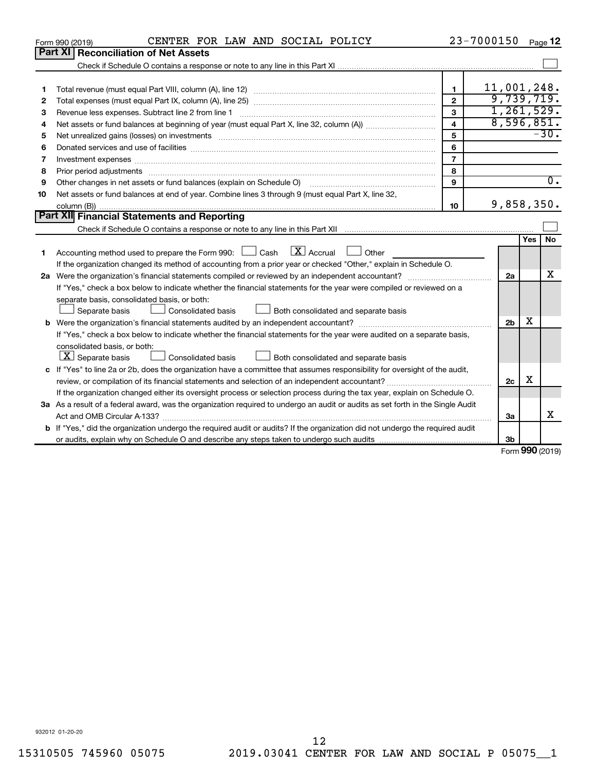Form 990 (2019) CENTER FOR LAW AND SOCIAL POLICY 23-7000150 Page 12

## Part XI Reconciliation of Net Assets

Check if Schedule O contains a response or note to any line in this Part XI ☐

| | | | |
|---|---|---|---|
| 1 | Total revenue (must equal Part VIII, column (A), line 12) | 1 | 11,001,248. |
| 2 | Total expenses (must equal Part IX, column (A), line 25) | 2 | 9,739,719. |
| 3 | Revenue less expenses. Subtract line 2 from line 1 | 3 | 1,261,529. |
| 4 | Net assets or fund balances at beginning of year (must equal Part X, line 32, column (A)) | 4 | 8,596,851. |
| 5 | Net unrealized gains (losses) on investments | 5 | -30. |
| 6 | Donated services and use of facilities | 6 | |
| 7 | Investment expenses | 7 | |
| 8 | Prior period adjustments | 8 | |
| 9 | Other changes in net assets or fund balances (explain on Schedule O) | 9 | 0. |
| 10 | Net assets or fund balances at end of year. Combine lines 3 through 9 (must equal Part X, line 32, column (B)) | 10 | 9,858,350. |

## Part XII Financial Statements and Reporting

Check if Schedule O contains a response or note to any line in this Part XII ☐

| | | | Yes | No |
|---|---|---|---|---|
| 1 | Accounting method used to prepare the Form 990: ☐ Cash ☒ Accrual ☐ Other<br>If the organization changed its method of accounting from a prior year or checked "Other," explain in Schedule O. | | | |
| 2a | Were the organization's financial statements compiled or reviewed by an independent accountant?<br>If "Yes," check a box below to indicate whether the financial statements for the year were compiled or reviewed on a separate basis, consolidated basis, or both:<br>☐ Separate basis ☐ Consolidated basis ☐ Both consolidated and separate basis | 2a | | X |
| b | Were the organization's financial statements audited by an independent accountant?<br>If "Yes," check a box below to indicate whether the financial statements for the year were audited on a separate basis, consolidated basis, or both:<br>☒ Separate basis ☐ Consolidated basis ☐ Both consolidated and separate basis | 2b | X | |
| c | If "Yes" to line 2a or 2b, does the organization have a committee that assumes responsibility for oversight of the audit, review, or compilation of its financial statements and selection of an independent accountant?<br>If the organization changed either its oversight process or selection process during the tax year, explain on Schedule O. | 2c | X | |
| 3a | As a result of a federal award, was the organization required to undergo an audit or audits as set forth in the Single Audit Act and OMB Circular A-133? | 3a | | X |
| b | If "Yes," did the organization undergo the required audit or audits? If the organization did not undergo the required audit or audits, explain why on Schedule O and describe any steps taken to undergo such audits | 3b | | |

Form **990** (2019)

932012 01-20-20

15310505 745960 05075 2019.03041 CENTER FOR LAW AND SOCIAL P 05075__1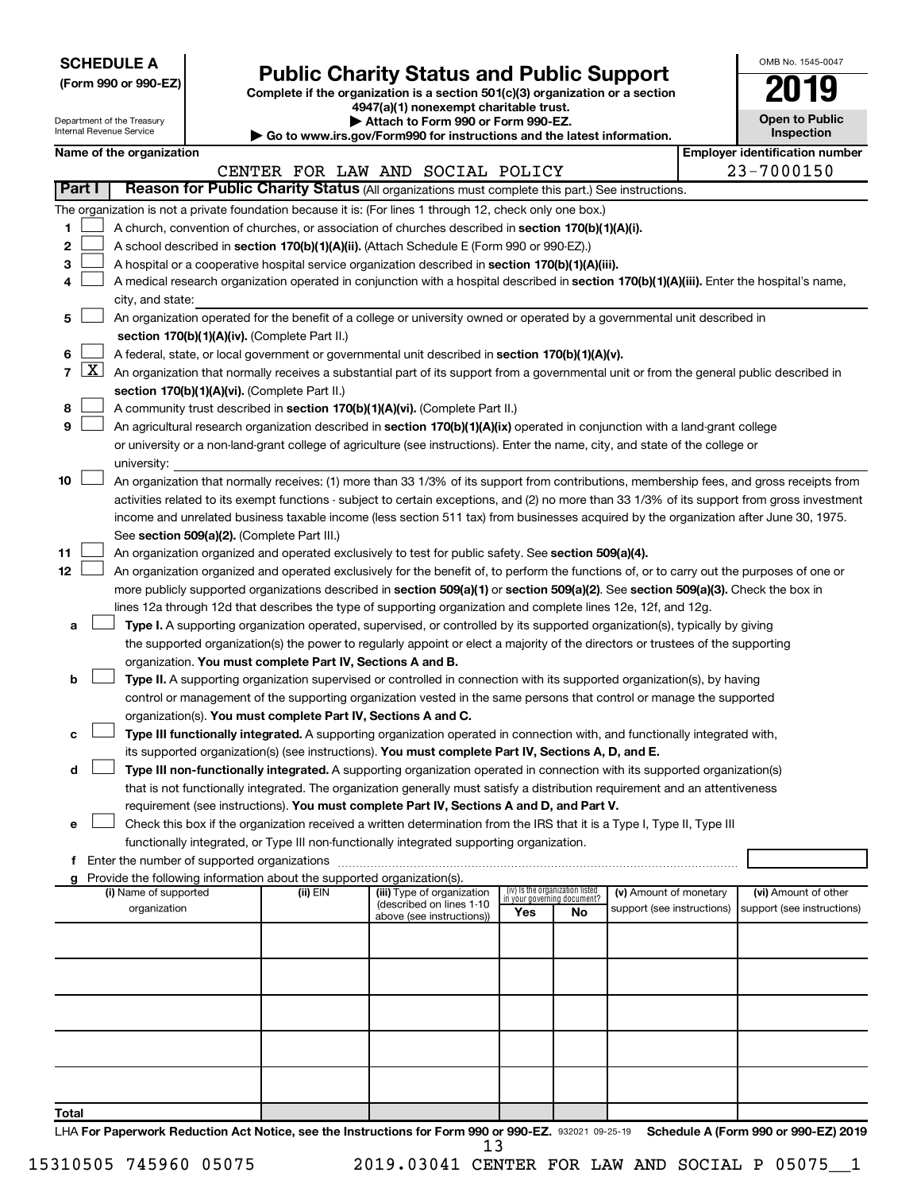**SCHEDULE A**
**(Form 990 or 990-EZ)**

Department of the Treasury
Internal Revenue Service

# Public Charity Status and Public Support

**Complete if the organization is a section 501(c)(3) organization or a section 4947(a)(1) nonexempt charitable trust.**
**▶ Attach to Form 990 or Form 990-EZ.**
**▶ Go to www.irs.gov/Form990 for instructions and the latest information.**

OMB No. 1545-0047

**2019**

**Open to Public Inspection**

**Name of the organization:** CENTER FOR LAW AND SOCIAL POLICY
**Employer identification number:** 23-7000150

## Part I — Reason for Public Charity Status (All organizations must complete this part.) See instructions.

The organization is not a private foundation because it is: (For lines 1 through 12, check only one box.)

1. ☐ A church, convention of churches, or association of churches described in **section 170(b)(1)(A)(i).**
2. ☐ A school described in **section 170(b)(1)(A)(ii).** (Attach Schedule E (Form 990 or 990-EZ).)
3. ☐ A hospital or a cooperative hospital service organization described in **section 170(b)(1)(A)(iii).**
4. ☐ A medical research organization operated in conjunction with a hospital described in **section 170(b)(1)(A)(iii).** Enter the hospital's name, city, and state:
5. ☐ An organization operated for the benefit of a college or university owned or operated by a governmental unit described in **section 170(b)(1)(A)(iv).** (Complete Part II.)
6. ☐ A federal, state, or local government or governmental unit described in **section 170(b)(1)(A)(v).**
7. ☒ An organization that normally receives a substantial part of its support from a governmental unit or from the general public described in **section 170(b)(1)(A)(vi).** (Complete Part II.)
8. ☐ A community trust described in **section 170(b)(1)(A)(vi).** (Complete Part II.)
9. ☐ An agricultural research organization described in **section 170(b)(1)(A)(ix)** operated in conjunction with a land-grant college or university or a non-land-grant college of agriculture (see instructions). Enter the name, city, and state of the college or university:
10. ☐ An organization that normally receives: (1) more than 33 1/3% of its support from contributions, membership fees, and gross receipts from activities related to its exempt functions - subject to certain exceptions, and (2) no more than 33 1/3% of its support from gross investment income and unrelated business taxable income (less section 511 tax) from businesses acquired by the organization after June 30, 1975. See **section 509(a)(2).** (Complete Part III.)
11. ☐ An organization organized and operated exclusively to test for public safety. See **section 509(a)(4).**
12. ☐ An organization organized and operated exclusively for the benefit of, to perform the functions of, or to carry out the purposes of one or more publicly supported organizations described in **section 509(a)(1)** or **section 509(a)(2)**. See **section 509(a)(3).** Check the box in lines 12a through 12d that describes the type of supporting organization and complete lines 12e, 12f, and 12g.
   - **a** ☐ **Type I.** A supporting organization operated, supervised, or controlled by its supported organization(s), typically by giving the supported organization(s) the power to regularly appoint or elect a majority of the directors or trustees of the supporting organization. **You must complete Part IV, Sections A and B.**
   - **b** ☐ **Type II.** A supporting organization supervised or controlled in connection with its supported organization(s), by having control or management of the supporting organization vested in the same persons that control or manage the supported organization(s). **You must complete Part IV, Sections A and C.**
   - **c** ☐ **Type III functionally integrated.** A supporting organization operated in connection with, and functionally integrated with, its supported organization(s) (see instructions). **You must complete Part IV, Sections A, D, and E.**
   - **d** ☐ **Type III non-functionally integrated.** A supporting organization operated in connection with its supported organization(s) that is not functionally integrated. The organization generally must satisfy a distribution requirement and an attentiveness requirement (see instructions). **You must complete Part IV, Sections A and D, and Part V.**
   - **e** ☐ Check this box if the organization received a written determination from the IRS that it is a Type I, Type II, Type III functionally integrated, or Type III non-functionally integrated supporting organization.
   - **f** Enter the number of supported organizations
   - **g** Provide the following information about the supported organization(s).

| (i) Name of supported organization | (ii) EIN | (iii) Type of organization (described on lines 1-10 above (see instructions)) | (iv) Is the organization listed in your governing document? Yes | No | (v) Amount of monetary support (see instructions) | (vi) Amount of other support (see instructions) |
|---|---|---|---|---|---|---|
| | | | | | | |
| | | | | | | |
| | | | | | | |
| | | | | | | |
| | | | | | | |
| **Total** | | | | | | |

LHA **For Paperwork Reduction Act Notice, see the Instructions for Form 990 or 990-EZ.** 932021 09-25-19 **Schedule A (Form 990 or 990-EZ) 2019**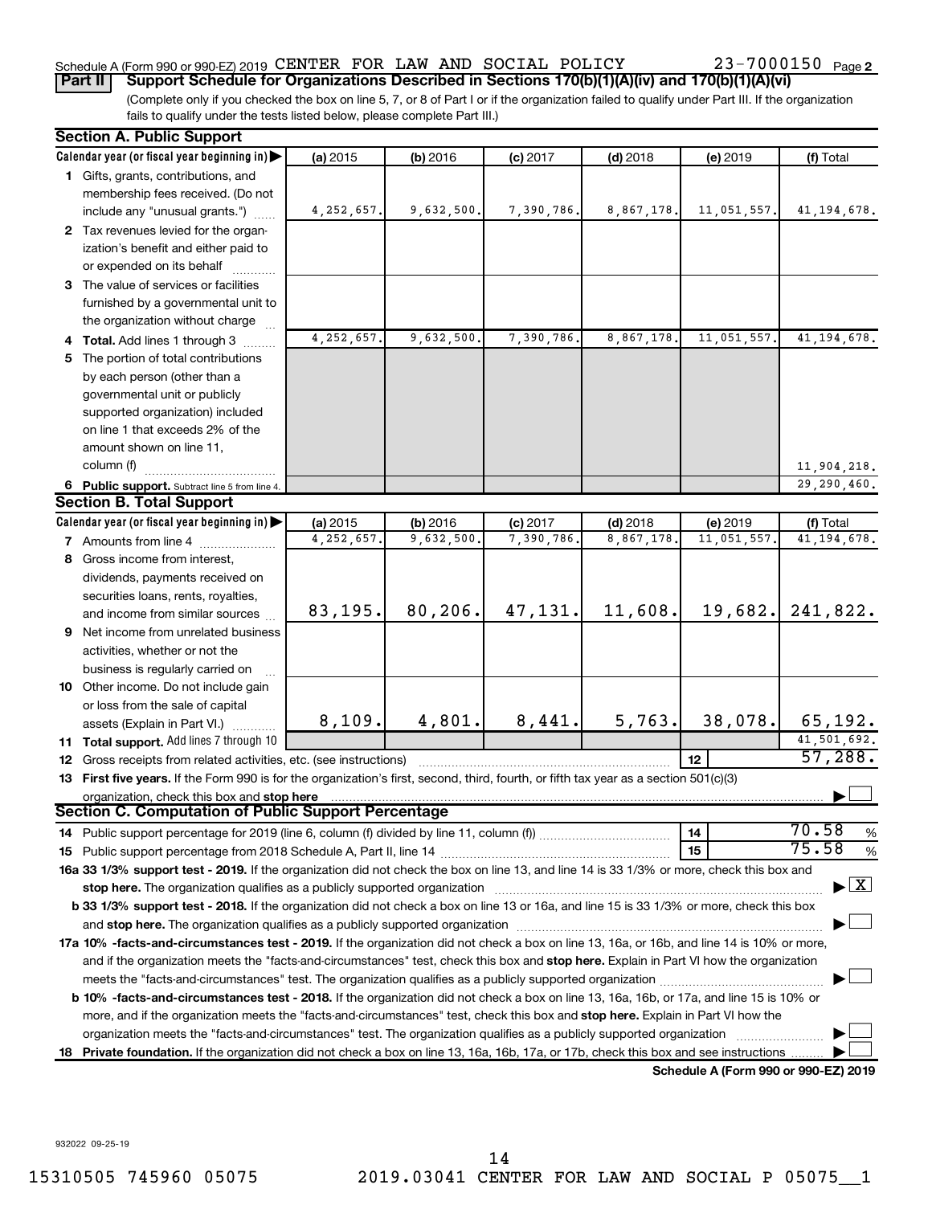Schedule A (Form 990 or 990-EZ) 2019 CENTER FOR LAW AND SOCIAL POLICY 23-7000150 Page 2

**Part II** **Support Schedule for Organizations Described in Sections 170(b)(1)(A)(iv) and 170(b)(1)(A)(vi)**

(Complete only if you checked the box on line 5, 7, or 8 of Part I or if the organization failed to qualify under Part III. If the organization fails to qualify under the tests listed below, please complete Part III.)

**Section A. Public Support**

| Calendar year (or fiscal year beginning in) | (a) 2015 | (b) 2016 | (c) 2017 | (d) 2018 | (e) 2019 | (f) Total |
|---|---|---|---|---|---|---|
| 1 Gifts, grants, contributions, and membership fees received. (Do not include any "unusual grants.") | 4,252,657. | 9,632,500. | 7,390,786. | 8,867,178. | 11,051,557. | 41,194,678. |
| 2 Tax revenues levied for the organization's benefit and either paid to or expended on its behalf | | | | | | |
| 3 The value of services or facilities furnished by a governmental unit to the organization without charge | | | | | | |
| 4 **Total.** Add lines 1 through 3 | 4,252,657. | 9,632,500. | 7,390,786. | 8,867,178. | 11,051,557. | 41,194,678. |
| 5 The portion of total contributions by each person (other than a governmental unit or publicly supported organization) included on line 1 that exceeds 2% of the amount shown on line 11, column (f) | | | | | | 11,904,218. |
| 6 **Public support.** Subtract line 5 from line 4. | | | | | | 29,290,460. |

**Section B. Total Support**

| Calendar year (or fiscal year beginning in) | (a) 2015 | (b) 2016 | (c) 2017 | (d) 2018 | (e) 2019 | (f) Total |
|---|---|---|---|---|---|---|
| 7 Amounts from line 4 | 4,252,657. | 9,632,500. | 7,390,786. | 8,867,178. | 11,051,557. | 41,194,678. |
| 8 Gross income from interest, dividends, payments received on securities loans, rents, royalties, and income from similar sources | 83,195. | 80,206. | 47,131. | 11,608. | 19,682. | 241,822. |
| 9 Net income from unrelated business activities, whether or not the business is regularly carried on | | | | | | |
| 10 Other income. Do not include gain or loss from the sale of capital assets (Explain in Part VI.) | 8,109. | 4,801. | 8,441. | 5,763. | 38,078. | 65,192. |
| 11 **Total support.** Add lines 7 through 10 | | | | | | 41,501,692. |
| 12 Gross receipts from related activities, etc. (see instructions) | | | | | 12 | 57,288. |

13 **First five years.** If the Form 990 is for the organization's first, second, third, fourth, or fifth tax year as a section 501(c)(3) organization, check this box and **stop here** ☐

**Section C. Computation of Public Support Percentage**

| | | |
|---|---|---|
| 14 Public support percentage for 2019 (line 6, column (f) divided by line 11, column (f)) | 14 | 70.58 % |
| 15 Public support percentage from 2018 Schedule A, Part II, line 14 | 15 | 75.58 % |

**16a 33 1/3% support test - 2019.** If the organization did not check the box on line 13, and line 14 is 33 1/3% or more, check this box and **stop here.** The organization qualifies as a publicly supported organization ☒

**b 33 1/3% support test - 2018.** If the organization did not check a box on line 13 or 16a, and line 15 is 33 1/3% or more, check this box and **stop here.** The organization qualifies as a publicly supported organization ☐

**17a 10% -facts-and-circumstances test - 2019.** If the organization did not check a box on line 13, 16a, or 16b, and line 14 is 10% or more, and if the organization meets the "facts-and-circumstances" test, check this box and **stop here.** Explain in Part VI how the organization meets the "facts-and-circumstances" test. The organization qualifies as a publicly supported organization ☐

**b 10% -facts-and-circumstances test - 2018.** If the organization did not check a box on line 13, 16a, 16b, or 17a, and line 15 is 10% or more, and if the organization meets the "facts-and-circumstances" test, check this box and **stop here.** Explain in Part VI how the organization meets the "facts-and-circumstances" test. The organization qualifies as a publicly supported organization ☐

**18 Private foundation.** If the organization did not check a box on line 13, 16a, 16b, 17a, or 17b, check this box and see instructions ☐

**Schedule A (Form 990 or 990-EZ) 2019**

932022 09-25-19

15310505 745960 05075 2019.03041 CENTER FOR LAW AND SOCIAL P 05075__1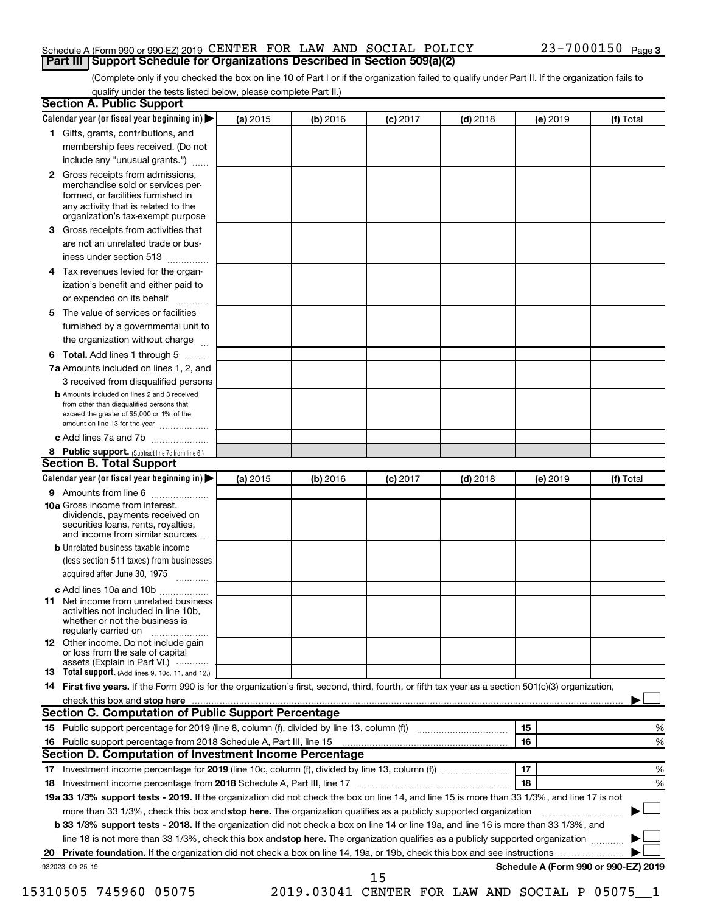Schedule A (Form 990 or 990-EZ) 2019 CENTER FOR LAW AND SOCIAL POLICY 23-7000150 Page 3

## Part III Support Schedule for Organizations Described in Section 509(a)(2)

(Complete only if you checked the box on line 10 of Part I or if the organization failed to qualify under Part II. If the organization fails to qualify under the tests listed below, please complete Part II.)

### Section A. Public Support

| Calendar year (or fiscal year beginning in) ▶ | (a) 2015 | (b) 2016 | (c) 2017 | (d) 2018 | (e) 2019 | (f) Total |
|---|---|---|---|---|---|---|
| **1** Gifts, grants, contributions, and membership fees received. (Do not include any "unusual grants.") | | | | | | |
| **2** Gross receipts from admissions, merchandise sold or services performed, or facilities furnished in any activity that is related to the organization's tax-exempt purpose | | | | | | |
| **3** Gross receipts from activities that are not an unrelated trade or business under section 513 | | | | | | |
| **4** Tax revenues levied for the organization's benefit and either paid to or expended on its behalf | | | | | | |
| **5** The value of services or facilities furnished by a governmental unit to the organization without charge | | | | | | |
| **6 Total.** Add lines 1 through 5 | | | | | | |
| **7a** Amounts included on lines 1, 2, and 3 received from disqualified persons | | | | | | |
| **b** Amounts included on lines 2 and 3 received from other than disqualified persons that exceed the greater of $5,000 or 1% of the amount on line 13 for the year | | | | | | |
| **c** Add lines 7a and 7b | | | | | | |
| **8 Public support.** (Subtract line 7c from line 6.) | | | | | | |

### Section B. Total Support

| Calendar year (or fiscal year beginning in) ▶ | (a) 2015 | (b) 2016 | (c) 2017 | (d) 2018 | (e) 2019 | (f) Total |
|---|---|---|---|---|---|---|
| **9** Amounts from line 6 | | | | | | |
| **10a** Gross income from interest, dividends, payments received on securities loans, rents, royalties, and income from similar sources | | | | | | |
| **b** Unrelated business taxable income (less section 511 taxes) from businesses acquired after June 30, 1975 | | | | | | |
| **c** Add lines 10a and 10b | | | | | | |
| **11** Net income from unrelated business activities not included in line 10b, whether or not the business is regularly carried on | | | | | | |
| **12** Other income. Do not include gain or loss from the sale of capital assets (Explain in Part VI.) | | | | | | |
| **13 Total support.** (Add lines 9, 10c, 11, and 12.) | | | | | | |

**14 First five years.** If the Form 990 is for the organization's first, second, third, fourth, or fifth tax year as a section 501(c)(3) organization, check this box and **stop here** ▶ ☐

### Section C. Computation of Public Support Percentage

| | | | |
|---|---|---|---|
| **15** Public support percentage for 2019 (line 8, column (f), divided by line 13, column (f)) | **15** | | % |
| **16** Public support percentage from 2018 Schedule A, Part III, line 15 | **16** | | % |

### Section D. Computation of Investment Income Percentage

| | | | |
|---|---|---|---|
| **17** Investment income percentage for **2019** (line 10c, column (f), divided by line 13, column (f)) | **17** | | % |
| **18** Investment income percentage from **2018** Schedule A, Part III, line 17 | **18** | | % |

**19a 33 1/3% support tests - 2019.** If the organization did not check the box on line 14, and line 15 is more than 33 1/3%, and line 17 is not more than 33 1/3%, check this box and **stop here.** The organization qualifies as a publicly supported organization ▶ ☐

**b 33 1/3% support tests - 2018.** If the organization did not check a box on line 14 or line 19a, and line 16 is more than 33 1/3%, and line 18 is not more than 33 1/3%, check this box and **stop here.** The organization qualifies as a publicly supported organization ▶ ☐

**20 Private foundation.** If the organization did not check a box on line 14, 19a, or 19b, check this box and see instructions ▶ ☐

932023 09-25-19 **Schedule A (Form 990 or 990-EZ) 2019**

15310505 745960 05075 2019.03041 CENTER FOR LAW AND SOCIAL P 05075__1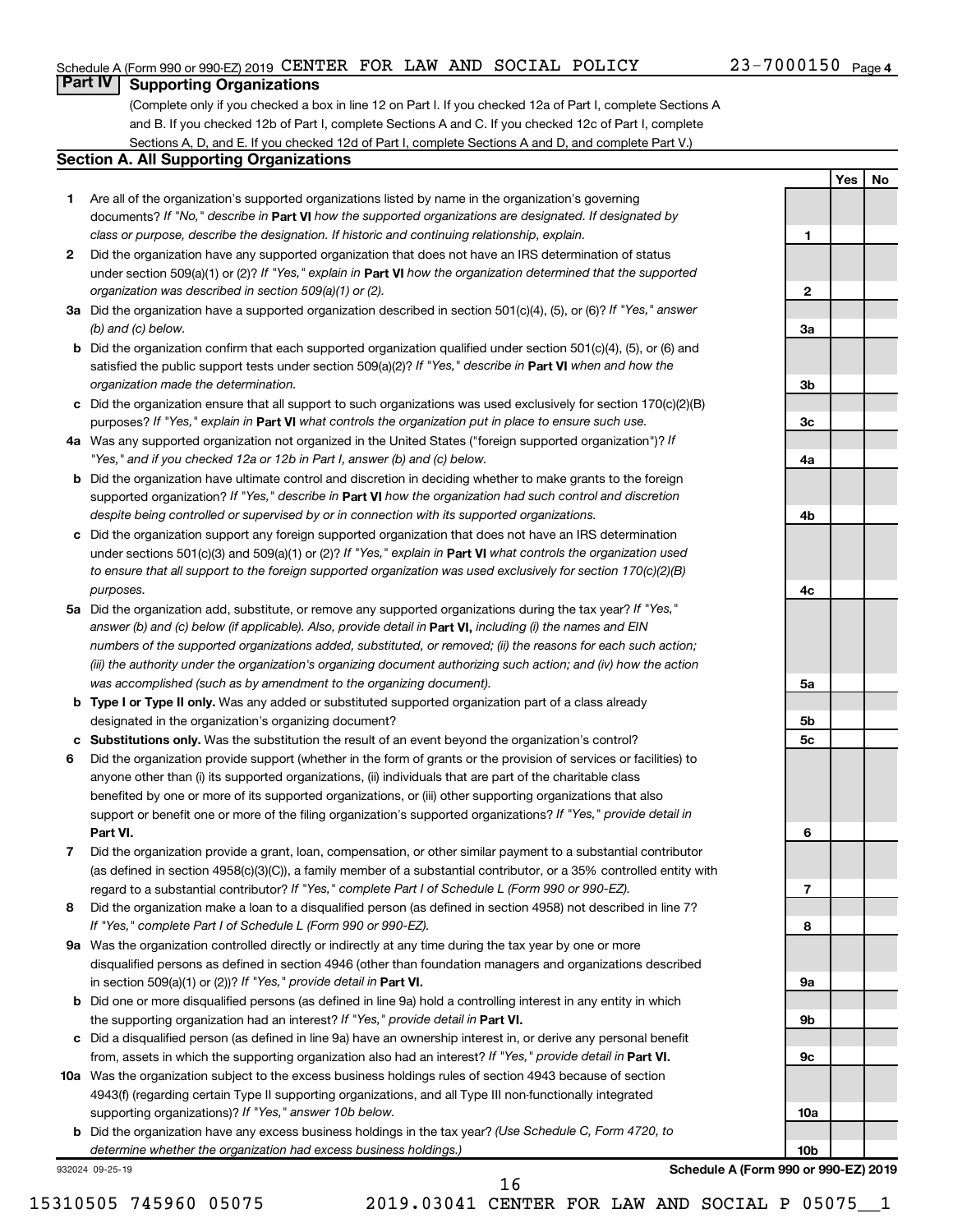Schedule A (Form 990 or 990-EZ) 2019 CENTER FOR LAW AND SOCIAL POLICY 23-7000150 Page 4

## Part IV Supporting Organizations

(Complete only if you checked a box in line 12 on Part I. If you checked 12a of Part I, complete Sections A and B. If you checked 12b of Part I, complete Sections A and C. If you checked 12c of Part I, complete Sections A, D, and E. If you checked 12d of Part I, complete Sections A and D, and complete Part V.)

### Section A. All Supporting Organizations

| | | | Yes | No |
|---|---|---|---|---|
| 1 | Are all of the organization's supported organizations listed by name in the organization's governing documents? *If "No," describe in* **Part VI** *how the supported organizations are designated. If designated by class or purpose, describe the designation. If historic and continuing relationship, explain.* | 1 | | |
| 2 | Did the organization have any supported organization that does not have an IRS determination of status under section 509(a)(1) or (2)? *If "Yes," explain in* **Part VI** *how the organization determined that the supported organization was described in section 509(a)(1) or (2).* | 2 | | |
| 3a | Did the organization have a supported organization described in section 501(c)(4), (5), or (6)? *If "Yes," answer (b) and (c) below.* | 3a | | |
| b | Did the organization confirm that each supported organization qualified under section 501(c)(4), (5), or (6) and satisfied the public support tests under section 509(a)(2)? *If "Yes," describe in* **Part VI** *when and how the organization made the determination.* | 3b | | |
| c | Did the organization ensure that all support to such organizations was used exclusively for section 170(c)(2)(B) purposes? *If "Yes," explain in* **Part VI** *what controls the organization put in place to ensure such use.* | 3c | | |
| 4a | Was any supported organization not organized in the United States ("foreign supported organization")? *If "Yes," and if you checked 12a or 12b in Part I, answer (b) and (c) below.* | 4a | | |
| b | Did the organization have ultimate control and discretion in deciding whether to make grants to the foreign supported organization? *If "Yes," describe in* **Part VI** *how the organization had such control and discretion despite being controlled or supervised by or in connection with its supported organizations.* | 4b | | |
| c | Did the organization support any foreign supported organization that does not have an IRS determination under sections 501(c)(3) and 509(a)(1) or (2)? *If "Yes," explain in* **Part VI** *what controls the organization used to ensure that all support to the foreign supported organization was used exclusively for section 170(c)(2)(B) purposes.* | 4c | | |
| 5a | Did the organization add, substitute, or remove any supported organizations during the tax year? *If "Yes," answer (b) and (c) below (if applicable). Also, provide detail in* **Part VI,** *including (i) the names and EIN numbers of the supported organizations added, substituted, or removed; (ii) the reasons for each such action; (iii) the authority under the organization's organizing document authorizing such action; and (iv) how the action was accomplished (such as by amendment to the organizing document).* | 5a | | |
| b | **Type I or Type II only.** Was any added or substituted supported organization part of a class already designated in the organization's organizing document? | 5b | | |
| c | **Substitutions only.** Was the substitution the result of an event beyond the organization's control? | 5c | | |
| 6 | Did the organization provide support (whether in the form of grants or the provision of services or facilities) to anyone other than (i) its supported organizations, (ii) individuals that are part of the charitable class benefited by one or more of its supported organizations, or (iii) other supporting organizations that also support or benefit one or more of the filing organization's supported organizations? *If "Yes," provide detail in* **Part VI.** | 6 | | |
| 7 | Did the organization provide a grant, loan, compensation, or other similar payment to a substantial contributor (as defined in section 4958(c)(3)(C)), a family member of a substantial contributor, or a 35% controlled entity with regard to a substantial contributor? *If "Yes," complete Part I of Schedule L (Form 990 or 990-EZ).* | 7 | | |
| 8 | Did the organization make a loan to a disqualified person (as defined in section 4958) not described in line 7? *If "Yes," complete Part I of Schedule L (Form 990 or 990-EZ).* | 8 | | |
| 9a | Was the organization controlled directly or indirectly at any time during the tax year by one or more disqualified persons as defined in section 4946 (other than foundation managers and organizations described in section 509(a)(1) or (2))? *If "Yes," provide detail in* **Part VI.** | 9a | | |
| b | Did one or more disqualified persons (as defined in line 9a) hold a controlling interest in any entity in which the supporting organization had an interest? *If "Yes," provide detail in* **Part VI.** | 9b | | |
| c | Did a disqualified person (as defined in line 9a) have an ownership interest in, or derive any personal benefit from, assets in which the supporting organization also had an interest? *If "Yes," provide detail in* **Part VI.** | 9c | | |
| 10a | Was the organization subject to the excess business holdings rules of section 4943 because of section 4943(f) (regarding certain Type II supporting organizations, and all Type III non-functionally integrated supporting organizations)? *If "Yes," answer 10b below.* | 10a | | |
| b | Did the organization have any excess business holdings in the tax year? *(Use Schedule C, Form 4720, to determine whether the organization had excess business holdings.)* | 10b | | |

932024 09-25-19 **Schedule A (Form 990 or 990-EZ) 2019**

15310505 745960 05075 2019.03041 CENTER FOR LAW AND SOCIAL P 05075__1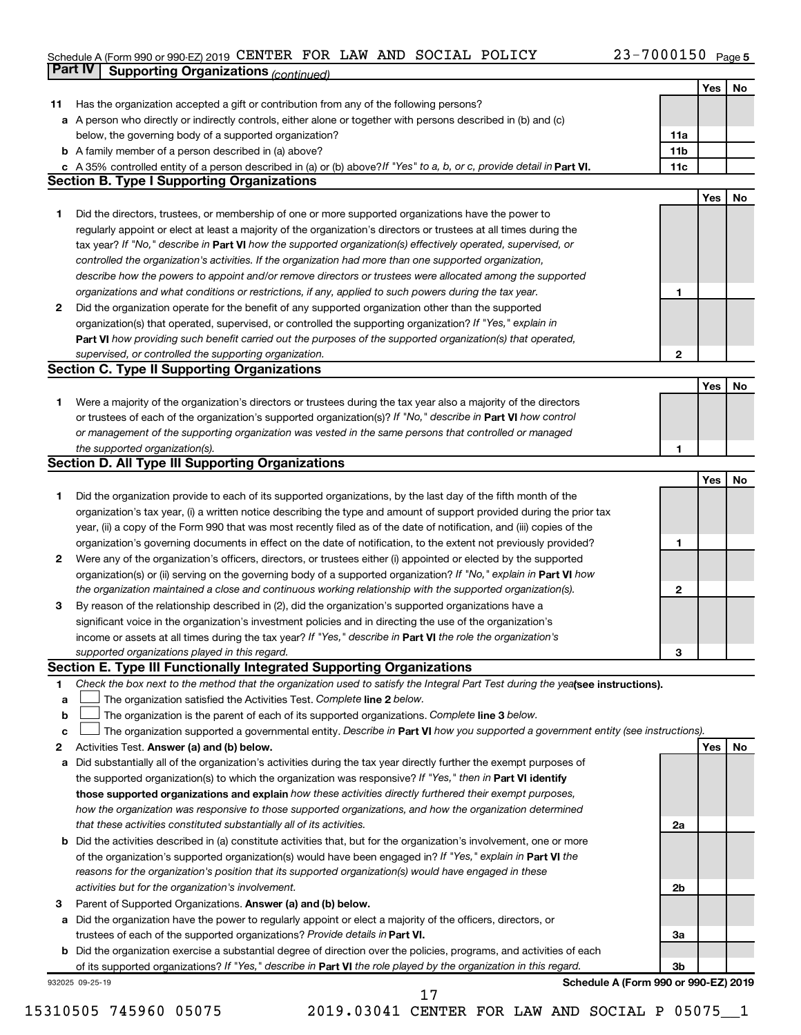Schedule A (Form 990 or 990-EZ) 2019 CENTER FOR LAW AND SOCIAL POLICY 23-7000150 Page 5

## Part IV Supporting Organizations *(continued)*

| | | | Yes | No |
|---|---|---|---|---|
| **11** | Has the organization accepted a gift or contribution from any of the following persons? | | | |
| **a** | A person who directly or indirectly controls, either alone or together with persons described in (b) and (c) below, the governing body of a supported organization? | **11a** | | |
| **b** | A family member of a person described in (a) above? | **11b** | | |
| **c** | A 35% controlled entity of a person described in (a) or (b) above? *If "Yes" to a, b, or c, provide detail in* **Part VI.** | **11c** | | |

### Section B. Type I Supporting Organizations

| | | | Yes | No |
|---|---|---|---|---|
| **1** | Did the directors, trustees, or membership of one or more supported organizations have the power to regularly appoint or elect at least a majority of the organization's directors or trustees at all times during the tax year? *If "No," describe in* **Part VI** *how the supported organization(s) effectively operated, supervised, or controlled the organization's activities. If the organization had more than one supported organization, describe how the powers to appoint and/or remove directors or trustees were allocated among the supported organizations and what conditions or restrictions, if any, applied to such powers during the tax year.* | **1** | | |
| **2** | Did the organization operate for the benefit of any supported organization other than the supported organization(s) that operated, supervised, or controlled the supporting organization? *If "Yes," explain in* **Part VI** *how providing such benefit carried out the purposes of the supported organization(s) that operated, supervised, or controlled the supporting organization.* | **2** | | |

### Section C. Type II Supporting Organizations

| | | | Yes | No |
|---|---|---|---|---|
| **1** | Were a majority of the organization's directors or trustees during the tax year also a majority of the directors or trustees of each of the organization's supported organization(s)? *If "No," describe in* **Part VI** *how control or management of the supporting organization was vested in the same persons that controlled or managed the supported organization(s).* | **1** | | |

### Section D. All Type III Supporting Organizations

| | | | Yes | No |
|---|---|---|---|---|
| **1** | Did the organization provide to each of its supported organizations, by the last day of the fifth month of the organization's tax year, (i) a written notice describing the type and amount of support provided during the prior tax year, (ii) a copy of the Form 990 that was most recently filed as of the date of notification, and (iii) copies of the organization's governing documents in effect on the date of notification, to the extent not previously provided? | **1** | | |
| **2** | Were any of the organization's officers, directors, or trustees either (i) appointed or elected by the supported organization(s) or (ii) serving on the governing body of a supported organization? *If "No," explain in* **Part VI** *how the organization maintained a close and continuous working relationship with the supported organization(s).* | **2** | | |
| **3** | By reason of the relationship described in (2), did the organization's supported organizations have a significant voice in the organization's investment policies and in directing the use of the organization's income or assets at all times during the tax year? *If "Yes," describe in* **Part VI** *the role the organization's supported organizations played in this regard.* | **3** | | |

### Section E. Type III Functionally Integrated Supporting Organizations

**1** *Check the box next to the method that the organization used to satisfy the Integral Part Test during the year* **(see instructions).**

- **a** ☐ The organization satisfied the Activities Test. *Complete* **line 2** *below.*
- **b** ☐ The organization is the parent of each of its supported organizations. *Complete* **line 3** *below.*
- **c** ☐ The organization supported a governmental entity. *Describe in* **Part VI** *how you supported a government entity (see instructions).*

| | | | Yes | No |
|---|---|---|---|---|
| **2** | Activities Test. **Answer (a) and (b) below.** | | | |
| **a** | Did substantially all of the organization's activities during the tax year directly further the exempt purposes of the supported organization(s) to which the organization was responsive? *If "Yes," then in* **Part VI identify those supported organizations and explain** *how these activities directly furthered their exempt purposes, how the organization was responsive to those supported organizations, and how the organization determined that these activities constituted substantially all of its activities.* | **2a** | | |
| **b** | Did the activities described in (a) constitute activities that, but for the organization's involvement, one or more of the organization's supported organization(s) would have been engaged in? *If "Yes," explain in* **Part VI** *the reasons for the organization's position that its supported organization(s) would have engaged in these activities but for the organization's involvement.* | **2b** | | |
| **3** | Parent of Supported Organizations. **Answer (a) and (b) below.** | | | |
| **a** | Did the organization have the power to regularly appoint or elect a majority of the officers, directors, or trustees of each of the supported organizations? *Provide details in* **Part VI.** | **3a** | | |
| **b** | Did the organization exercise a substantial degree of direction over the policies, programs, and activities of each of its supported organizations? *If "Yes," describe in* **Part VI** *the role played by the organization in this regard.* | **3b** | | |

932025 09-25-19 **Schedule A (Form 990 or 990-EZ) 2019**

15310505 745960 05075 2019.03041 CENTER FOR LAW AND SOCIAL P 05075__1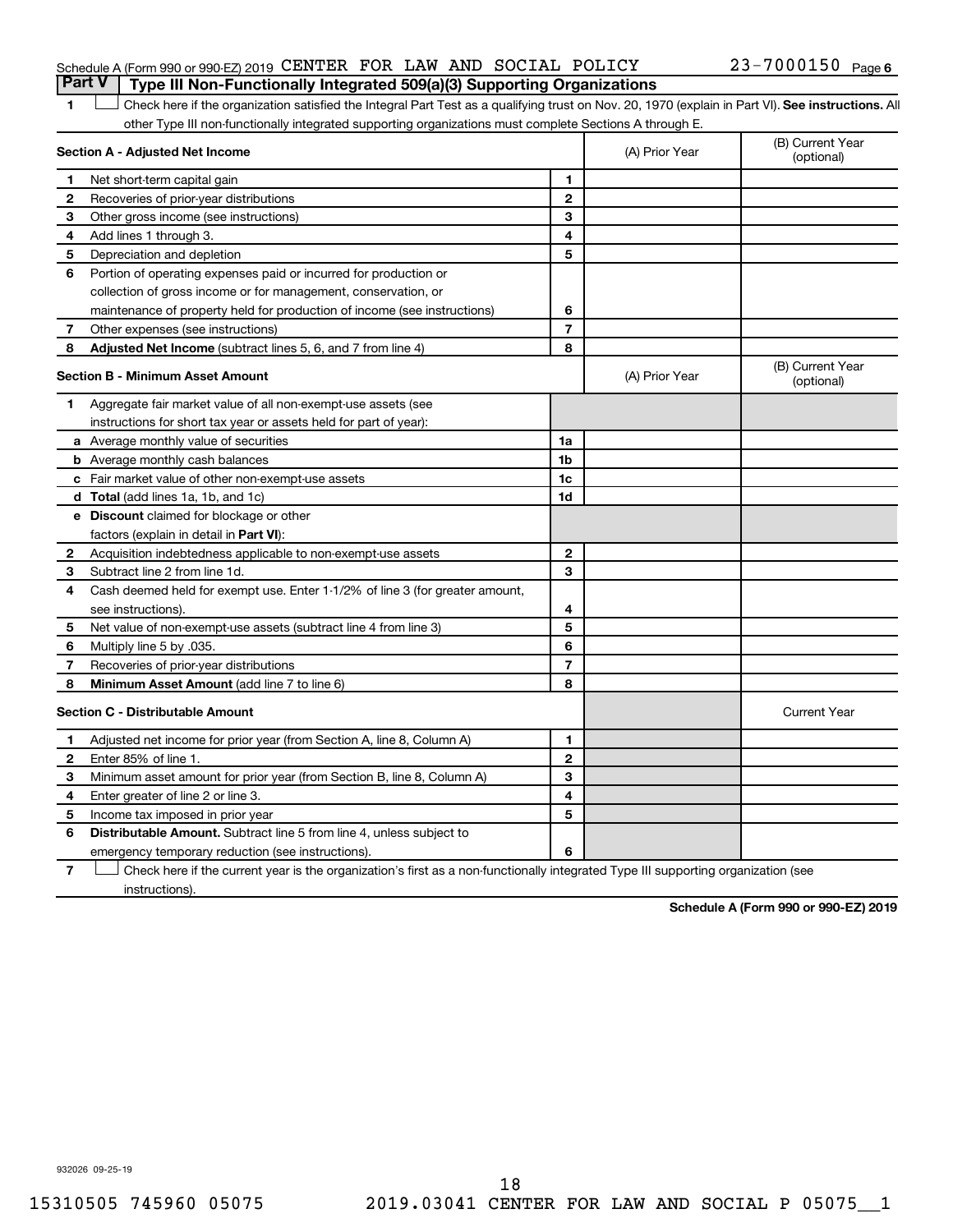Schedule A (Form 990 or 990-EZ) 2019 CENTER FOR LAW AND SOCIAL POLICY 23-7000150 Page 6

## Part V | Type III Non-Functionally Integrated 509(a)(3) Supporting Organizations

1 ☐ Check here if the organization satisfied the Integral Part Test as a qualifying trust on Nov. 20, 1970 (explain in Part VI). **See instructions.** All other Type III non-functionally integrated supporting organizations must complete Sections A through E.

| | **Section A - Adjusted Net Income** | | (A) Prior Year | (B) Current Year (optional) |
|---|---|---|---|---|
| 1 | Net short-term capital gain | 1 | | |
| 2 | Recoveries of prior-year distributions | 2 | | |
| 3 | Other gross income (see instructions) | 3 | | |
| 4 | Add lines 1 through 3. | 4 | | |
| 5 | Depreciation and depletion | 5 | | |
| 6 | Portion of operating expenses paid or incurred for production or collection of gross income or for management, conservation, or maintenance of property held for production of income (see instructions) | 6 | | |
| 7 | Other expenses (see instructions) | 7 | | |
| 8 | **Adjusted Net Income** (subtract lines 5, 6, and 7 from line 4) | 8 | | |

| | **Section B - Minimum Asset Amount** | | (A) Prior Year | (B) Current Year (optional) |
|---|---|---|---|---|
| 1 | Aggregate fair market value of all non-exempt-use assets (see instructions for short tax year or assets held for part of year): | | | |
| a | Average monthly value of securities | 1a | | |
| b | Average monthly cash balances | 1b | | |
| c | Fair market value of other non-exempt-use assets | 1c | | |
| d | **Total** (add lines 1a, 1b, and 1c) | 1d | | |
| e | **Discount** claimed for blockage or other factors (explain in detail in **Part VI**): | | | |
| 2 | Acquisition indebtedness applicable to non-exempt-use assets | 2 | | |
| 3 | Subtract line 2 from line 1d. | 3 | | |
| 4 | Cash deemed held for exempt use. Enter 1-1/2% of line 3 (for greater amount, see instructions). | 4 | | |
| 5 | Net value of non-exempt-use assets (subtract line 4 from line 3) | 5 | | |
| 6 | Multiply line 5 by .035. | 6 | | |
| 7 | Recoveries of prior-year distributions | 7 | | |
| 8 | **Minimum Asset Amount** (add line 7 to line 6) | 8 | | |

| | **Section C - Distributable Amount** | | | Current Year |
|---|---|---|---|---|
| 1 | Adjusted net income for prior year (from Section A, line 8, Column A) | 1 | | |
| 2 | Enter 85% of line 1. | 2 | | |
| 3 | Minimum asset amount for prior year (from Section B, line 8, Column A) | 3 | | |
| 4 | Enter greater of line 2 or line 3. | 4 | | |
| 5 | Income tax imposed in prior year | 5 | | |
| 6 | **Distributable Amount.** Subtract line 5 from line 4, unless subject to emergency temporary reduction (see instructions). | 6 | | |

7 ☐ Check here if the current year is the organization's first as a non-functionally integrated Type III supporting organization (see instructions).

**Schedule A (Form 990 or 990-EZ) 2019**

932026 09-25-19

15310505 745960 05075 2019.03041 CENTER FOR LAW AND SOCIAL P 05075__1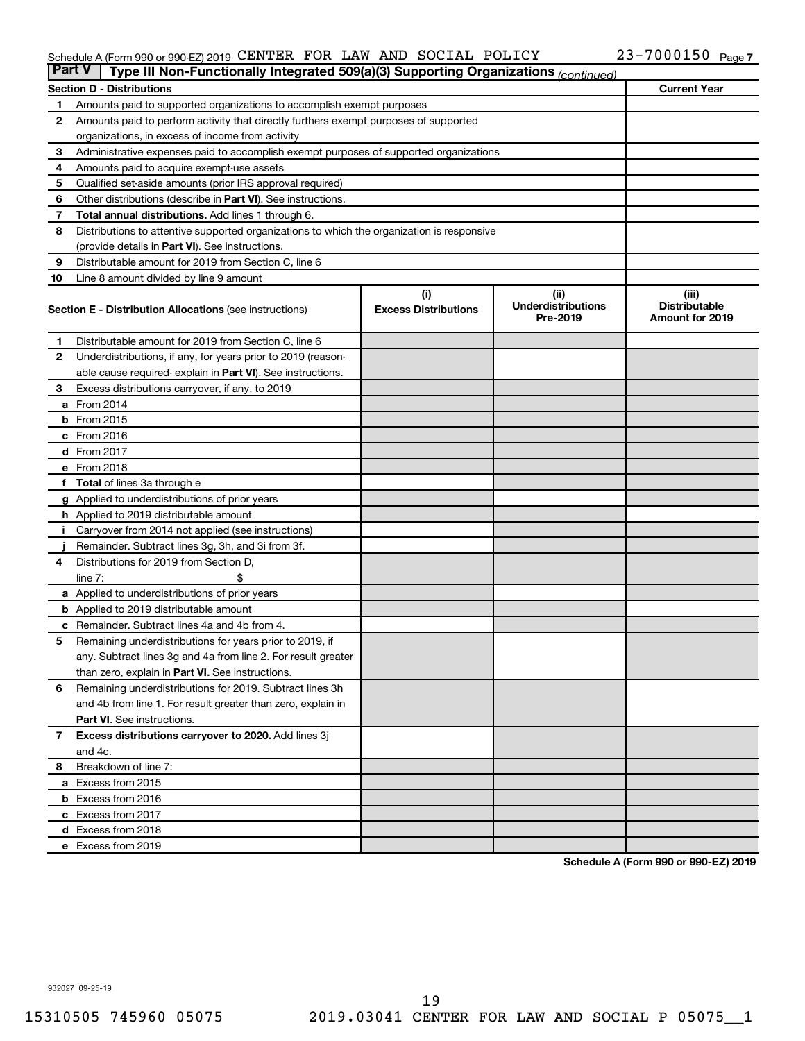Schedule A (Form 990 or 990-EZ) 2019 CENTER FOR LAW AND SOCIAL POLICY 23-7000150 Page 7

## Part V Type III Non-Functionally Integrated 509(a)(3) Supporting Organizations *(continued)*

| Section D - Distributions | | Current Year |
|---|---|---|
| 1 | Amounts paid to supported organizations to accomplish exempt purposes | |
| 2 | Amounts paid to perform activity that directly furthers exempt purposes of supported organizations, in excess of income from activity | |
| 3 | Administrative expenses paid to accomplish exempt purposes of supported organizations | |
| 4 | Amounts paid to acquire exempt-use assets | |
| 5 | Qualified set-aside amounts (prior IRS approval required) | |
| 6 | Other distributions (describe in **Part VI**). See instructions. | |
| 7 | **Total annual distributions.** Add lines 1 through 6. | |
| 8 | Distributions to attentive supported organizations to which the organization is responsive (provide details in **Part VI**). See instructions. | |
| 9 | Distributable amount for 2019 from Section C, line 6 | |
| 10 | Line 8 amount divided by line 9 amount | |

| | Section E - Distribution Allocations (see instructions) | (i) Excess Distributions | (ii) Underdistributions Pre-2019 | (iii) Distributable Amount for 2019 |
|---|---|---|---|---|
| 1 | Distributable amount for 2019 from Section C, line 6 | | | |
| 2 | Underdistributions, if any, for years prior to 2019 (reasonable cause required- explain in **Part VI**). See instructions. | | | |
| 3 | Excess distributions carryover, if any, to 2019 | | | |
| a | From 2014 | | | |
| b | From 2015 | | | |
| c | From 2016 | | | |
| d | From 2017 | | | |
| e | From 2018 | | | |
| f | **Total** of lines 3a through e | | | |
| g | Applied to underdistributions of prior years | | | |
| h | Applied to 2019 distributable amount | | | |
| i | Carryover from 2014 not applied (see instructions) | | | |
| j | Remainder. Subtract lines 3g, 3h, and 3i from 3f. | | | |
| 4 | Distributions for 2019 from Section D, line 7: $ | | | |
| a | Applied to underdistributions of prior years | | | |
| b | Applied to 2019 distributable amount | | | |
| c | Remainder. Subtract lines 4a and 4b from 4. | | | |
| 5 | Remaining underdistributions for years prior to 2019, if any. Subtract lines 3g and 4a from line 2. For result greater than zero, explain in **Part VI.** See instructions. | | | |
| 6 | Remaining underdistributions for 2019. Subtract lines 3h and 4b from line 1. For result greater than zero, explain in **Part VI**. See instructions. | | | |
| 7 | **Excess distributions carryover to 2020.** Add lines 3j and 4c. | | | |
| 8 | Breakdown of line 7: | | | |
| a | Excess from 2015 | | | |
| b | Excess from 2016 | | | |
| c | Excess from 2017 | | | |
| d | Excess from 2018 | | | |
| e | Excess from 2019 | | | |

**Schedule A (Form 990 or 990-EZ) 2019**

932027 09-25-19

15310505 745960 05075 2019.03041 CENTER FOR LAW AND SOCIAL P 05075__1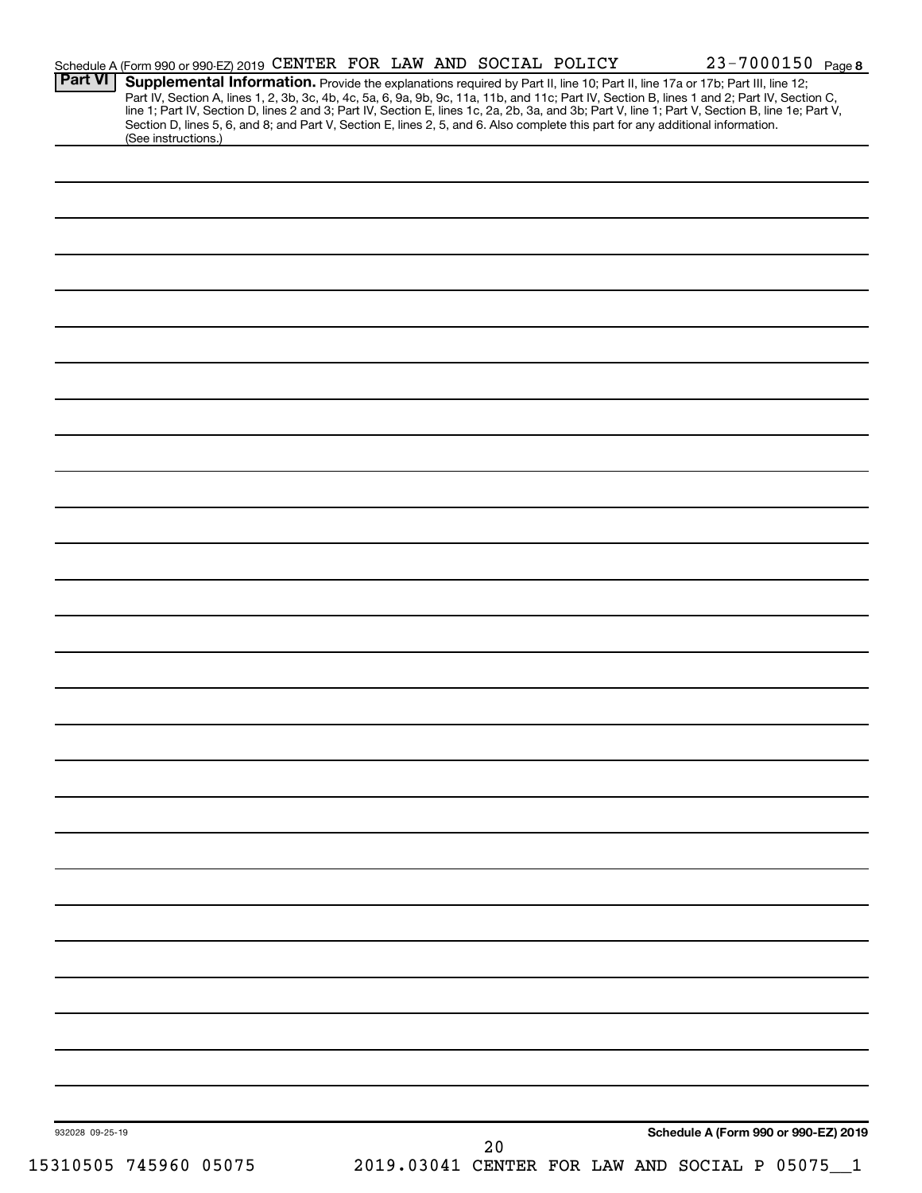Schedule A (Form 990 or 990-EZ) 2019 CENTER FOR LAW AND SOCIAL POLICY 23-7000150 Page 8

**Part VI** **Supplemental Information.** Provide the explanations required by Part II, line 10; Part II, line 17a or 17b; Part III, line 12; Part IV, Section A, lines 1, 2, 3b, 3c, 4b, 4c, 5a, 6, 9a, 9b, 9c, 11a, 11b, and 11c; Part IV, Section B, lines 1 and 2; Part IV, Section C, line 1; Part IV, Section D, lines 2 and 3; Part IV, Section E, lines 1c, 2a, 2b, 3a, and 3b; Part V, line 1; Part V, Section B, line 1e; Part V, Section D, lines 5, 6, and 8; and Part V, Section E, lines 2, 5, and 6. Also complete this part for any additional information. (See instructions.)

932028 09-25-19

**Schedule A (Form 990 or 990-EZ) 2019**

15310505 745960 05075 2019.03041 CENTER FOR LAW AND SOCIAL P 05075__1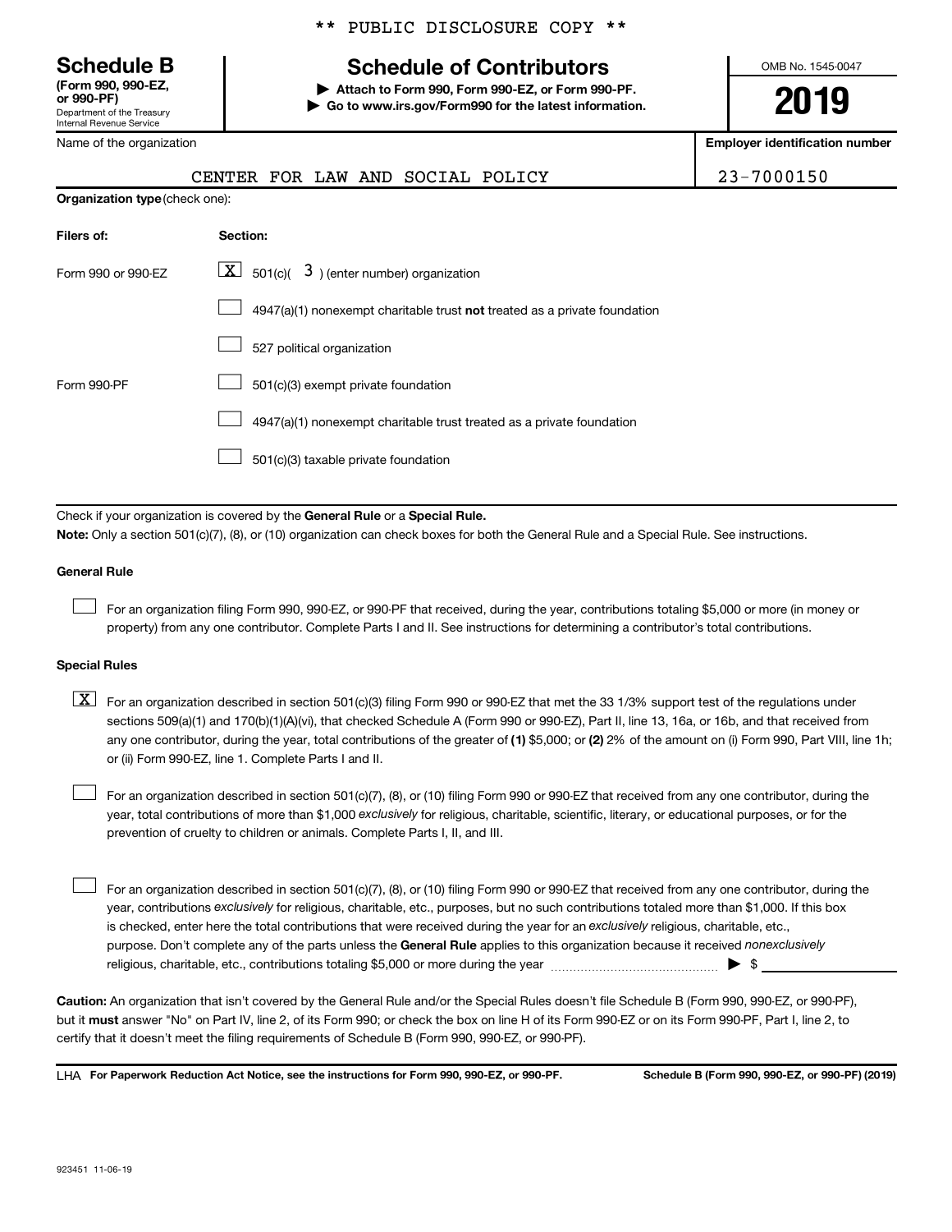** PUBLIC DISCLOSURE COPY **

**Schedule B**
**(Form 990, 990-EZ, or 990-PF)**
Department of the Treasury
Internal Revenue Service

# Schedule of Contributors

▶ **Attach to Form 990, Form 990-EZ, or Form 990-PF.**
▶ **Go to www.irs.gov/Form990 for the latest information.**

OMB No. 1545-0047

**2019**

| Name of the organization | Employer identification number |
|---|---|
| CENTER FOR LAW AND SOCIAL POLICY | 23-7000150 |

**Organization type** (check one):

| Filers of: | Section: |
|---|---|
| Form 990 or 990-EZ | [X] 501(c)( 3 ) (enter number) organization |
| | [ ] 4947(a)(1) nonexempt charitable trust **not** treated as a private foundation |
| | [ ] 527 political organization |
| Form 990-PF | [ ] 501(c)(3) exempt private foundation |
| | [ ] 4947(a)(1) nonexempt charitable trust treated as a private foundation |
| | [ ] 501(c)(3) taxable private foundation |

Check if your organization is covered by the **General Rule** or a **Special Rule.**

**Note:** Only a section 501(c)(7), (8), or (10) organization can check boxes for both the General Rule and a Special Rule. See instructions.

**General Rule**

[ ] For an organization filing Form 990, 990-EZ, or 990-PF that received, during the year, contributions totaling $5,000 or more (in money or property) from any one contributor. Complete Parts I and II. See instructions for determining a contributor's total contributions.

**Special Rules**

[X] For an organization described in section 501(c)(3) filing Form 990 or 990-EZ that met the 33 1/3% support test of the regulations under sections 509(a)(1) and 170(b)(1)(A)(vi), that checked Schedule A (Form 990 or 990-EZ), Part II, line 13, 16a, or 16b, and that received from any one contributor, during the year, total contributions of the greater of **(1)** $5,000; or **(2)** 2% of the amount on (i) Form 990, Part VIII, line 1h; or (ii) Form 990-EZ, line 1. Complete Parts I and II.

[ ] For an organization described in section 501(c)(7), (8), or (10) filing Form 990 or 990-EZ that received from any one contributor, during the year, total contributions of more than $1,000 *exclusively* for religious, charitable, scientific, literary, or educational purposes, or for the prevention of cruelty to children or animals. Complete Parts I, II, and III.

[ ] For an organization described in section 501(c)(7), (8), or (10) filing Form 990 or 990-EZ that received from any one contributor, during the year, contributions *exclusively* for religious, charitable, etc., purposes, but no such contributions totaled more than $1,000. If this box is checked, enter here the total contributions that were received during the year for an *exclusively* religious, charitable, etc., purpose. Don't complete any of the parts unless the **General Rule** applies to this organization because it received *nonexclusively* religious, charitable, etc., contributions totaling $5,000 or more during the year ▶ $ ____________

**Caution:** An organization that isn't covered by the General Rule and/or the Special Rules doesn't file Schedule B (Form 990, 990-EZ, or 990-PF), but it **must** answer "No" on Part IV, line 2, of its Form 990; or check the box on line H of its Form 990-EZ or on its Form 990-PF, Part I, line 2, to certify that it doesn't meet the filing requirements of Schedule B (Form 990, 990-EZ, or 990-PF).

LHA **For Paperwork Reduction Act Notice, see the instructions for Form 990, 990-EZ, or 990-PF.** **Schedule B (Form 990, 990-EZ, or 990-PF) (2019)**

923451 11-06-19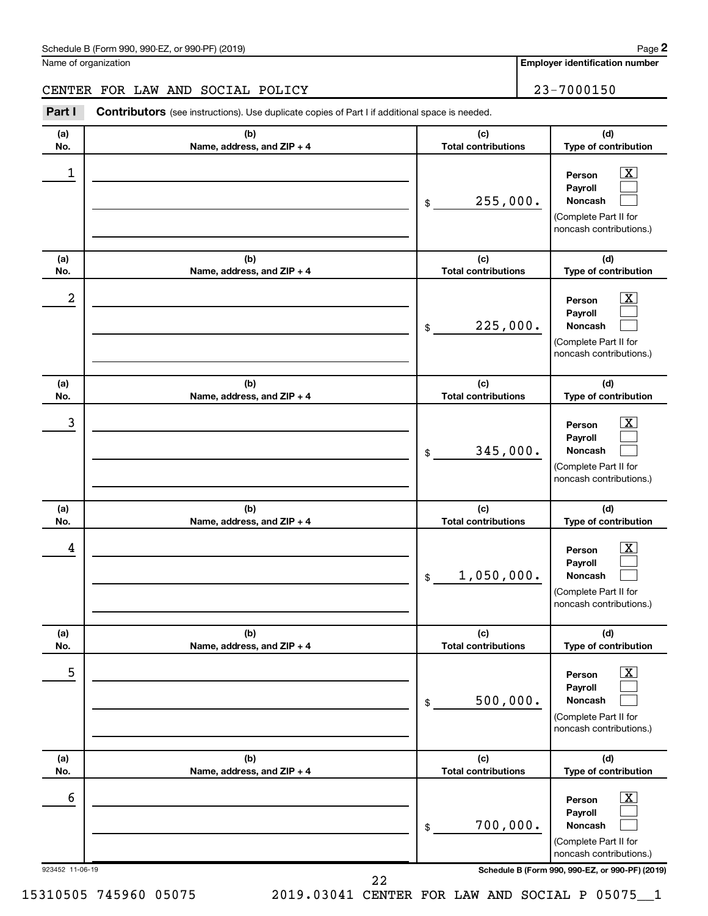Name of organization

CENTER FOR LAW AND SOCIAL POLICY

**Employer identification number**

23-7000150

**Part I** **Contributors** (see instructions). Use duplicate copies of Part I if additional space is needed.

| (a) No. | (b) Name, address, and ZIP + 4 | (c) Total contributions | (d) Type of contribution |
|---|---|---|---|
| 1 | | $ 255,000. | Person [X] Payroll [ ] Noncash [ ] (Complete Part II for noncash contributions.) |
| 2 | | $ 225,000. | Person [X] Payroll [ ] Noncash [ ] (Complete Part II for noncash contributions.) |
| 3 | | $ 345,000. | Person [X] Payroll [ ] Noncash [ ] (Complete Part II for noncash contributions.) |
| 4 | | $ 1,050,000. | Person [X] Payroll [ ] Noncash [ ] (Complete Part II for noncash contributions.) |
| 5 | | $ 500,000. | Person [X] Payroll [ ] Noncash [ ] (Complete Part II for noncash contributions.) |
| 6 | | $ 700,000. | Person [X] Payroll [ ] Noncash [ ] (Complete Part II for noncash contributions.) |

923452 11-06-19

**Schedule B (Form 990, 990-EZ, or 990-PF) (2019)**

15310505 745960 05075 2019.03041 CENTER FOR LAW AND SOCIAL P 05075__1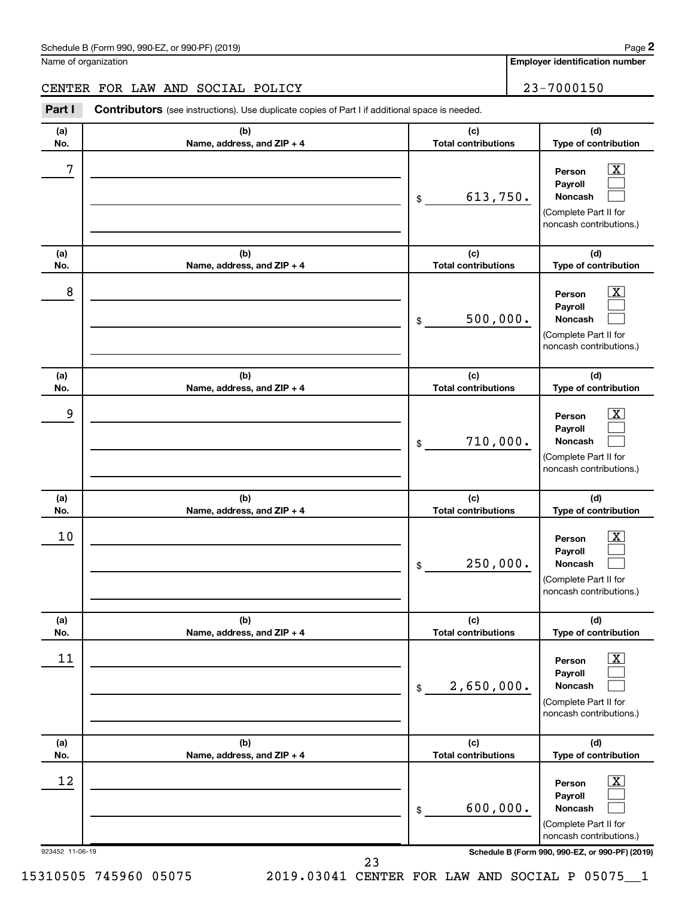Schedule B (Form 990, 990-EZ, or 990-PF) (2019)

Name of organization: CENTER FOR LAW AND SOCIAL POLICY

Employer identification number: 23-7000150

**Part I** **Contributors** (see instructions). Use duplicate copies of Part I if additional space is needed.

| (a) No. | (b) Name, address, and ZIP + 4 | (c) Total contributions | (d) Type of contribution |
|---|---|---|---|
| 7 | | $ 613,750. | Person [X] Payroll [ ] Noncash [ ] (Complete Part II for noncash contributions.) |
| 8 | | $ 500,000. | Person [X] Payroll [ ] Noncash [ ] (Complete Part II for noncash contributions.) |
| 9 | | $ 710,000. | Person [X] Payroll [ ] Noncash [ ] (Complete Part II for noncash contributions.) |
| 10 | | $ 250,000. | Person [X] Payroll [ ] Noncash [ ] (Complete Part II for noncash contributions.) |
| 11 | | $ 2,650,000. | Person [X] Payroll [ ] Noncash [ ] (Complete Part II for noncash contributions.) |
| 12 | | $ 600,000. | Person [X] Payroll [ ] Noncash [ ] (Complete Part II for noncash contributions.) |

923452 11-06-19

Schedule B (Form 990, 990-EZ, or 990-PF) (2019)

15310505 745960 05075 2019.03041 CENTER FOR LAW AND SOCIAL P 05075__1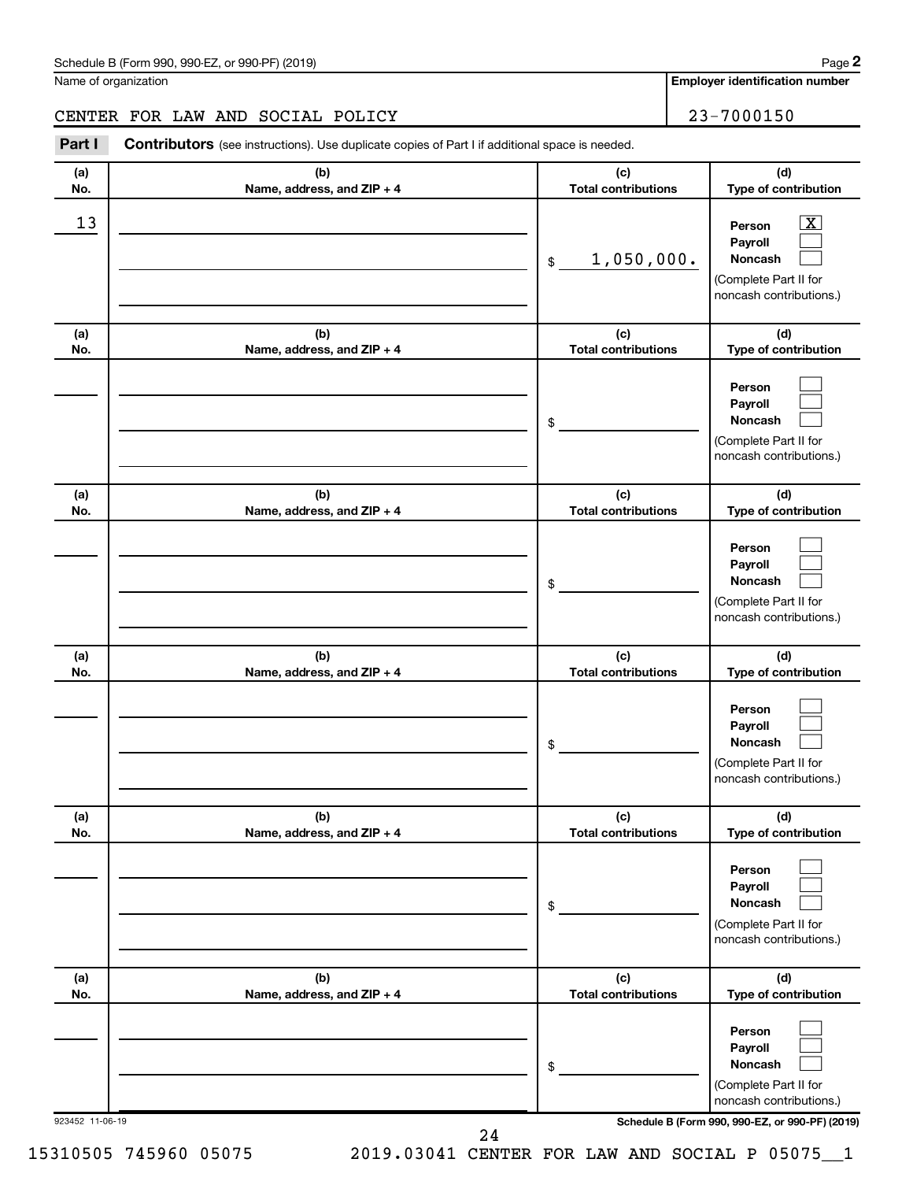Schedule B (Form 990, 990-EZ, or 990-PF) (2019)

Name of organization: CENTER FOR LAW AND SOCIAL POLICY

Employer identification number: 23-7000150

## Part I Contributors (see instructions). Use duplicate copies of Part I if additional space is needed.

| (a) No. | (b) Name, address, and ZIP + 4 | (c) Total contributions | (d) Type of contribution |
|---|---|---|---|
| 13 | | $ 1,050,000. | Person [X] Payroll [ ] Noncash [ ] (Complete Part II for noncash contributions.) |
| | | $ | Person [ ] Payroll [ ] Noncash [ ] (Complete Part II for noncash contributions.) |
| | | $ | Person [ ] Payroll [ ] Noncash [ ] (Complete Part II for noncash contributions.) |
| | | $ | Person [ ] Payroll [ ] Noncash [ ] (Complete Part II for noncash contributions.) |
| | | $ | Person [ ] Payroll [ ] Noncash [ ] (Complete Part II for noncash contributions.) |
| | | $ | Person [ ] Payroll [ ] Noncash [ ] (Complete Part II for noncash contributions.) |

923452 11-06-19

Schedule B (Form 990, 990-EZ, or 990-PF) (2019)

15310505 745960 05075 2019.03041 CENTER FOR LAW AND SOCIAL P 05075__1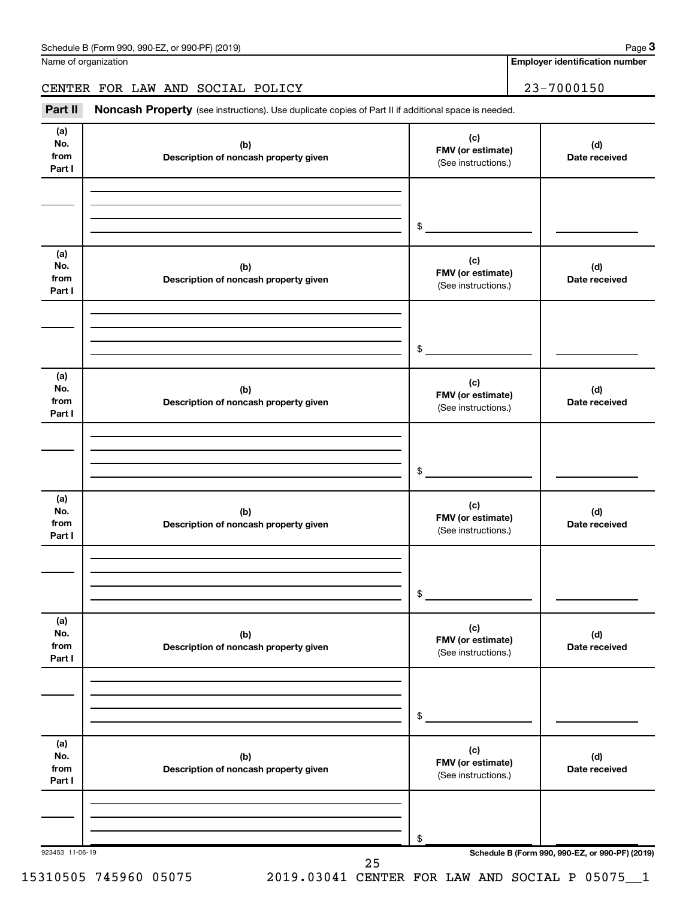Name of organization

CENTER FOR LAW AND SOCIAL POLICY

**Employer identification number**

23-7000150

**Part II** **Noncash Property** (see instructions). Use duplicate copies of Part II if additional space is needed.

| (a) No. from Part I | (b) Description of noncash property given | (c) FMV (or estimate) (See instructions.) | (d) Date received |
|---|---|---|---|
| | | $ | |

| (a) No. from Part I | (b) Description of noncash property given | (c) FMV (or estimate) (See instructions.) | (d) Date received |
|---|---|---|---|
| | | $ | |

| (a) No. from Part I | (b) Description of noncash property given | (c) FMV (or estimate) (See instructions.) | (d) Date received |
|---|---|---|---|
| | | $ | |

| (a) No. from Part I | (b) Description of noncash property given | (c) FMV (or estimate) (See instructions.) | (d) Date received |
|---|---|---|---|
| | | $ | |

| (a) No. from Part I | (b) Description of noncash property given | (c) FMV (or estimate) (See instructions.) | (d) Date received |
|---|---|---|---|
| | | $ | |

| (a) No. from Part I | (b) Description of noncash property given | (c) FMV (or estimate) (See instructions.) | (d) Date received |
|---|---|---|---|
| | | $ | |

923453 11-06-19

15310505 745960 05075 2019.03041 CENTER FOR LAW AND SOCIAL P 05075__1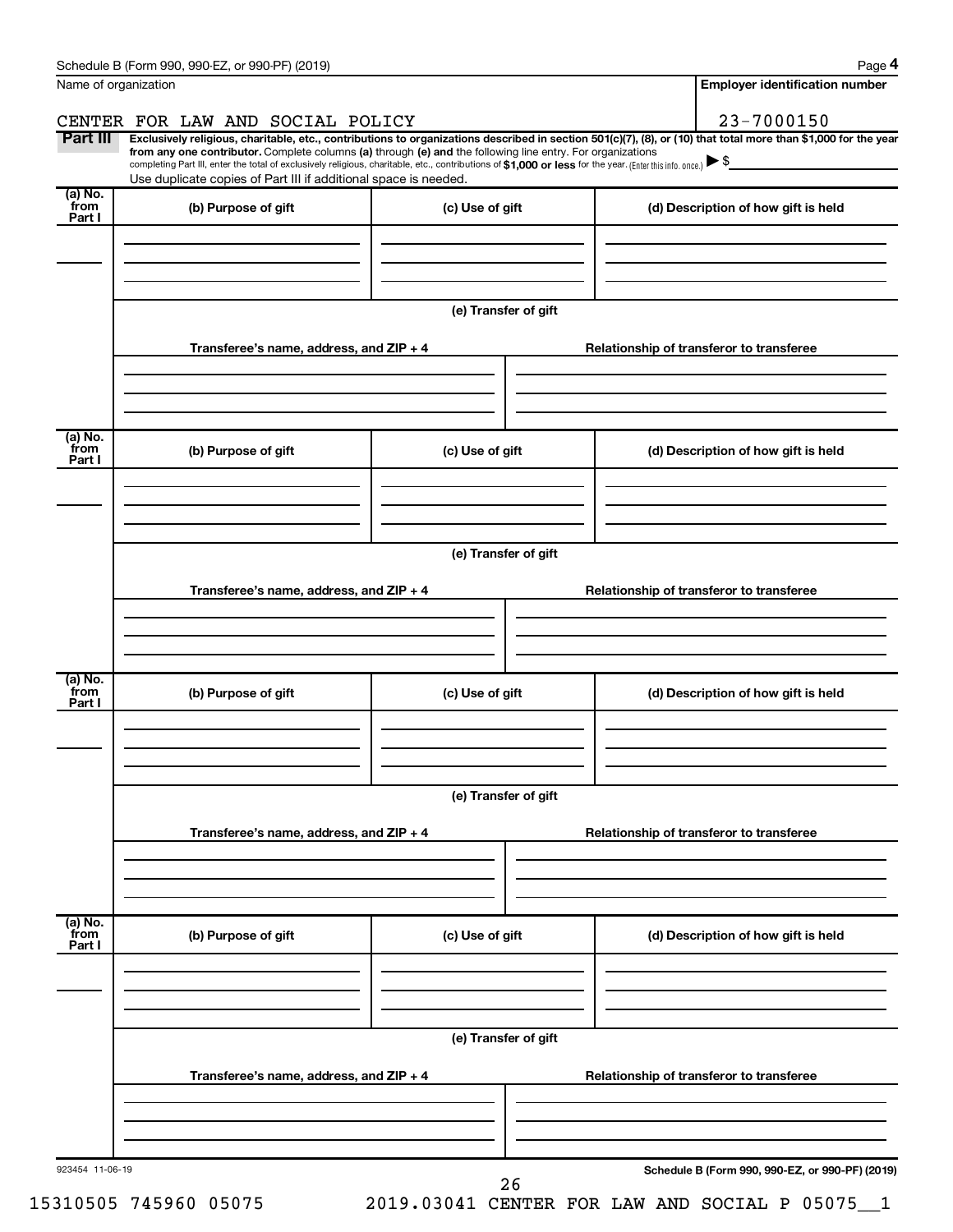Schedule B (Form 990, 990-EZ, or 990-PF) (2019)

| Name of organization | Employer identification number |
|---|---|
| CENTER FOR LAW AND SOCIAL POLICY | 23-7000150 |

**Part III** **Exclusively religious, charitable, etc., contributions to organizations described in section 501(c)(7), (8), or (10) that total more than $1,000 for the year from any one contributor.** Complete columns **(a)** through **(e)** and the following line entry. For organizations completing Part III, enter the total of exclusively religious, charitable, etc., contributions of **$1,000 or less** for the year. (Enter this info. once.) ▶ $

Use duplicate copies of Part III if additional space is needed.

| (a) No. from Part I | (b) Purpose of gift | (c) Use of gift | (d) Description of how gift is held |
|---|---|---|---|
| | | | |

**(e) Transfer of gift**

| Transferee's name, address, and ZIP + 4 | Relationship of transferor to transferee |
|---|---|
| | |

| (a) No. from Part I | (b) Purpose of gift | (c) Use of gift | (d) Description of how gift is held |
|---|---|---|---|
| | | | |

**(e) Transfer of gift**

| Transferee's name, address, and ZIP + 4 | Relationship of transferor to transferee |
|---|---|
| | |

| (a) No. from Part I | (b) Purpose of gift | (c) Use of gift | (d) Description of how gift is held |
|---|---|---|---|
| | | | |

**(e) Transfer of gift**

| Transferee's name, address, and ZIP + 4 | Relationship of transferor to transferee |
|---|---|
| | |

| (a) No. from Part I | (b) Purpose of gift | (c) Use of gift | (d) Description of how gift is held |
|---|---|---|---|
| | | | |

**(e) Transfer of gift**

| Transferee's name, address, and ZIP + 4 | Relationship of transferor to transferee |
|---|---|
| | |

923454 11-06-19

Schedule B (Form 990, 990-EZ, or 990-PF) (2019)

15310505 745960 05075 2019.03041 CENTER FOR LAW AND SOCIAL P 05075__1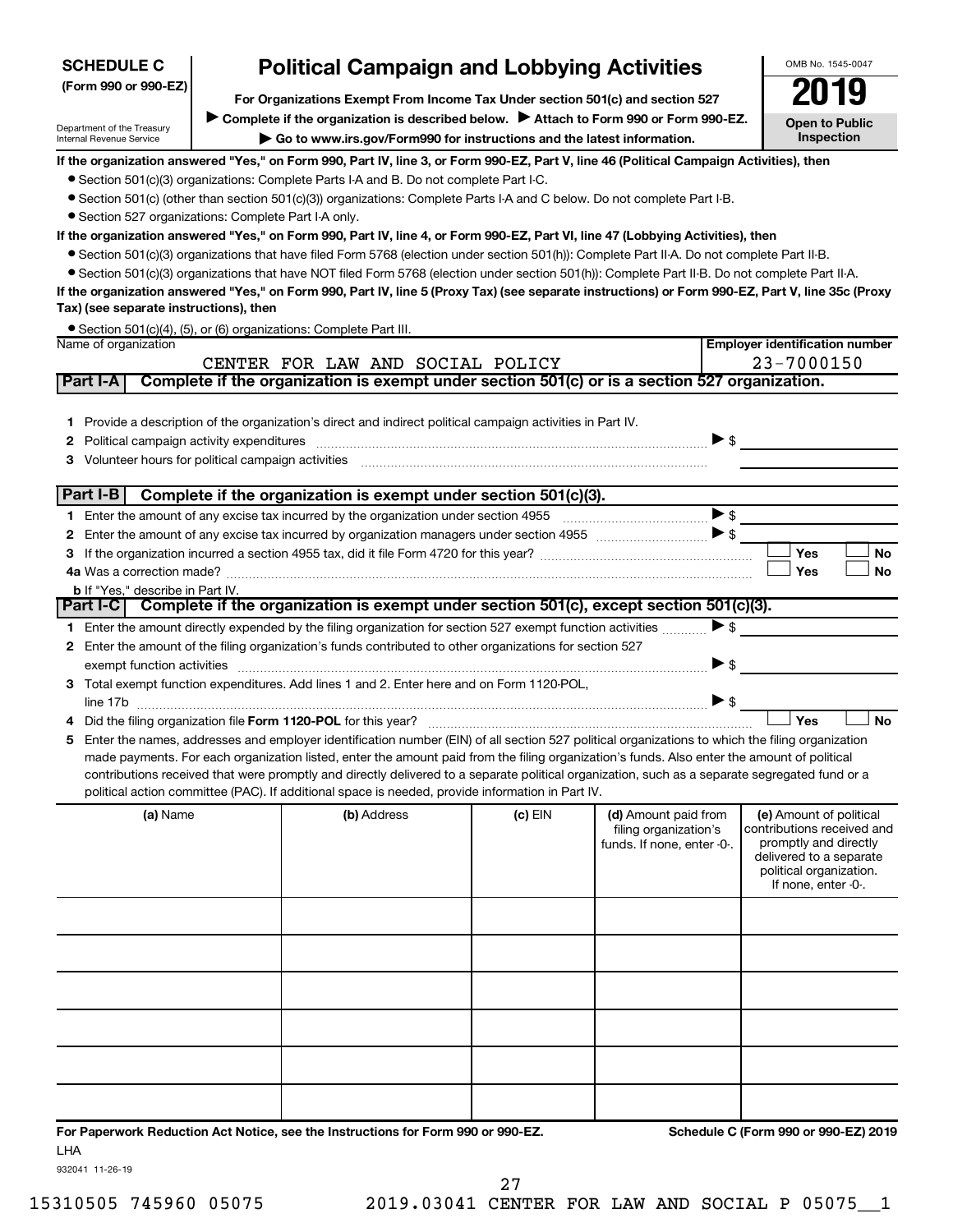**SCHEDULE C**
**(Form 990 or 990-EZ)**

Department of the Treasury
Internal Revenue Service

# Political Campaign and Lobbying Activities

**For Organizations Exempt From Income Tax Under section 501(c) and section 527**

▶ **Complete if the organization is described below.** ▶ **Attach to Form 990 or Form 990-EZ.**

▶ **Go to www.irs.gov/Form990 for instructions and the latest information.**

OMB No. 1545-0047

**2019**

**Open to Public Inspection**

**If the organization answered "Yes," on Form 990, Part IV, line 3, or Form 990-EZ, Part V, line 46 (Political Campaign Activities), then**

- Section 501(c)(3) organizations: Complete Parts I-A and B. Do not complete Part I-C.
- Section 501(c) (other than section 501(c)(3)) organizations: Complete Parts I-A and C below. Do not complete Part I-B.
- Section 527 organizations: Complete Part I-A only.

**If the organization answered "Yes," on Form 990, Part IV, line 4, or Form 990-EZ, Part VI, line 47 (Lobbying Activities), then**

- Section 501(c)(3) organizations that have filed Form 5768 (election under section 501(h)): Complete Part II-A. Do not complete Part II-B.
- Section 501(c)(3) organizations that have NOT filed Form 5768 (election under section 501(h)): Complete Part II-B. Do not complete Part II-A.

**If the organization answered "Yes," on Form 990, Part IV, line 5 (Proxy Tax) (see separate instructions) or Form 990-EZ, Part V, line 35c (Proxy Tax) (see separate instructions), then**

- Section 501(c)(4), (5), or (6) organizations: Complete Part III.

| Name of organization | Employer identification number |
|---|---|
| CENTER FOR LAW AND SOCIAL POLICY | 23-7000150 |

## Part I-A Complete if the organization is exempt under section 501(c) or is a section 527 organization.

1. Provide a description of the organization's direct and indirect political campaign activities in Part IV.
2. Political campaign activity expenditures ▶ $
3. Volunteer hours for political campaign activities

## Part I-B Complete if the organization is exempt under section 501(c)(3).

1. Enter the amount of any excise tax incurred by the organization under section 4955 ▶ $
2. Enter the amount of any excise tax incurred by organization managers under section 4955 ▶ $
3. If the organization incurred a section 4955 tax, did it file Form 4720 for this year? ☐ Yes ☐ No

4a. Was a correction made? ☐ Yes ☐ No

b. If "Yes," describe in Part IV.

## Part I-C Complete if the organization is exempt under section 501(c), except section 501(c)(3).

1. Enter the amount directly expended by the filing organization for section 527 exempt function activities ▶ $
2. Enter the amount of the filing organization's funds contributed to other organizations for section 527 exempt function activities ▶ $
3. Total exempt function expenditures. Add lines 1 and 2. Enter here and on Form 1120-POL, line 17b ▶ $
4. Did the filing organization file **Form 1120-POL** for this year? ☐ Yes ☐ No
5. Enter the names, addresses and employer identification number (EIN) of all section 527 political organizations to which the filing organization made payments. For each organization listed, enter the amount paid from the filing organization's funds. Also enter the amount of political contributions received that were promptly and directly delivered to a separate political organization, such as a separate segregated fund or a political action committee (PAC). If additional space is needed, provide information in Part IV.

| (a) Name | (b) Address | (c) EIN | (d) Amount paid from filing organization's funds. If none, enter -0-. | (e) Amount of political contributions received and promptly and directly delivered to a separate political organization. If none, enter -0-. |
|---|---|---|---|---|
| | | | | |
| | | | | |
| | | | | |
| | | | | |
| | | | | |
| | | | | |

**For Paperwork Reduction Act Notice, see the Instructions for Form 990 or 990-EZ.** **Schedule C (Form 990 or 990-EZ) 2019**

LHA

932041 11-26-19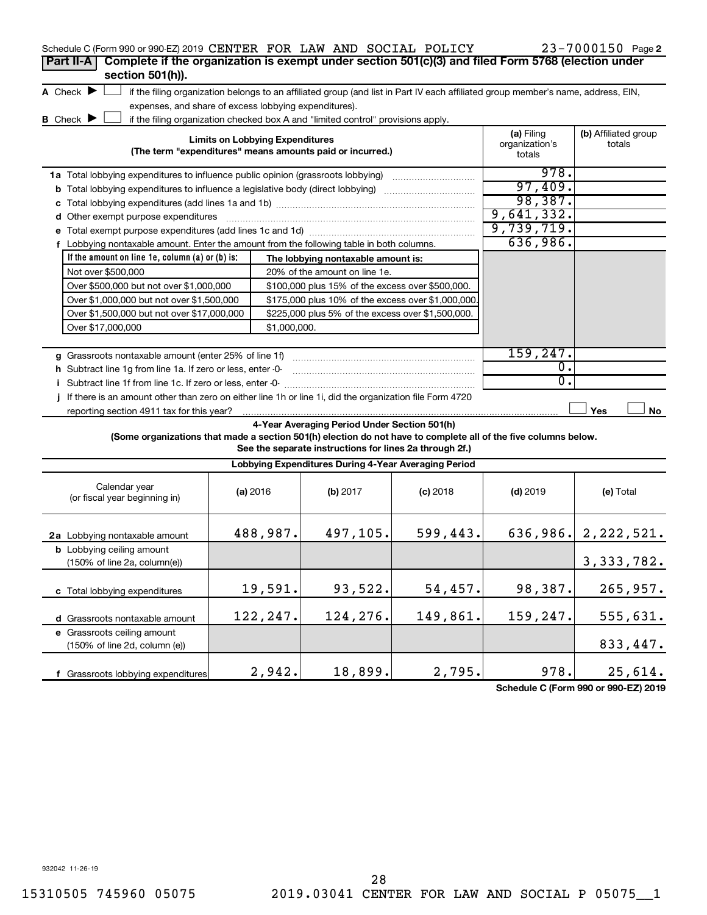Schedule C (Form 990 or 990-EZ) 2019 CENTER FOR LAW AND SOCIAL POLICY 23-7000150 Page 2

## Part II-A Complete if the organization is exempt under section 501(c)(3) and filed Form 5768 (election under section 501(h)).

**A** Check ▶ ☐ if the filing organization belongs to an affiliated group (and list in Part IV each affiliated group member's name, address, EIN, expenses, and share of excess lobbying expenditures).

**B** Check ▶ ☐ if the filing organization checked box A and "limited control" provisions apply.

| Limits on Lobbying Expenditures (The term "expenditures" means amounts paid or incurred.) | (a) Filing organization's totals | (b) Affiliated group totals |
|---|---|---|
| **1a** Total lobbying expenditures to influence public opinion (grassroots lobbying) | 978. | |
| **b** Total lobbying expenditures to influence a legislative body (direct lobbying) | 97,409. | |
| **c** Total lobbying expenditures (add lines 1a and 1b) | 98,387. | |
| **d** Other exempt purpose expenditures | 9,641,332. | |
| **e** Total exempt purpose expenditures (add lines 1c and 1d) | 9,739,719. | |
| **f** Lobbying nontaxable amount. Enter the amount from the following table in both columns. | 636,986. | |

| If the amount on line 1e, column (a) or (b) is: | The lobbying nontaxable amount is: |
|---|---|
| Not over $500,000 | 20% of the amount on line 1e. |
| Over $500,000 but not over $1,000,000 | $100,000 plus 15% of the excess over $500,000. |
| Over $1,000,000 but not over $1,500,000 | $175,000 plus 10% of the excess over $1,000,000. |
| Over $1,500,000 but not over $17,000,000 | $225,000 plus 5% of the excess over $1,500,000. |
| Over $17,000,000 | $1,000,000. |

| | (a) Filing organization's totals | (b) Affiliated group totals |
|---|---|---|
| **g** Grassroots nontaxable amount (enter 25% of line 1f) | 159,247. | |
| **h** Subtract line 1g from line 1a. If zero or less, enter -0- | 0. | |
| **i** Subtract line 1f from line 1c. If zero or less, enter -0- | 0. | |
| **j** If there is an amount other than zero on either line 1h or line 1i, did the organization file Form 4720 reporting section 4911 tax for this year? | ☐ Yes | ☐ No |

### 4-Year Averaging Period Under Section 501(h)

**(Some organizations that made a section 501(h) election do not have to complete all of the five columns below. See the separate instructions for lines 2a through 2f.)**

| Lobbying Expenditures During 4-Year Averaging Period | | | | | |
|---|---|---|---|---|---|
| Calendar year (or fiscal year beginning in) | (a) 2016 | (b) 2017 | (c) 2018 | (d) 2019 | (e) Total |
| **2a** Lobbying nontaxable amount | 488,987. | 497,105. | 599,443. | 636,986. | 2,222,521. |
| **b** Lobbying ceiling amount (150% of line 2a, column(e)) | | | | | 3,333,782. |
| **c** Total lobbying expenditures | 19,591. | 93,522. | 54,457. | 98,387. | 265,957. |
| **d** Grassroots nontaxable amount | 122,247. | 124,276. | 149,861. | 159,247. | 555,631. |
| **e** Grassroots ceiling amount (150% of line 2d, column (e)) | | | | | 833,447. |
| **f** Grassroots lobbying expenditures | 2,942. | 18,899. | 2,795. | 978. | 25,614. |

Schedule C (Form 990 or 990-EZ) 2019

932042 11-26-19

15310505 745960 05075 2019.03041 CENTER FOR LAW AND SOCIAL P 05075__1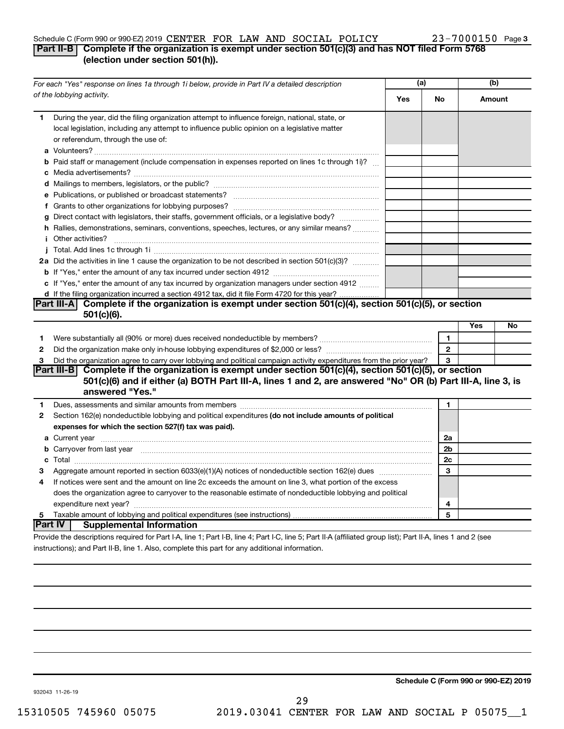Schedule C (Form 990 or 990-EZ) 2019 CENTER FOR LAW AND SOCIAL POLICY 23-7000150 Page 3

## Part II-B Complete if the organization is exempt under section 501(c)(3) and has NOT filed Form 5768 (election under section 501(h)).

| For each "Yes" response on lines 1a through 1i below, provide in Part IV a detailed description of the lobbying activity. | (a) Yes | (a) No | (b) Amount |
|---|---|---|---|
| **1** During the year, did the filing organization attempt to influence foreign, national, state, or local legislation, including any attempt to influence public opinion on a legislative matter or referendum, through the use of: | | | |
| **a** Volunteers? | | | |
| **b** Paid staff or management (include compensation in expenses reported on lines 1c through 1i)? | | | |
| **c** Media advertisements? | | | |
| **d** Mailings to members, legislators, or the public? | | | |
| **e** Publications, or published or broadcast statements? | | | |
| **f** Grants to other organizations for lobbying purposes? | | | |
| **g** Direct contact with legislators, their staffs, government officials, or a legislative body? | | | |
| **h** Rallies, demonstrations, seminars, conventions, speeches, lectures, or any similar means? | | | |
| **i** Other activities? | | | |
| **j** Total. Add lines 1c through 1i | | | |
| **2a** Did the activities in line 1 cause the organization to be not described in section 501(c)(3)? | | | |
| **b** If "Yes," enter the amount of any tax incurred under section 4912 | | | |
| **c** If "Yes," enter the amount of any tax incurred by organization managers under section 4912 | | | |
| **d** If the filing organization incurred a section 4912 tax, did it file Form 4720 for this year? | | | |

## Part III-A Complete if the organization is exempt under section 501(c)(4), section 501(c)(5), or section 501(c)(6).

| | | | Yes | No |
|---|---|---|---|---|
| **1** | Were substantially all (90% or more) dues received nondeductible by members? | 1 | | |
| **2** | Did the organization make only in-house lobbying expenditures of $2,000 or less? | 2 | | |
| **3** | Did the organization agree to carry over lobbying and political campaign activity expenditures from the prior year? | 3 | | |

## Part III-B Complete if the organization is exempt under section 501(c)(4), section 501(c)(5), or section 501(c)(6) and if either (a) BOTH Part III-A, lines 1 and 2, are answered "No" OR (b) Part III-A, line 3, is answered "Yes."

| | | | |
|---|---|---|---|
| **1** | Dues, assessments and similar amounts from members | 1 | |
| **2** | Section 162(e) nondeductible lobbying and political expenditures **(do not include amounts of political expenses for which the section 527(f) tax was paid).** | | |
| **a** | Current year | 2a | |
| **b** | Carryover from last year | 2b | |
| **c** | Total | 2c | |
| **3** | Aggregate amount reported in section 6033(e)(1)(A) notices of nondeductible section 162(e) dues | 3 | |
| **4** | If notices were sent and the amount on line 2c exceeds the amount on line 3, what portion of the excess does the organization agree to carryover to the reasonable estimate of nondeductible lobbying and political expenditure next year? | 4 | |
| **5** | Taxable amount of lobbying and political expenditures (see instructions) | 5 | |

## Part IV Supplemental Information

Provide the descriptions required for Part I-A, line 1; Part I-B, line 4; Part I-C, line 5; Part II-A (affiliated group list); Part II-A, lines 1 and 2 (see instructions); and Part II-B, line 1. Also, complete this part for any additional information.

**Schedule C (Form 990 or 990-EZ) 2019**

932043 11-26-19

15310505 745960 05075 2019.03041 CENTER FOR LAW AND SOCIAL P 05075__1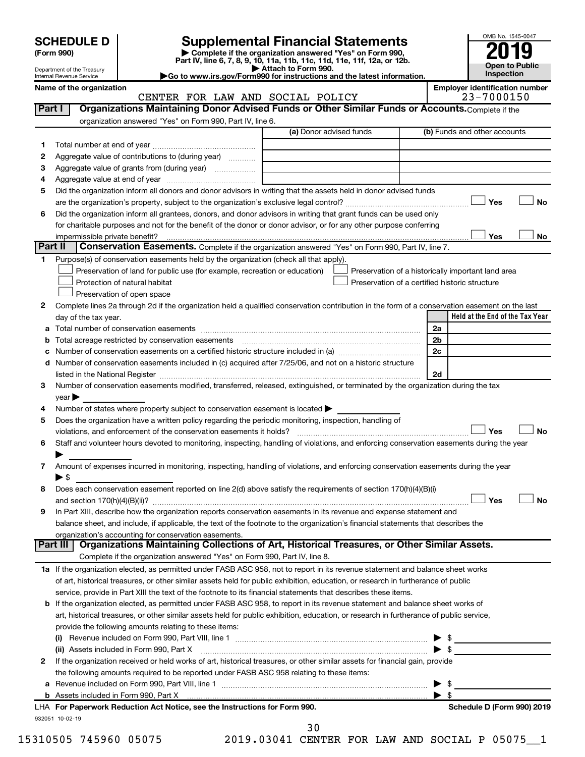# SCHEDULE D (Form 990)

Department of the Treasury
Internal Revenue Service

## Supplemental Financial Statements

▶ Complete if the organization answered "Yes" on Form 990, Part IV, line 6, 7, 8, 9, 10, 11a, 11b, 11c, 11d, 11e, 11f, 12a, or 12b.
▶ Attach to Form 990.
▶Go to www.irs.gov/Form990 for instructions and the latest information.

OMB No. 1545-0047
**2019**
**Open to Public Inspection**

**Name of the organization:** CENTER FOR LAW AND SOCIAL POLICY
**Employer identification number:** 23-7000150

### Part I — Organizations Maintaining Donor Advised Funds or Other Similar Funds or Accounts. Complete if the organization answered "Yes" on Form 990, Part IV, line 6.

| | | (a) Donor advised funds | (b) Funds and other accounts |
|---|---|---|---|
| 1 | Total number at end of year | | |
| 2 | Aggregate value of contributions to (during year) | | |
| 3 | Aggregate value of grants from (during year) | | |
| 4 | Aggregate value at end of year | | |

5 Did the organization inform all donors and donor advisors in writing that the assets held in donor advised funds are the organization's property, subject to the organization's exclusive legal control? ☐ Yes ☐ No

6 Did the organization inform all grantees, donors, and donor advisors in writing that grant funds can be used only for charitable purposes and not for the benefit of the donor or donor advisor, or for any other purpose conferring impermissible private benefit? ☐ Yes ☐ No

### Part II — Conservation Easements. Complete if the organization answered "Yes" on Form 990, Part IV, line 7.

1 Purpose(s) of conservation easements held by the organization (check all that apply).
- ☐ Preservation of land for public use (for example, recreation or education)
- ☐ Protection of natural habitat
- ☐ Preservation of open space
- ☐ Preservation of a historically important land area
- ☐ Preservation of a certified historic structure

2 Complete lines 2a through 2d if the organization held a qualified conservation contribution in the form of a conservation easement on the last day of the tax year.

| | | | Held at the End of the Tax Year |
|---|---|---|---|
| a | Total number of conservation easements | 2a | |
| b | Total acreage restricted by conservation easements | 2b | |
| c | Number of conservation easements on a certified historic structure included in (a) | 2c | |
| d | Number of conservation easements included in (c) acquired after 7/25/06, and not on a historic structure listed in the National Register | 2d | |

3 Number of conservation easements modified, transferred, released, extinguished, or terminated by the organization during the tax year ▶

4 Number of states where property subject to conservation easement is located ▶

5 Does the organization have a written policy regarding the periodic monitoring, inspection, handling of violations, and enforcement of the conservation easements it holds? ☐ Yes ☐ No

6 Staff and volunteer hours devoted to monitoring, inspecting, handling of violations, and enforcing conservation easements during the year ▶

7 Amount of expenses incurred in monitoring, inspecting, handling of violations, and enforcing conservation easements during the year ▶ $

8 Does each conservation easement reported on line 2(d) above satisfy the requirements of section 170(h)(4)(B)(i) and section 170(h)(4)(B)(ii)? ☐ Yes ☐ No

9 In Part XIII, describe how the organization reports conservation easements in its revenue and expense statement and balance sheet, and include, if applicable, the text of the footnote to the organization's financial statements that describes the organization's accounting for conservation easements.

### Part III — Organizations Maintaining Collections of Art, Historical Treasures, or Other Similar Assets. Complete if the organization answered "Yes" on Form 990, Part IV, line 8.

1a If the organization elected, as permitted under FASB ASC 958, not to report in its revenue statement and balance sheet works of art, historical treasures, or other similar assets held for public exhibition, education, or research in furtherance of public service, provide in Part XIII the text of the footnote to its financial statements that describes these items.

b If the organization elected, as permitted under FASB ASC 958, to report in its revenue statement and balance sheet works of art, historical treasures, or other similar assets held for public exhibition, education, or research in furtherance of public service, provide the following amounts relating to these items:

(i) Revenue included on Form 990, Part VIII, line 1 ▶ $

(ii) Assets included in Form 990, Part X ▶ $

2 If the organization received or held works of art, historical treasures, or other similar assets for financial gain, provide the following amounts required to be reported under FASB ASC 958 relating to these items:

a Revenue included on Form 990, Part VIII, line 1 ▶ $

b Assets included in Form 990, Part X ▶ $

LHA **For Paperwork Reduction Act Notice, see the Instructions for Form 990.** **Schedule D (Form 990) 2019**

932051 10-02-19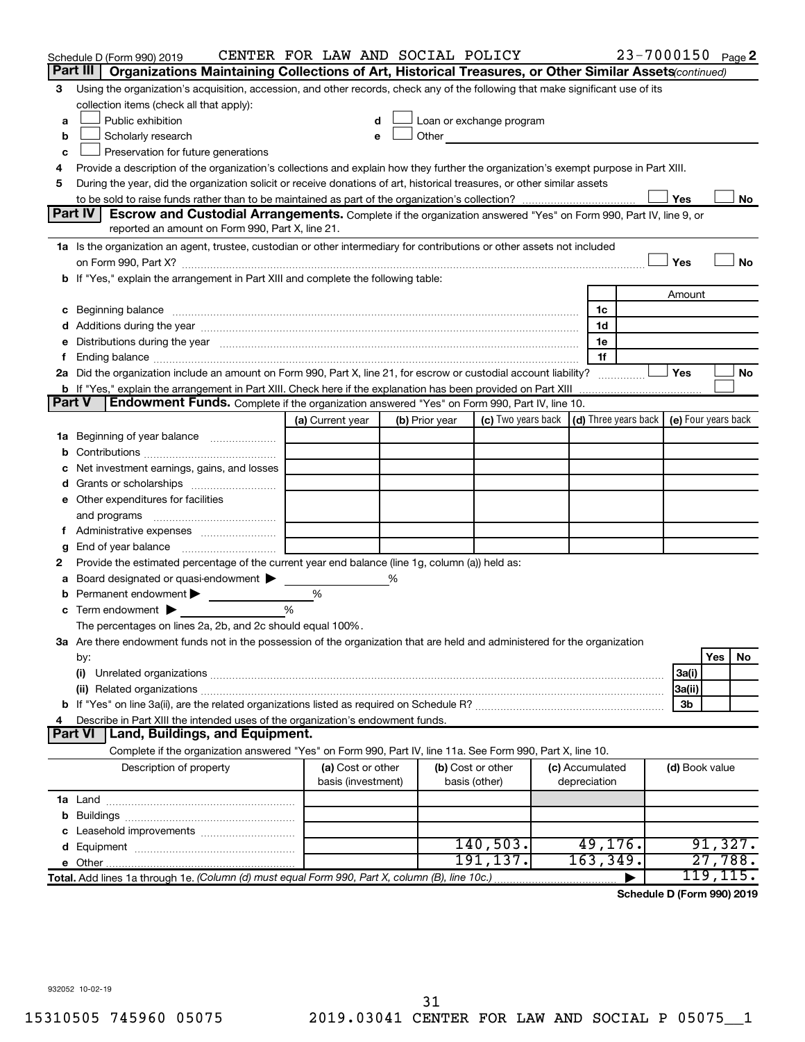Schedule D (Form 990) 2019 CENTER FOR LAW AND SOCIAL POLICY 23-7000150 Page **2**

## Part III | Organizations Maintaining Collections of Art, Historical Treasures, or Other Similar Assets *(continued)*

**3** Using the organization's acquisition, accession, and other records, check any of the following that make significant use of its collection items (check all that apply):

- **a** ☐ Public exhibition
- **b** ☐ Scholarly research
- **c** ☐ Preservation for future generations
- **d** ☐ Loan or exchange program
- **e** ☐ Other

**4** Provide a description of the organization's collections and explain how they further the organization's exempt purpose in Part XIII.

**5** During the year, did the organization solicit or receive donations of art, historical treasures, or other similar assets to be sold to raise funds rather than to be maintained as part of the organization's collection? ☐ Yes ☐ No

## Part IV | Escrow and Custodial Arrangements.

Complete if the organization answered "Yes" on Form 990, Part IV, line 9, or reported an amount on Form 990, Part X, line 21.

**1a** Is the organization an agent, trustee, custodian or other intermediary for contributions or other assets not included on Form 990, Part X? ☐ Yes ☐ No

**b** If "Yes," explain the arrangement in Part XIII and complete the following table:

| | | Amount |
|---|---|---|
| **c** Beginning balance | 1c | |
| **d** Additions during the year | 1d | |
| **e** Distributions during the year | 1e | |
| **f** Ending balance | 1f | |

**2a** Did the organization include an amount on Form 990, Part X, line 21, for escrow or custodial account liability? ☐ Yes ☐ No

**b** If "Yes," explain the arrangement in Part XIII. Check here if the explanation has been provided on Part XIII ☐

## Part V | Endowment Funds.

Complete if the organization answered "Yes" on Form 990, Part IV, line 10.

| | (a) Current year | (b) Prior year | (c) Two years back | (d) Three years back | (e) Four years back |
|---|---|---|---|---|---|
| **1a** Beginning of year balance | | | | | |
| **b** Contributions | | | | | |
| **c** Net investment earnings, gains, and losses | | | | | |
| **d** Grants or scholarships | | | | | |
| **e** Other expenditures for facilities and programs | | | | | |
| **f** Administrative expenses | | | | | |
| **g** End of year balance | | | | | |

**2** Provide the estimated percentage of the current year end balance (line 1g, column (a)) held as:

- **a** Board designated or quasi-endowment ▶ ______ %
- **b** Permanent endowment ▶ ______ %
- **c** Term endowment ▶ ______ %

The percentages on lines 2a, 2b, and 2c should equal 100%.

**3a** Are there endowment funds not in the possession of the organization that are held and administered for the organization by:

| | | Yes | No |
|---|---|---|---|
| **(i)** Unrelated organizations | 3a(i) | | |
| **(ii)** Related organizations | 3a(ii) | | |
| **b** If "Yes" on line 3a(ii), are the related organizations listed as required on Schedule R? | 3b | | |

**4** Describe in Part XIII the intended uses of the organization's endowment funds.

## Part VI | Land, Buildings, and Equipment.

Complete if the organization answered "Yes" on Form 990, Part IV, line 11a. See Form 990, Part X, line 10.

| Description of property | (a) Cost or other basis (investment) | (b) Cost or other basis (other) | (c) Accumulated depreciation | (d) Book value |
|---|---|---|---|---|
| **1a** Land | | | | |
| **b** Buildings | | | | |
| **c** Leasehold improvements | | | | |
| **d** Equipment | | 140,503. | 49,176. | 91,327. |
| **e** Other | | 191,137. | 163,349. | 27,788. |
| **Total.** Add lines 1a through 1e. *(Column (d) must equal Form 990, Part X, column (B), line 10c.)* | | | ▶ | 119,115. |

**Schedule D (Form 990) 2019**

932052 10-02-19

15310505 745960 05075 2019.03041 CENTER FOR LAW AND SOCIAL P 05075__1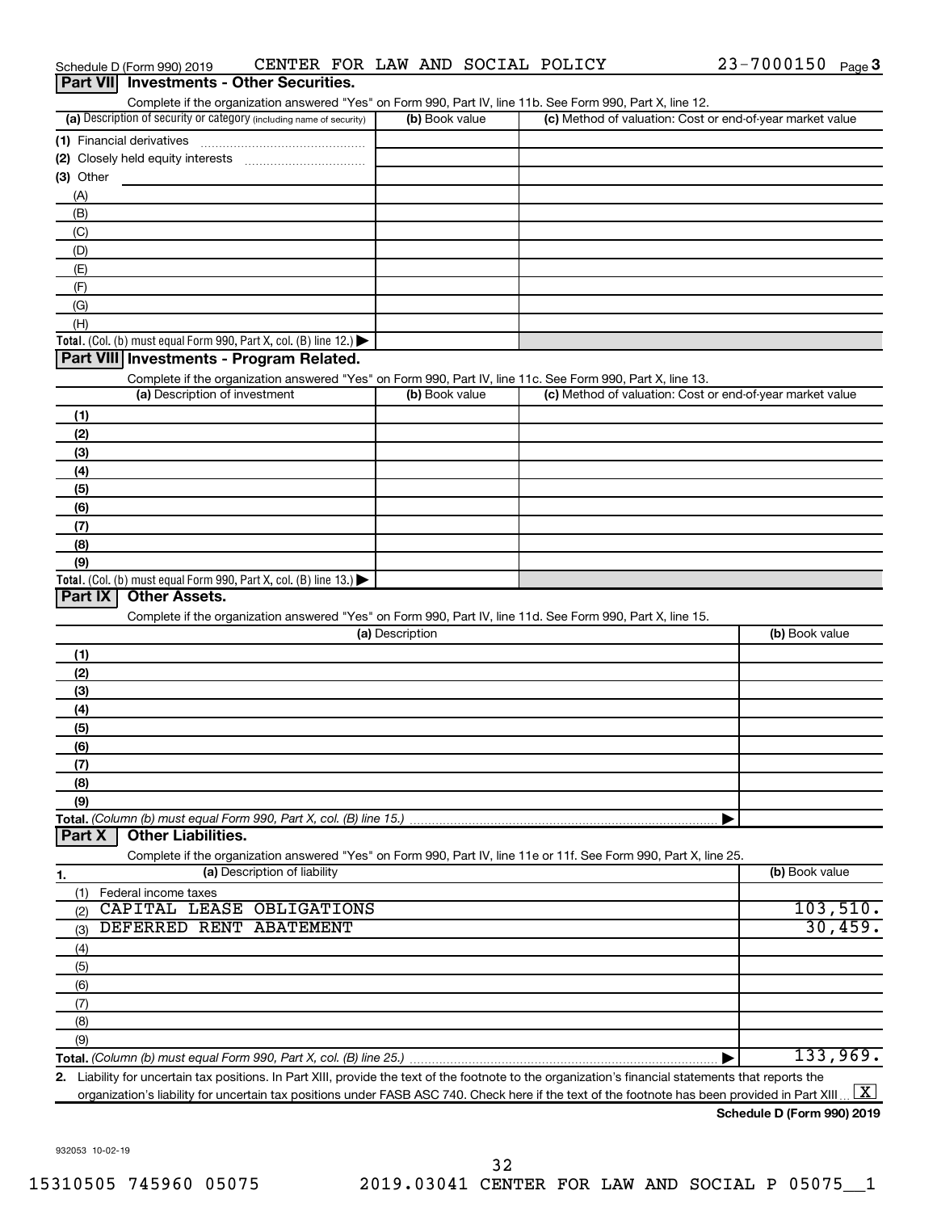Schedule D (Form 990) 2019 CENTER FOR LAW AND SOCIAL POLICY 23-7000150 Page **3**

## Part VII Investments - Other Securities.

Complete if the organization answered "Yes" on Form 990, Part IV, line 11b. See Form 990, Part X, line 12.

| (a) Description of security or category (including name of security) | (b) Book value | (c) Method of valuation: Cost or end-of-year market value |
|---|---|---|
| (1) Financial derivatives | | |
| (2) Closely held equity interests | | |
| (3) Other | | |
| (A) | | |
| (B) | | |
| (C) | | |
| (D) | | |
| (E) | | |
| (F) | | |
| (G) | | |
| (H) | | |
| **Total.** (Col. (b) must equal Form 990, Part X, col. (B) line 12.) ▶ | | |

## Part VIII Investments - Program Related.

Complete if the organization answered "Yes" on Form 990, Part IV, line 11c. See Form 990, Part X, line 13.

| (a) Description of investment | (b) Book value | (c) Method of valuation: Cost or end-of-year market value |
|---|---|---|
| (1) | | |
| (2) | | |
| (3) | | |
| (4) | | |
| (5) | | |
| (6) | | |
| (7) | | |
| (8) | | |
| (9) | | |
| **Total.** (Col. (b) must equal Form 990, Part X, col. (B) line 13.) ▶ | | |

## Part IX Other Assets.

Complete if the organization answered "Yes" on Form 990, Part IV, line 11d. See Form 990, Part X, line 15.

| (a) Description | (b) Book value |
|---|---|
| (1) | |
| (2) | |
| (3) | |
| (4) | |
| (5) | |
| (6) | |
| (7) | |
| (8) | |
| (9) | |
| **Total.** *(Column (b) must equal Form 990, Part X, col. (B) line 15.)* ▶ | |

## Part X Other Liabilities.

Complete if the organization answered "Yes" on Form 990, Part IV, line 11e or 11f. See Form 990, Part X, line 25.

| **1.** (a) Description of liability | (b) Book value |
|---|---|
| (1) Federal income taxes | |
| (2) CAPITAL LEASE OBLIGATIONS | 103,510. |
| (3) DEFERRED RENT ABATEMENT | 30,459. |
| (4) | |
| (5) | |
| (6) | |
| (7) | |
| (8) | |
| (9) | |
| **Total.** *(Column (b) must equal Form 990, Part X, col. (B) line 25.)* ▶ | 133,969. |

**2.** Liability for uncertain tax positions. In Part XIII, provide the text of the footnote to the organization's financial statements that reports the organization's liability for uncertain tax positions under FASB ASC 740. Check here if the text of the footnote has been provided in Part XIII [X]

**Schedule D (Form 990) 2019**

932053 10-02-19

15310505 745960 05075 2019.03041 CENTER FOR LAW AND SOCIAL P 05075__1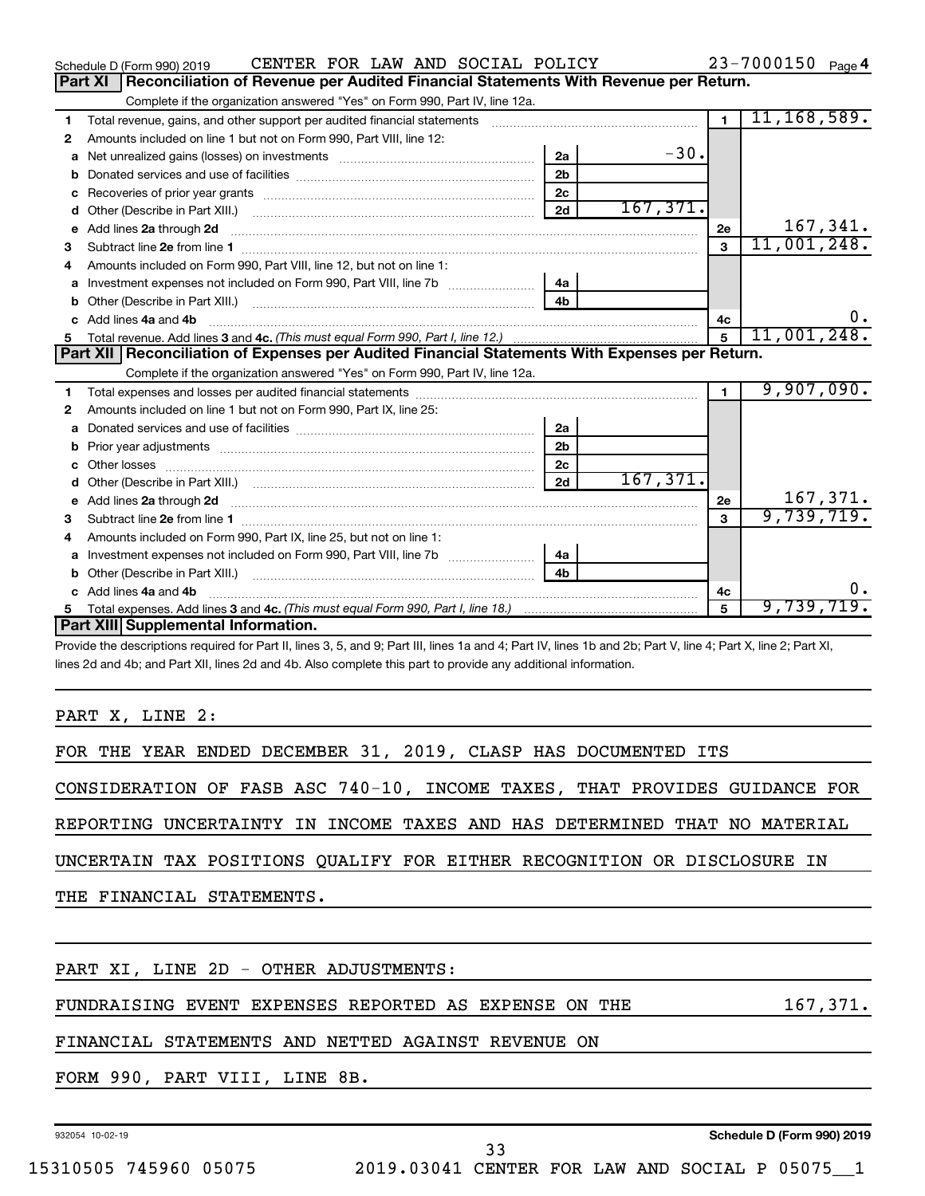Schedule D (Form 990) 2019 CENTER FOR LAW AND SOCIAL POLICY 23-7000150 Page 4

## Part XI Reconciliation of Revenue per Audited Financial Statements With Revenue per Return.

Complete if the organization answered "Yes" on Form 990, Part IV, line 12a.

| | | | | | |
|---|---|---|---|---|---|
| 1 | Total revenue, gains, and other support per audited financial statements | | | 1 | 11,168,589. |
| 2 | Amounts included on line 1 but not on Form 990, Part VIII, line 12: | | | | |
| a | Net unrealized gains (losses) on investments | 2a | -30. | | |
| b | Donated services and use of facilities | 2b | | | |
| c | Recoveries of prior year grants | 2c | | | |
| d | Other (Describe in Part XIII.) | 2d | 167,371. | | |
| e | Add lines 2a through 2d | | | 2e | 167,341. |
| 3 | Subtract line 2e from line 1 | | | 3 | 11,001,248. |
| 4 | Amounts included on Form 990, Part VIII, line 12, but not on line 1: | | | | |
| a | Investment expenses not included on Form 990, Part VIII, line 7b | 4a | | | |
| b | Other (Describe in Part XIII.) | 4b | | | |
| c | Add lines 4a and 4b | | | 4c | 0. |
| 5 | Total revenue. Add lines 3 and 4c. *(This must equal Form 990, Part I, line 12.)* | | | 5 | 11,001,248. |

## Part XII Reconciliation of Expenses per Audited Financial Statements With Expenses per Return.

Complete if the organization answered "Yes" on Form 990, Part IV, line 12a.

| | | | | | |
|---|---|---|---|---|---|
| 1 | Total expenses and losses per audited financial statements | | | 1 | 9,907,090. |
| 2 | Amounts included on line 1 but not on Form 990, Part IX, line 25: | | | | |
| a | Donated services and use of facilities | 2a | | | |
| b | Prior year adjustments | 2b | | | |
| c | Other losses | 2c | | | |
| d | Other (Describe in Part XIII.) | 2d | 167,371. | | |
| e | Add lines 2a through 2d | | | 2e | 167,371. |
| 3 | Subtract line 2e from line 1 | | | 3 | 9,739,719. |
| 4 | Amounts included on Form 990, Part IX, line 25, but not on line 1: | | | | |
| a | Investment expenses not included on Form 990, Part VIII, line 7b | 4a | | | |
| b | Other (Describe in Part XIII.) | 4b | | | |
| c | Add lines 4a and 4b | | | 4c | 0. |
| 5 | Total expenses. Add lines 3 and 4c. *(This must equal Form 990, Part I, line 18.)* | | | 5 | 9,739,719. |

## Part XIII Supplemental Information.

Provide the descriptions required for Part II, lines 3, 5, and 9; Part III, lines 1a and 4; Part IV, lines 1b and 2b; Part V, line 4; Part X, line 2; Part XI, lines 2d and 4b; and Part XII, lines 2d and 4b. Also complete this part to provide any additional information.

PART X, LINE 2:

FOR THE YEAR ENDED DECEMBER 31, 2019, CLASP HAS DOCUMENTED ITS CONSIDERATION OF FASB ASC 740-10, INCOME TAXES, THAT PROVIDES GUIDANCE FOR REPORTING UNCERTAINTY IN INCOME TAXES AND HAS DETERMINED THAT NO MATERIAL UNCERTAIN TAX POSITIONS QUALIFY FOR EITHER RECOGNITION OR DISCLOSURE IN THE FINANCIAL STATEMENTS.

PART XI, LINE 2D - OTHER ADJUSTMENTS:

FUNDRAISING EVENT EXPENSES REPORTED AS EXPENSE ON THE FINANCIAL STATEMENTS AND NETTED AGAINST REVENUE ON FORM 990, PART VIII, LINE 8B. 167,371.

932054 10-02-19 Schedule D (Form 990) 2019

15310505 745960 05075 2019.03041 CENTER FOR LAW AND SOCIAL P 05075__1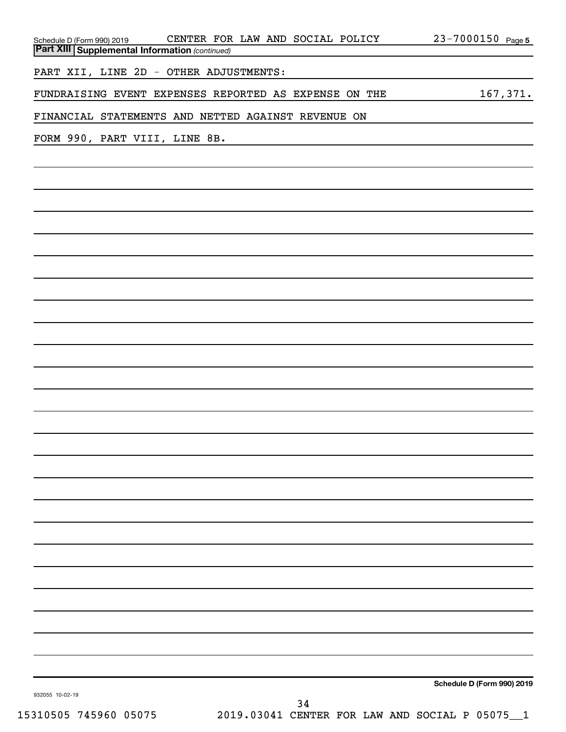## Part XIII Supplemental Information *(continued)*

PART XII, LINE 2D - OTHER ADJUSTMENTS:

FUNDRAISING EVENT EXPENSES REPORTED AS EXPENSE ON THE FINANCIAL STATEMENTS AND NETTED AGAINST REVENUE ON FORM 990, PART VIII, LINE 8B. 167,371.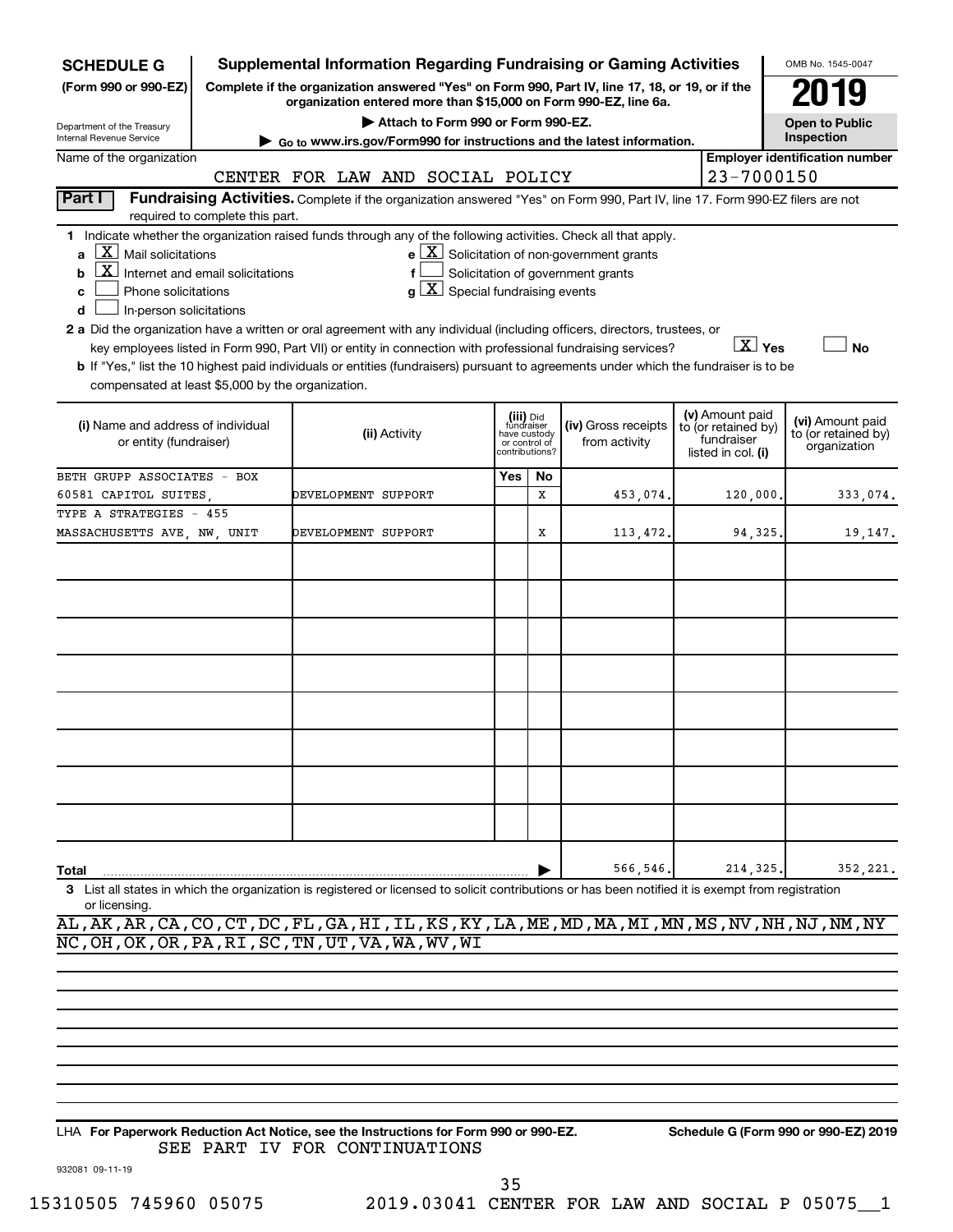**SCHEDULE G**
**(Form 990 or 990-EZ)**

Department of the Treasury
Internal Revenue Service

# Supplemental Information Regarding Fundraising or Gaming Activities

**Complete if the organization answered "Yes" on Form 990, Part IV, line 17, 18, or 19, or if the organization entered more than $15,000 on Form 990-EZ, line 6a.**

▶ Attach to Form 990 or Form 990-EZ.

▶ Go to www.irs.gov/Form990 for instructions and the latest information.

OMB No. 1545-0047

**2019**

**Open to Public Inspection**

Name of the organization: CENTER FOR LAW AND SOCIAL POLICY

Employer identification number: 23-7000150

**Part I** **Fundraising Activities.** Complete if the organization answered "Yes" on Form 990, Part IV, line 17. Form 990-EZ filers are not required to complete this part.

**1** Indicate whether the organization raised funds through any of the following activities. Check all that apply.

- **a** [X] Mail solicitations
- **b** [X] Internet and email solicitations
- **c** [ ] Phone solicitations
- **d** [ ] In-person solicitations
- **e** [X] Solicitation of non-government grants
- **f** [ ] Solicitation of government grants
- **g** [X] Special fundraising events

**2 a** Did the organization have a written or oral agreement with any individual (including officers, directors, trustees, or key employees listed in Form 990, Part VII) or entity in connection with professional fundraising services? [X] Yes [ ] No

**b** If "Yes," list the 10 highest paid individuals or entities (fundraisers) pursuant to agreements under which the fundraiser is to be compensated at least $5,000 by the organization.

| (i) Name and address of individual or entity (fundraiser) | (ii) Activity | (iii) Did fundraiser have custody or control of contributions? Yes | No | (iv) Gross receipts from activity | (v) Amount paid to (or retained by) fundraiser listed in col. (i) | (vi) Amount paid to (or retained by) organization |
|---|---|---|---|---|---|---|
| BETH GRUPP ASSOCIATES - BOX 60581 CAPITOL SUITES, | DEVELOPMENT SUPPORT | | X | 453,074. | 120,000. | 333,074. |
| TYPE A STRATEGIES - 455 MASSACHUSETTS AVE, NW, UNIT | DEVELOPMENT SUPPORT | | X | 113,472. | 94,325. | 19,147. |
| | | | | | | |
| | | | | | | |
| | | | | | | |
| | | | | | | |
| | | | | | | |
| | | | | | | |
| | | | | | | |
| | | | | | | |
| **Total** | | | | 566,546. | 214,325. | 352,221. |

**3** List all states in which the organization is registered or licensed to solicit contributions or has been notified it is exempt from registration or licensing.

AL,AK,AR,CA,CO,CT,DC,FL,GA,HI,IL,KS,KY,LA,ME,MD,MA,MI,MN,MS,NV,NH,NJ,NM,NY
NC,OH,OK,OR,PA,RI,SC,TN,UT,VA,WA,WV,WI

LHA **For Paperwork Reduction Act Notice, see the Instructions for Form 990 or 990-EZ.** **Schedule G (Form 990 or 990-EZ) 2019**

SEE PART IV FOR CONTINUATIONS

932081 09-11-19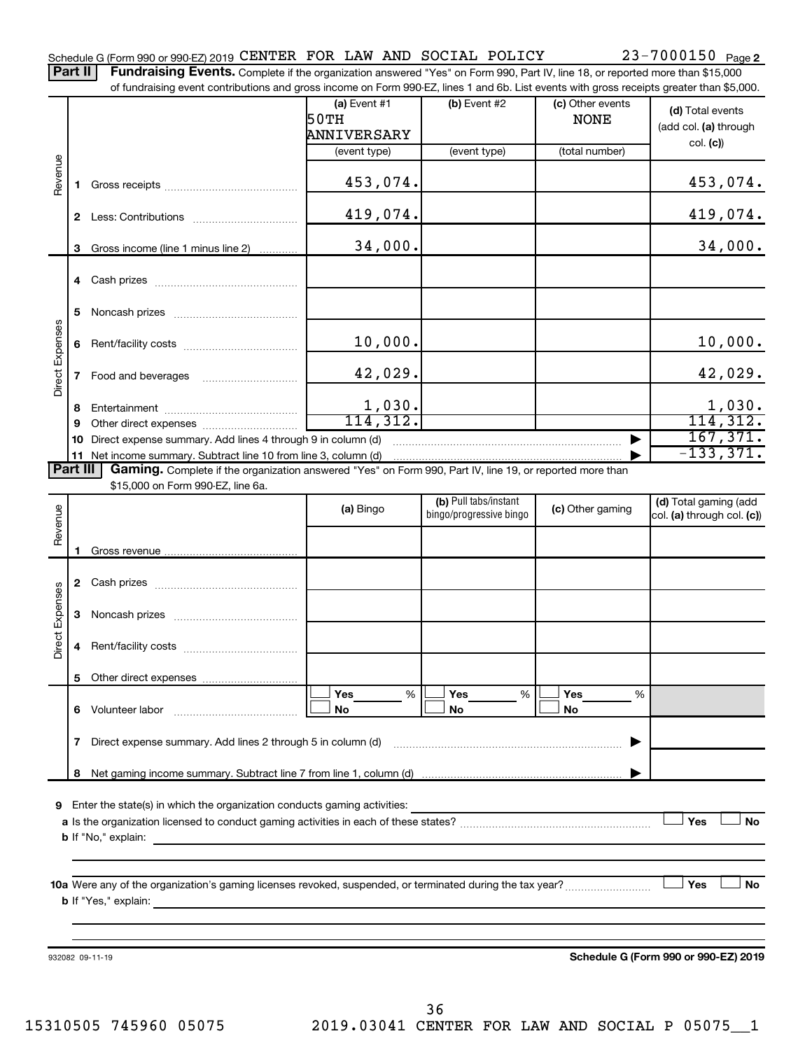Schedule G (Form 990 or 990-EZ) 2019 CENTER FOR LAW AND SOCIAL POLICY 23-7000150 Page 2

**Part II** **Fundraising Events.** Complete if the organization answered "Yes" on Form 990, Part IV, line 18, or reported more than $15,000 of fundraising event contributions and gross income on Form 990-EZ, lines 1 and 6b. List events with gross receipts greater than $5,000.

| | | (a) Event #1 50TH ANNIVERSARY (event type) | (b) Event #2 (event type) | (c) Other events NONE (total number) | (d) Total events (add col. (a) through col. (c)) |
|---|---|---|---|---|---|
| Revenue | 1 Gross receipts | 453,074. | | | 453,074. |
| | 2 Less: Contributions | 419,074. | | | 419,074. |
| | 3 Gross income (line 1 minus line 2) | 34,000. | | | 34,000. |
| Direct Expenses | 4 Cash prizes | | | | |
| | 5 Noncash prizes | | | | |
| | 6 Rent/facility costs | 10,000. | | | 10,000. |
| | 7 Food and beverages | 42,029. | | | 42,029. |
| | 8 Entertainment | 1,030. | | | 1,030. |
| | 9 Other direct expenses | 114,312. | | | 114,312. |
| | 10 Direct expense summary. Add lines 4 through 9 in column (d) | | | ▶ | 167,371. |
| | 11 Net income summary. Subtract line 10 from line 3, column (d) | | | ▶ | -133,371. |

**Part III** **Gaming.** Complete if the organization answered "Yes" on Form 990, Part IV, line 19, or reported more than $15,000 on Form 990-EZ, line 6a.

| | | (a) Bingo | (b) Pull tabs/instant bingo/progressive bingo | (c) Other gaming | (d) Total gaming (add col. (a) through col. (c)) |
|---|---|---|---|---|---|
| Revenue | 1 Gross revenue | | | | |
| Direct Expenses | 2 Cash prizes | | | | |
| | 3 Noncash prizes | | | | |
| | 4 Rent/facility costs | | | | |
| | 5 Other direct expenses | | | | |
| | 6 Volunteer labor | ☐ Yes ___% ☐ No | ☐ Yes ___% ☐ No | ☐ Yes ___% ☐ No | |
| | 7 Direct expense summary. Add lines 2 through 5 in column (d) | | | ▶ | |
| | 8 Net gaming income summary. Subtract line 7 from line 1, column (d) | | | ▶ | |

9 Enter the state(s) in which the organization conducts gaming activities:

a Is the organization licensed to conduct gaming activities in each of these states? ☐ Yes ☐ No

b If "No," explain:

10a Were any of the organization's gaming licenses revoked, suspended, or terminated during the tax year? ☐ Yes ☐ No

b If "Yes," explain:

932082 09-11-19 **Schedule G (Form 990 or 990-EZ) 2019**

15310505 745960 05075 2019.03041 CENTER FOR LAW AND SOCIAL P 05075__1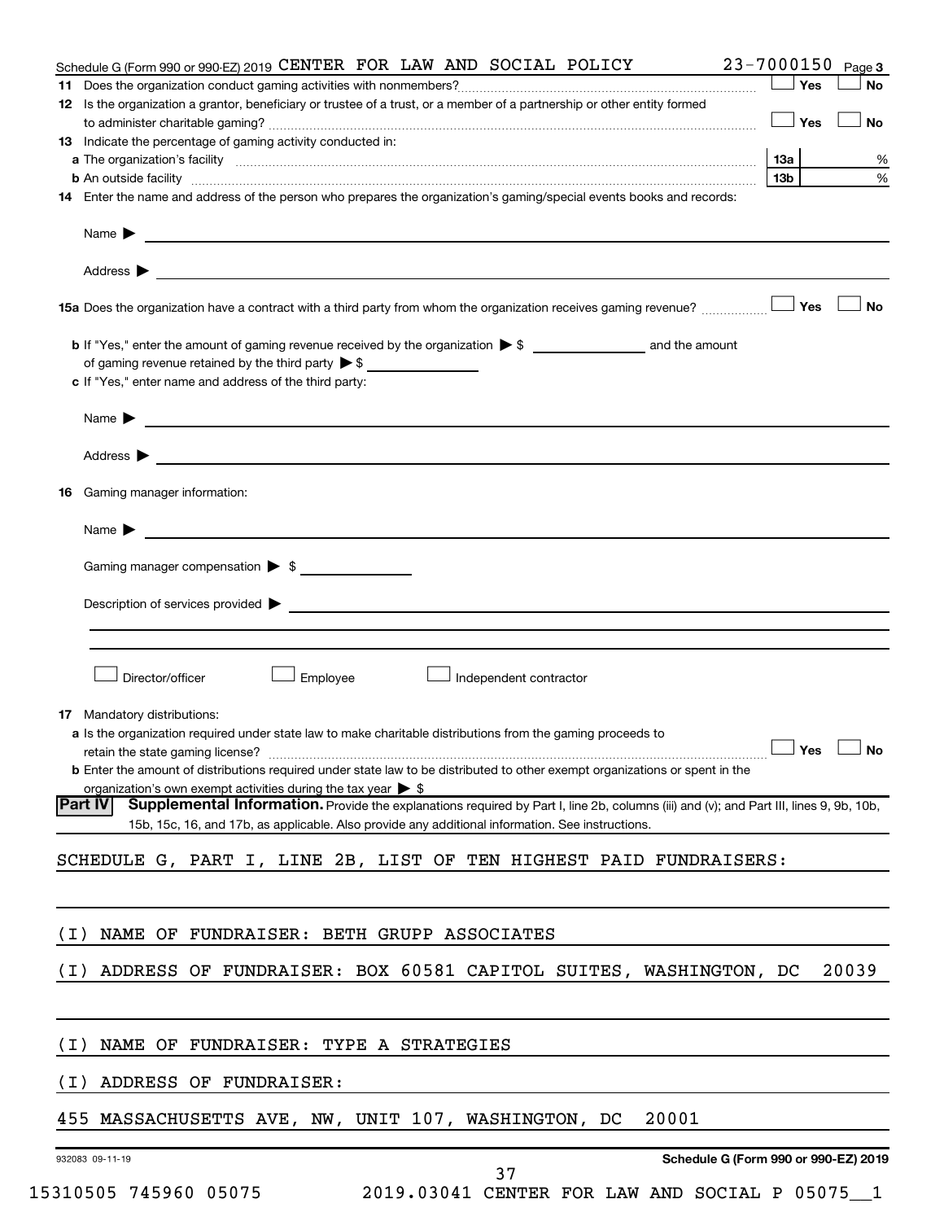Schedule G (Form 990 or 990-EZ) 2019 CENTER FOR LAW AND SOCIAL POLICY 23-7000150 Page 3

**11** Does the organization conduct gaming activities with nonmembers? ☐ Yes ☐ No

**12** Is the organization a grantor, beneficiary or trustee of a trust, or a member of a partnership or other entity formed to administer charitable gaming? ☐ Yes ☐ No

**13** Indicate the percentage of gaming activity conducted in:

**a** The organization's facility ... 13a ___ %

**b** An outside facility ... 13b ___ %

**14** Enter the name and address of the person who prepares the organization's gaming/special events books and records:

Name ▶

Address ▶

**15a** Does the organization have a contract with a third party from whom the organization receives gaming revenue? ☐ Yes ☐ No

**b** If "Yes," enter the amount of gaming revenue received by the organization ▶ $ ________ and the amount of gaming revenue retained by the third party ▶ $ ________

**c** If "Yes," enter name and address of the third party:

Name ▶

Address ▶

**16** Gaming manager information:

Name ▶

Gaming manager compensation ▶ $

Description of services provided ▶

☐ Director/officer ☐ Employee ☐ Independent contractor

**17** Mandatory distributions:

**a** Is the organization required under state law to make charitable distributions from the gaming proceeds to retain the state gaming license? ☐ Yes ☐ No

**b** Enter the amount of distributions required under state law to be distributed to other exempt organizations or spent in the organization's own exempt activities during the tax year ▶ $

**Part IV** **Supplemental Information.** Provide the explanations required by Part I, line 2b, columns (iii) and (v); and Part III, lines 9, 9b, 10b, 15b, 15c, 16, and 17b, as applicable. Also provide any additional information. See instructions.

SCHEDULE G, PART I, LINE 2B, LIST OF TEN HIGHEST PAID FUNDRAISERS:

(I) NAME OF FUNDRAISER: BETH GRUPP ASSOCIATES

(I) ADDRESS OF FUNDRAISER: BOX 60581 CAPITOL SUITES, WASHINGTON, DC 20039

(I) NAME OF FUNDRAISER: TYPE A STRATEGIES

(I) ADDRESS OF FUNDRAISER:

455 MASSACHUSETTS AVE, NW, UNIT 107, WASHINGTON, DC 20001

932083 09-11-19 **Schedule G (Form 990 or 990-EZ) 2019**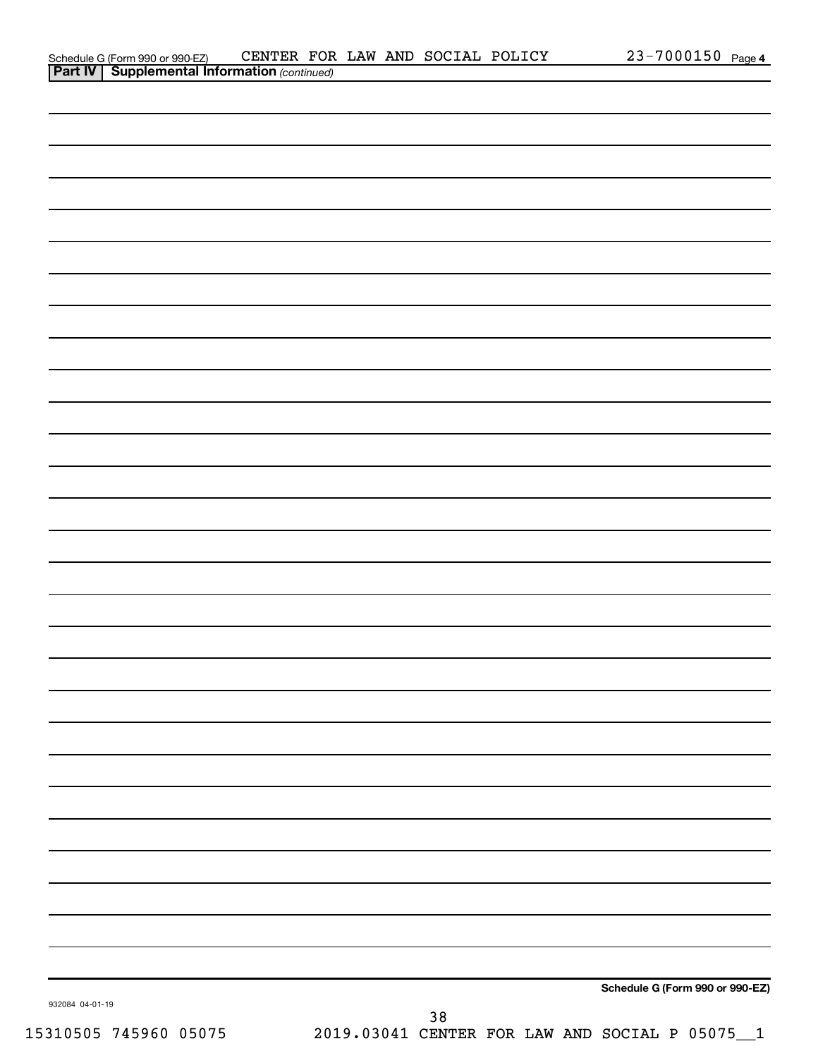Schedule G (Form 990 or 990-EZ) CENTER FOR LAW AND SOCIAL POLICY 23-7000150 Page 4

**Part IV | Supplemental Information** *(continued)*

**Schedule G (Form 990 or 990-EZ)**

932084 04-01-19

15310505 745960 05075 2019.03041 CENTER FOR LAW AND SOCIAL P 05075__1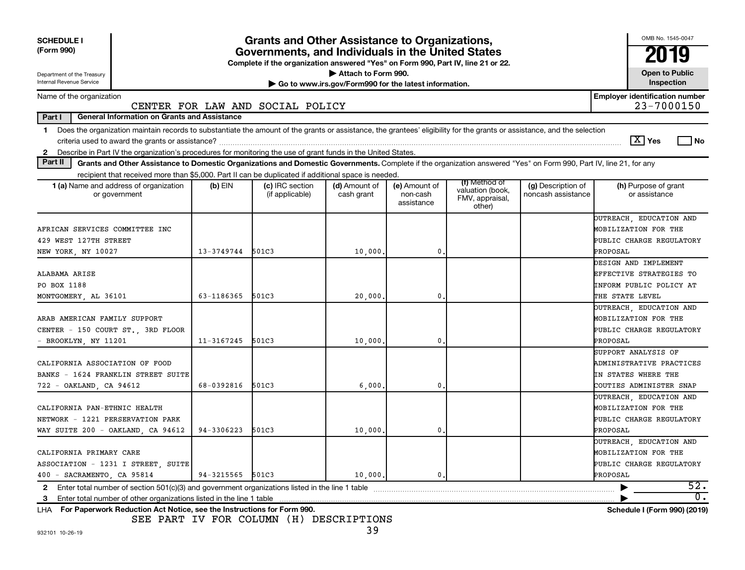**SCHEDULE I (Form 990)**

Department of the Treasury
Internal Revenue Service

# Grants and Other Assistance to Organizations, Governments, and Individuals in the United States

**Complete if the organization answered "Yes" on Form 990, Part IV, line 21 or 22.**

▶ Attach to Form 990.

▶ Go to www.irs.gov/Form990 for the latest information.

OMB No. 1545-0047

**2019**

**Open to Public Inspection**

Name of the organization: CENTER FOR LAW AND SOCIAL POLICY

**Employer identification number** 23-7000150

**Part I — General Information on Grants and Assistance**

1 Does the organization maintain records to substantiate the amount of the grants or assistance, the grantees' eligibility for the grants or assistance, and the selection criteria used to award the grants or assistance? [X] Yes [ ] No

2 Describe in Part IV the organization's procedures for monitoring the use of grant funds in the United States.

**Part II — Grants and Other Assistance to Domestic Organizations and Domestic Governments.** Complete if the organization answered "Yes" on Form 990, Part IV, line 21, for any recipient that received more than $5,000. Part II can be duplicated if additional space is needed.

| 1 (a) Name and address of organization or government | (b) EIN | (c) IRC section (if applicable) | (d) Amount of cash grant | (e) Amount of non-cash assistance | (f) Method of valuation (book, FMV, appraisal, other) | (g) Description of noncash assistance | (h) Purpose of grant or assistance |
|---|---|---|---|---|---|---|---|
| AFRICAN SERVICES COMMITTEE INC<br>429 WEST 127TH STREET<br>NEW YORK, NY 10027 | 13-3749744 | 501C3 | 10,000. | 0. | | | OUTREACH, EDUCATION AND MOBILIZATION FOR THE PUBLIC CHARGE REGULATORY PROPOSAL |
| ALABAMA ARISE<br>PO BOX 1188<br>MONTGOMERY, AL 36101 | 63-1186365 | 501C3 | 20,000. | 0. | | | DESIGN AND IMPLEMENT EFFECTIVE STRATEGIES TO INFORM PUBLIC POLICY AT THE STATE LEVEL |
| ARAB AMERICAN FAMILY SUPPORT CENTER - 150 COURT ST., 3RD FLOOR - BROOKLYN, NY 11201 | 11-3167245 | 501C3 | 10,000. | 0. | | | OUTREACH, EDUCATION AND MOBILIZATION FOR THE PUBLIC CHARGE REGULATORY PROPOSAL |
| CALIFORNIA ASSOCIATION OF FOOD BANKS - 1624 FRANKLIN STREET SUITE 722 - OAKLAND, CA 94612 | 68-0392816 | 501C3 | 6,000. | 0. | | | SUPPORT ANALYSIS OF ADMINISTRATIVE PRACTICES IN STATES WHERE THE COUTIES ADMINISTER SNAP |
| CALIFORNIA PAN-ETHNIC HEALTH NETWORK - 1221 PERSERVATION PARK WAY SUITE 200 - OAKLAND, CA 94612 | 94-3306223 | 501C3 | 10,000. | 0. | | | OUTREACH, EDUCATION AND MOBILIZATION FOR THE PUBLIC CHARGE REGULATORY PROPOSAL |
| CALIFORNIA PRIMARY CARE ASSOCIATION - 1231 I STREET, SUITE 400 - SACRAMENTO, CA 95814 | 94-3215565 | 501C3 | 10,000. | 0. | | | OUTREACH, EDUCATION AND MOBILIZATION FOR THE PUBLIC CHARGE REGULATORY PROPOSAL |

2 Enter total number of section 501(c)(3) and government organizations listed in the line 1 table ▶ 52.

3 Enter total number of other organizations listed in the line 1 table ▶ 0.

LHA **For Paperwork Reduction Act Notice, see the Instructions for Form 990.** **Schedule I (Form 990) (2019)**

SEE PART IV FOR COLUMN (H) DESCRIPTIONS

932101 10-26-19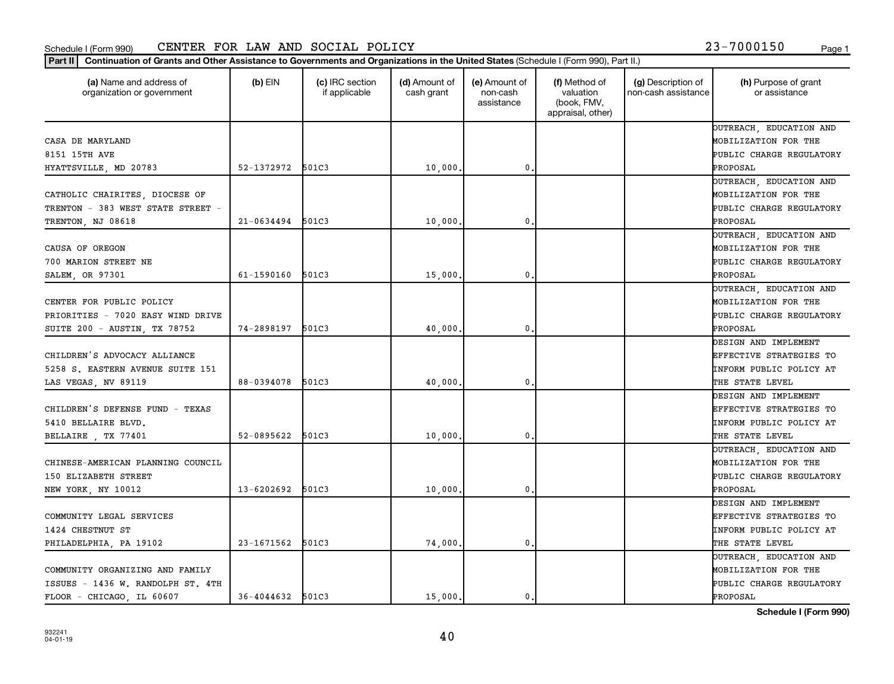Schedule I (Form 990) CENTER FOR LAW AND SOCIAL POLICY 23-7000150

**Part II** **Continuation of Grants and Other Assistance to Governments and Organizations in the United States** (Schedule I (Form 990), Part II.)

| (a) Name and address of organization or government | (b) EIN | (c) IRC section if applicable | (d) Amount of cash grant | (e) Amount of non-cash assistance | (f) Method of valuation (book, FMV, appraisal, other) | (g) Description of non-cash assistance | (h) Purpose of grant or assistance |
|---|---|---|---|---|---|---|---|
| CASA DE MARYLAND 8151 15TH AVE HYATTSVILLE, MD 20783 | 52-1372972 | 501C3 | 10,000. | 0. | | | OUTREACH, EDUCATION AND MOBILIZATION FOR THE PUBLIC CHARGE REGULATORY PROPOSAL |
| CATHOLIC CHAIRITES, DIOCESE OF TRENTON - 383 WEST STATE STREET - TRENTON, NJ 08618 | 21-0634494 | 501C3 | 10,000. | 0. | | | OUTREACH, EDUCATION AND MOBILIZATION FOR THE PUBLIC CHARGE REGULATORY PROPOSAL |
| CAUSA OF OREGON 700 MARION STREET NE SALEM, OR 97301 | 61-1590160 | 501C3 | 15,000. | 0. | | | OUTREACH, EDUCATION AND MOBILIZATION FOR THE PUBLIC CHARGE REGULATORY PROPOSAL |
| CENTER FOR PUBLIC POLICY PRIORITIES - 7020 EASY WIND DRIVE SUITE 200 - AUSTIN, TX 78752 | 74-2898197 | 501C3 | 40,000. | 0. | | | OUTREACH, EDUCATION AND MOBILIZATION FOR THE PUBLIC CHARGE REGULATORY PROPOSAL |
| CHILDREN'S ADVOCACY ALLIANCE 5258 S. EASTERN AVENUE SUITE 151 LAS VEGAS, NV 89119 | 88-0394078 | 501C3 | 40,000. | 0. | | | DESIGN AND IMPLEMENT EFFECTIVE STRATEGIES TO INFORM PUBLIC POLICY AT THE STATE LEVEL |
| CHILDREN'S DEFENSE FUND - TEXAS 5410 BELLAIRE BLVD. BELLAIRE , TX 77401 | 52-0895622 | 501C3 | 10,000. | 0. | | | DESIGN AND IMPLEMENT EFFECTIVE STRATEGIES TO INFORM PUBLIC POLICY AT THE STATE LEVEL |
| CHINESE-AMERICAN PLANNING COUNCIL 150 ELIZABETH STREET NEW YORK, NY 10012 | 13-6202692 | 501C3 | 10,000. | 0. | | | OUTREACH, EDUCATION AND MOBILIZATION FOR THE PUBLIC CHARGE REGULATORY PROPOSAL |
| COMMUNITY LEGAL SERVICES 1424 CHESTNUT ST PHILADELPHIA, PA 19102 | 23-1671562 | 501C3 | 74,000. | 0. | | | DESIGN AND IMPLEMENT EFFECTIVE STRATEGIES TO INFORM PUBLIC POLICY AT THE STATE LEVEL |
| COMMUNITY ORGANIZING AND FAMILY ISSUES - 1436 W. RANDOLPH ST. 4TH FLOOR - CHICAGO, IL 60607 | 36-4044632 | 501C3 | 15,000. | 0. | | | OUTREACH, EDUCATION AND MOBILIZATION FOR THE PUBLIC CHARGE REGULATORY PROPOSAL |

**Schedule I (Form 990)**

932241 04-01-19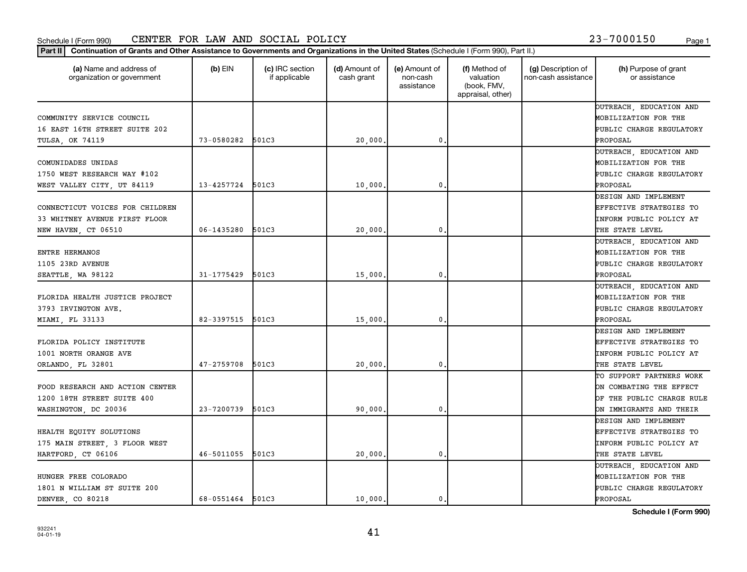Schedule I (Form 990) CENTER FOR LAW AND SOCIAL POLICY 23-7000150

**Part II** **Continuation of Grants and Other Assistance to Governments and Organizations in the United States** (Schedule I (Form 990), Part II.)

| (a) Name and address of organization or government | (b) EIN | (c) IRC section if applicable | (d) Amount of cash grant | (e) Amount of non-cash assistance | (f) Method of valuation (book, FMV, appraisal, other) | (g) Description of non-cash assistance | (h) Purpose of grant or assistance |
|---|---|---|---|---|---|---|---|
| COMMUNITY SERVICE COUNCIL<br>16 EAST 16TH STREET SUITE 202<br>TULSA, OK 74119 | 73-0580282 | 501C3 | 20,000. | 0. | | | OUTREACH, EDUCATION AND MOBILIZATION FOR THE PUBLIC CHARGE REGULATORY PROPOSAL |
| COMUNIDADES UNIDAS<br>1750 WEST RESEARCH WAY #102<br>WEST VALLEY CITY, UT 84119 | 13-4257724 | 501C3 | 10,000. | 0. | | | OUTREACH, EDUCATION AND MOBILIZATION FOR THE PUBLIC CHARGE REGULATORY PROPOSAL |
| CONNECTICUT VOICES FOR CHILDREN<br>33 WHITNEY AVENUE FIRST FLOOR<br>NEW HAVEN, CT 06510 | 06-1435280 | 501C3 | 20,000. | 0. | | | DESIGN AND IMPLEMENT EFFECTIVE STRATEGIES TO INFORM PUBLIC POLICY AT THE STATE LEVEL |
| ENTRE HERMANOS<br>1105 23RD AVENUE<br>SEATTLE, WA 98122 | 31-1775429 | 501C3 | 15,000. | 0. | | | OUTREACH, EDUCATION AND MOBILIZATION FOR THE PUBLIC CHARGE REGULATORY PROPOSAL |
| FLORIDA HEALTH JUSTICE PROJECT<br>3793 IRVINGTON AVE.<br>MIAMI, FL 33133 | 82-3397515 | 501C3 | 15,000. | 0. | | | OUTREACH, EDUCATION AND MOBILIZATION FOR THE PUBLIC CHARGE REGULATORY PROPOSAL |
| FLORIDA POLICY INSTITUTE<br>1001 NORTH ORANGE AVE<br>ORLANDO, FL 32801 | 47-2759708 | 501C3 | 20,000. | 0. | | | DESIGN AND IMPLEMENT EFFECTIVE STRATEGIES TO INFORM PUBLIC POLICY AT THE STATE LEVEL |
| FOOD RESEARCH AND ACTION CENTER<br>1200 18TH STREET SUITE 400<br>WASHINGTON, DC 20036 | 23-7200739 | 501C3 | 90,000. | 0. | | | TO SUPPORT PARTNERS WORK ON COMBATING THE EFFECT OF THE PUBLIC CHARGE RULE ON IMMIGRANTS AND THEIR |
| HEALTH EQUITY SOLUTIONS<br>175 MAIN STREET, 3 FLOOR WEST<br>HARTFORD, CT 06106 | 46-5011055 | 501C3 | 20,000. | 0. | | | DESIGN AND IMPLEMENT EFFECTIVE STRATEGIES TO INFORM PUBLIC POLICY AT THE STATE LEVEL |
| HUNGER FREE COLORADO<br>1801 N WILLIAM ST SUITE 200<br>DENVER, CO 80218 | 68-0551464 | 501C3 | 10,000. | 0. | | | OUTREACH, EDUCATION AND MOBILIZATION FOR THE PUBLIC CHARGE REGULATORY PROPOSAL |

**Schedule I (Form 990)**

932241
04-01-19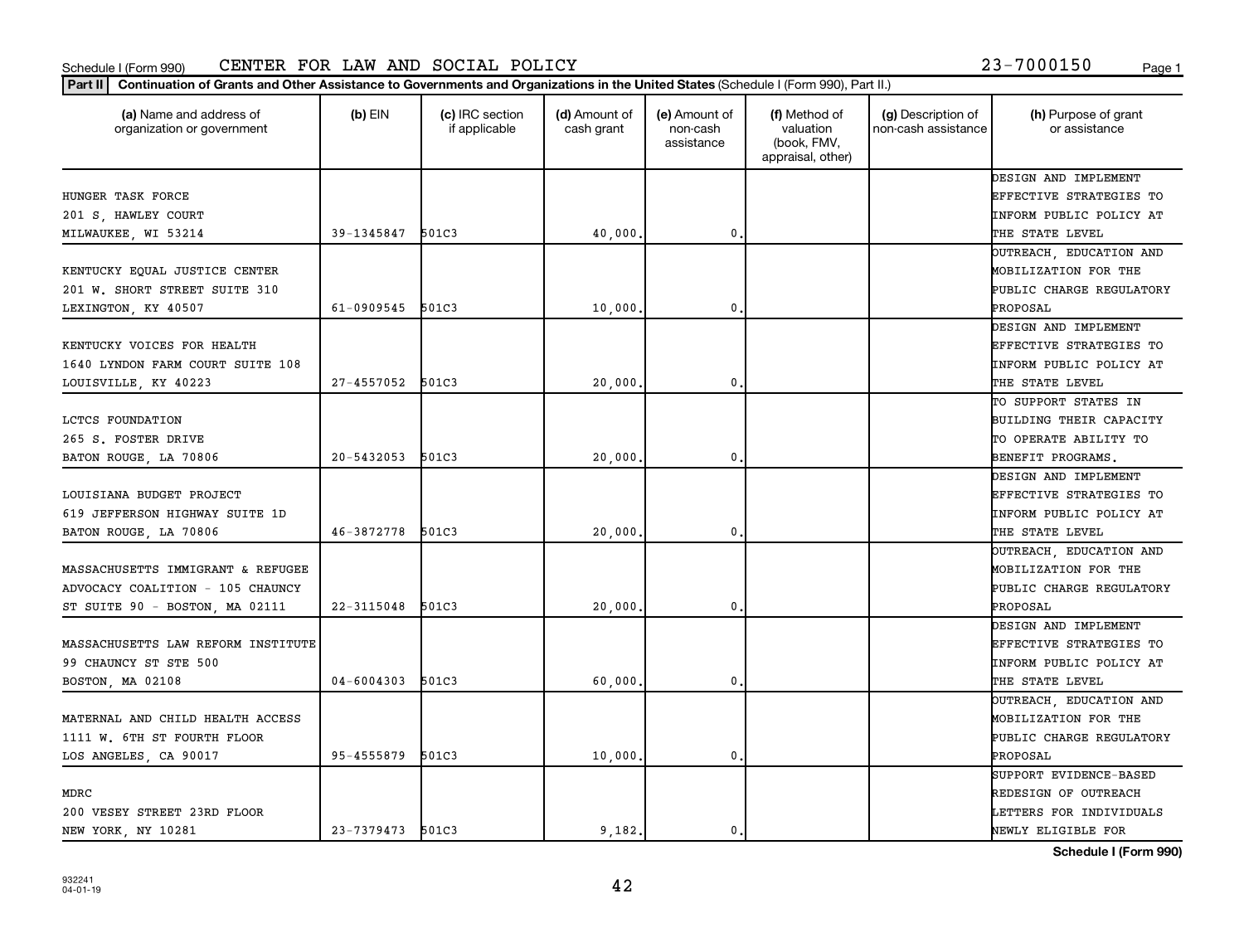Schedule I (Form 990) CENTER FOR LAW AND SOCIAL POLICY 23-7000150

**Part II** **Continuation of Grants and Other Assistance to Governments and Organizations in the United States** (Schedule I (Form 990), Part II.)

| (a) Name and address of organization or government | (b) EIN | (c) IRC section if applicable | (d) Amount of cash grant | (e) Amount of non-cash assistance | (f) Method of valuation (book, FMV, appraisal, other) | (g) Description of non-cash assistance | (h) Purpose of grant or assistance |
|---|---|---|---|---|---|---|---|
| HUNGER TASK FORCE 201 S. HAWLEY COURT MILWAUKEE, WI 53214 | 39-1345847 | 501C3 | 40,000. | 0. | | | DESIGN AND IMPLEMENT EFFECTIVE STRATEGIES TO INFORM PUBLIC POLICY AT THE STATE LEVEL |
| KENTUCKY EQUAL JUSTICE CENTER 201 W. SHORT STREET SUITE 310 LEXINGTON, KY 40507 | 61-0909545 | 501C3 | 10,000. | 0. | | | OUTREACH, EDUCATION AND MOBILIZATION FOR THE PUBLIC CHARGE REGULATORY PROPOSAL |
| KENTUCKY VOICES FOR HEALTH 1640 LYNDON FARM COURT SUITE 108 LOUISVILLE, KY 40223 | 27-4557052 | 501C3 | 20,000. | 0. | | | DESIGN AND IMPLEMENT EFFECTIVE STRATEGIES TO INFORM PUBLIC POLICY AT THE STATE LEVEL |
| LCTCS FOUNDATION 265 S. FOSTER DRIVE BATON ROUGE, LA 70806 | 20-5432053 | 501C3 | 20,000. | 0. | | | TO SUPPORT STATES IN BUILDING THEIR CAPACITY TO OPERATE ABILITY TO BENEFIT PROGRAMS. |
| LOUISIANA BUDGET PROJECT 619 JEFFERSON HIGHWAY SUITE 1D BATON ROUGE, LA 70806 | 46-3872778 | 501C3 | 20,000. | 0. | | | DESIGN AND IMPLEMENT EFFECTIVE STRATEGIES TO INFORM PUBLIC POLICY AT THE STATE LEVEL |
| MASSACHUSETTS IMMIGRANT & REFUGEE ADVOCACY COALITION - 105 CHAUNCY ST SUITE 90 - BOSTON, MA 02111 | 22-3115048 | 501C3 | 20,000. | 0. | | | OUTREACH, EDUCATION AND MOBILIZATION FOR THE PUBLIC CHARGE REGULATORY PROPOSAL |
| MASSACHUSETTS LAW REFORM INSTITUTE 99 CHAUNCY ST STE 500 BOSTON, MA 02108 | 04-6004303 | 501C3 | 60,000. | 0. | | | DESIGN AND IMPLEMENT EFFECTIVE STRATEGIES TO INFORM PUBLIC POLICY AT THE STATE LEVEL |
| MATERNAL AND CHILD HEALTH ACCESS 1111 W. 6TH ST FOURTH FLOOR LOS ANGELES, CA 90017 | 95-4555879 | 501C3 | 10,000. | 0. | | | OUTREACH, EDUCATION AND MOBILIZATION FOR THE PUBLIC CHARGE REGULATORY PROPOSAL |
| MDRC 200 VESEY STREET 23RD FLOOR NEW YORK, NY 10281 | 23-7379473 | 501C3 | 9,182. | 0. | | | SUPPORT EVIDENCE-BASED REDESIGN OF OUTREACH LETTERS FOR INDIVIDUALS NEWLY ELIGIBLE FOR |

**Schedule I (Form 990)**

932241
04-01-19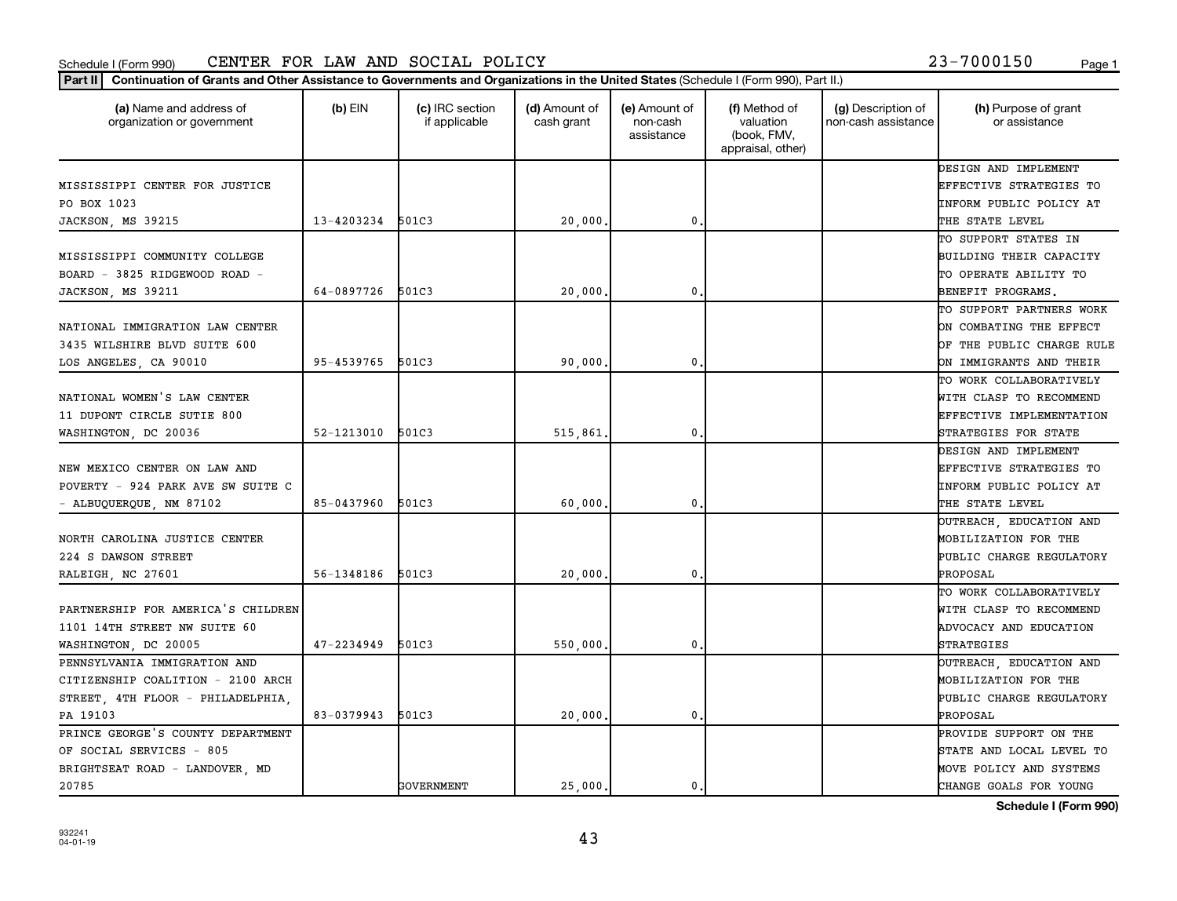Schedule I (Form 990) CENTER FOR LAW AND SOCIAL POLICY 23-7000150

**Part II** Continuation of Grants and Other Assistance to Governments and Organizations in the United States (Schedule I (Form 990), Part II.)

| (a) Name and address of organization or government | (b) EIN | (c) IRC section if applicable | (d) Amount of cash grant | (e) Amount of non-cash assistance | (f) Method of valuation (book, FMV, appraisal, other) | (g) Description of non-cash assistance | (h) Purpose of grant or assistance |
|---|---|---|---|---|---|---|---|
| MISSISSIPPI CENTER FOR JUSTICE PO BOX 1023 JACKSON, MS 39215 | 13-4203234 | 501C3 | 20,000. | 0. | | | DESIGN AND IMPLEMENT EFFECTIVE STRATEGIES TO INFORM PUBLIC POLICY AT THE STATE LEVEL |
| MISSISSIPPI COMMUNITY COLLEGE BOARD - 3825 RIDGEWOOD ROAD - JACKSON, MS 39211 | 64-0897726 | 501C3 | 20,000. | 0. | | | TO SUPPORT STATES IN BUILDING THEIR CAPACITY TO OPERATE ABILITY TO BENEFIT PROGRAMS. |
| NATIONAL IMMIGRATION LAW CENTER 3435 WILSHIRE BLVD SUITE 600 LOS ANGELES, CA 90010 | 95-4539765 | 501C3 | 90,000. | 0. | | | TO SUPPORT PARTNERS WORK ON COMBATING THE EFFECT OF THE PUBLIC CHARGE RULE ON IMMIGRANTS AND THEIR |
| NATIONAL WOMEN'S LAW CENTER 11 DUPONT CIRCLE SUTIE 800 WASHINGTON, DC 20036 | 52-1213010 | 501C3 | 515,861. | 0. | | | TO WORK COLLABORATIVELY WITH CLASP TO RECOMMEND EFFECTIVE IMPLEMENTATION STRATEGIES FOR STATE |
| NEW MEXICO CENTER ON LAW AND POVERTY - 924 PARK AVE SW SUITE C - ALBUQUERQUE, NM 87102 | 85-0437960 | 501C3 | 60,000. | 0. | | | DESIGN AND IMPLEMENT EFFECTIVE STRATEGIES TO INFORM PUBLIC POLICY AT THE STATE LEVEL |
| NORTH CAROLINA JUSTICE CENTER 224 S DAWSON STREET RALEIGH, NC 27601 | 56-1348186 | 501C3 | 20,000. | 0. | | | OUTREACH, EDUCATION AND MOBILIZATION FOR THE PUBLIC CHARGE REGULATORY PROPOSAL |
| PARTNERSHIP FOR AMERICA'S CHILDREN 1101 14TH STREET NW SUITE 60 WASHINGTON, DC 20005 | 47-2234949 | 501C3 | 550,000. | 0. | | | TO WORK COLLABORATIVELY WITH CLASP TO RECOMMEND ADVOCACY AND EDUCATION STRATEGIES |
| PENNSYLVANIA IMMIGRATION AND CITIZENSHIP COALITION - 2100 ARCH STREET, 4TH FLOOR - PHILADELPHIA, PA 19103 | 83-0379943 | 501C3 | 20,000. | 0. | | | OUTREACH, EDUCATION AND MOBILIZATION FOR THE PUBLIC CHARGE REGULATORY PROPOSAL |
| PRINCE GEORGE'S COUNTY DEPARTMENT OF SOCIAL SERVICES - 805 BRIGHTSEAT ROAD - LANDOVER, MD 20785 | | GOVERNMENT | 25,000. | 0. | | | PROVIDE SUPPORT ON THE STATE AND LOCAL LEVEL TO MOVE POLICY AND SYSTEMS CHANGE GOALS FOR YOUNG |

932241 04-01-19

Schedule I (Form 990)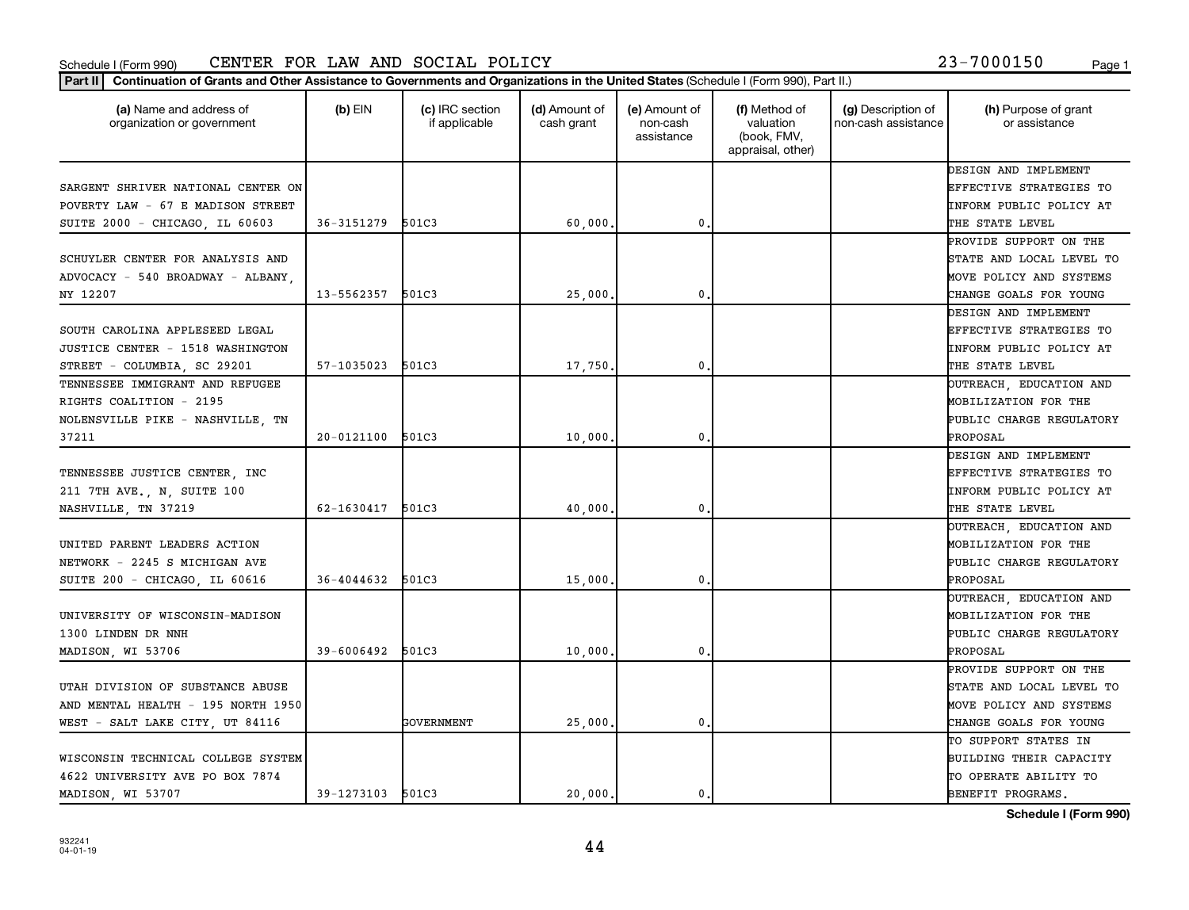Schedule I (Form 990) CENTER FOR LAW AND SOCIAL POLICY 23-7000150

**Part II** **Continuation of Grants and Other Assistance to Governments and Organizations in the United States** (Schedule I (Form 990), Part II.)

| (a) Name and address of organization or government | (b) EIN | (c) IRC section if applicable | (d) Amount of cash grant | (e) Amount of non-cash assistance | (f) Method of valuation (book, FMV, appraisal, other) | (g) Description of non-cash assistance | (h) Purpose of grant or assistance |
|---|---|---|---|---|---|---|---|
| SARGENT SHRIVER NATIONAL CENTER ON POVERTY LAW - 67 E MADISON STREET SUITE 2000 - CHICAGO, IL 60603 | 36-3151279 | 501C3 | 60,000. | 0. | | | DESIGN AND IMPLEMENT EFFECTIVE STRATEGIES TO INFORM PUBLIC POLICY AT THE STATE LEVEL |
| SCHUYLER CENTER FOR ANALYSIS AND ADVOCACY - 540 BROADWAY - ALBANY, NY 12207 | 13-5562357 | 501C3 | 25,000. | 0. | | | PROVIDE SUPPORT ON THE STATE AND LOCAL LEVEL TO MOVE POLICY AND SYSTEMS CHANGE GOALS FOR YOUNG |
| SOUTH CAROLINA APPLESEED LEGAL JUSTICE CENTER - 1518 WASHINGTON STREET - COLUMBIA, SC 29201 | 57-1035023 | 501C3 | 17,750. | 0. | | | DESIGN AND IMPLEMENT EFFECTIVE STRATEGIES TO INFORM PUBLIC POLICY AT THE STATE LEVEL |
| TENNESSEE IMMIGRANT AND REFUGEE RIGHTS COALITION - 2195 NOLENSVILLE PIKE - NASHVILLE, TN 37211 | 20-0121100 | 501C3 | 10,000. | 0. | | | OUTREACH, EDUCATION AND MOBILIZATION FOR THE PUBLIC CHARGE REGULATORY PROPOSAL |
| TENNESSEE JUSTICE CENTER, INC 211 7TH AVE., N, SUITE 100 NASHVILLE, TN 37219 | 62-1630417 | 501C3 | 40,000. | 0. | | | DESIGN AND IMPLEMENT EFFECTIVE STRATEGIES TO INFORM PUBLIC POLICY AT THE STATE LEVEL |
| UNITED PARENT LEADERS ACTION NETWORK - 2245 S MICHIGAN AVE SUITE 200 - CHICAGO, IL 60616 | 36-4044632 | 501C3 | 15,000. | 0. | | | OUTREACH, EDUCATION AND MOBILIZATION FOR THE PUBLIC CHARGE REGULATORY PROPOSAL |
| UNIVERSITY OF WISCONSIN-MADISON 1300 LINDEN DR NNH MADISON, WI 53706 | 39-6006492 | 501C3 | 10,000. | 0. | | | OUTREACH, EDUCATION AND MOBILIZATION FOR THE PUBLIC CHARGE REGULATORY PROPOSAL |
| UTAH DIVISION OF SUBSTANCE ABUSE AND MENTAL HEALTH - 195 NORTH 1950 WEST - SALT LAKE CITY, UT 84116 | | GOVERNMENT | 25,000. | 0. | | | PROVIDE SUPPORT ON THE STATE AND LOCAL LEVEL TO MOVE POLICY AND SYSTEMS CHANGE GOALS FOR YOUNG |
| WISCONSIN TECHNICAL COLLEGE SYSTEM 4622 UNIVERSITY AVE PO BOX 7874 MADISON, WI 53707 | 39-1273103 | 501C3 | 20,000. | 0. | | | TO SUPPORT STATES IN BUILDING THEIR CAPACITY TO OPERATE ABILITY TO BENEFIT PROGRAMS. |

**Schedule I (Form 990)**

932241 04-01-19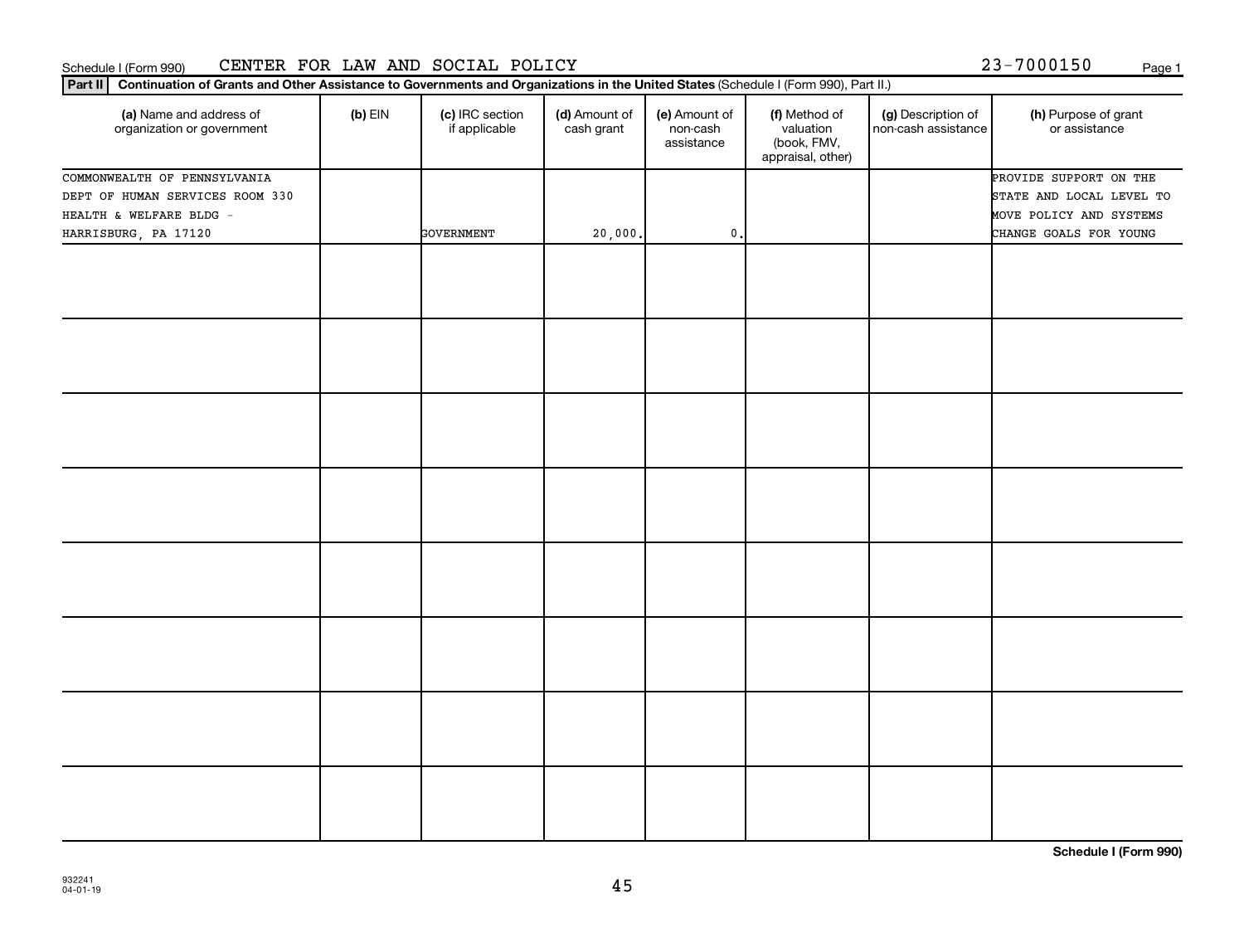Schedule I (Form 990) CENTER FOR LAW AND SOCIAL POLICY 23-7000150

**Part II** **Continuation of Grants and Other Assistance to Governments and Organizations in the United States** (Schedule I (Form 990), Part II.)

| (a) Name and address of organization or government | (b) EIN | (c) IRC section if applicable | (d) Amount of cash grant | (e) Amount of non-cash assistance | (f) Method of valuation (book, FMV, appraisal, other) | (g) Description of non-cash assistance | (h) Purpose of grant or assistance |
|---|---|---|---|---|---|---|---|
| COMMONWEALTH OF PENNSYLVANIA DEPT OF HUMAN SERVICES ROOM 330 HEALTH & WELFARE BLDG - HARRISBURG, PA 17120 | | GOVERNMENT | 20,000. | 0. | | | PROVIDE SUPPORT ON THE STATE AND LOCAL LEVEL TO MOVE POLICY AND SYSTEMS CHANGE GOALS FOR YOUNG |
| | | | | | | | |
| | | | | | | | |
| | | | | | | | |
| | | | | | | | |
| | | | | | | | |
| | | | | | | | |
| | | | | | | | |
| | | | | | | | |

**Schedule I (Form 990)**

932241
04-01-19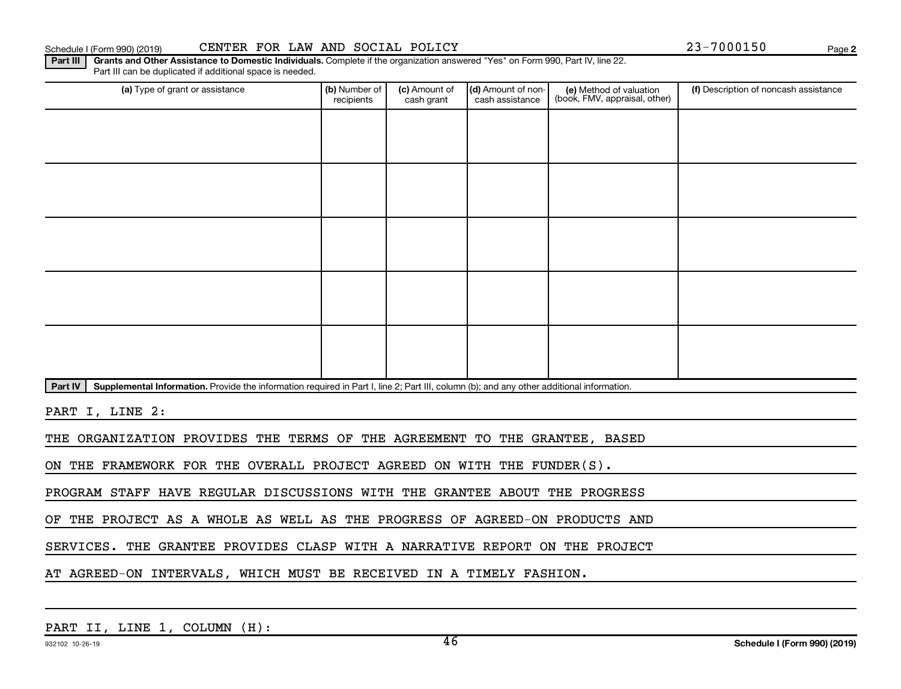Schedule I (Form 990) (2019) CENTER FOR LAW AND SOCIAL POLICY 23-7000150

**Part III** **Grants and Other Assistance to Domestic Individuals.** Complete if the organization answered "Yes" on Form 990, Part IV, line 22. Part III can be duplicated if additional space is needed.

| (a) Type of grant or assistance | (b) Number of recipients | (c) Amount of cash grant | (d) Amount of non-cash assistance | (e) Method of valuation (book, FMV, appraisal, other) | (f) Description of noncash assistance |
|---|---|---|---|---|---|
| | | | | | |
| | | | | | |
| | | | | | |
| | | | | | |
| | | | | | |

**Part IV** **Supplemental Information.** Provide the information required in Part I, line 2; Part III, column (b); and any other additional information.

PART I, LINE 2:

THE ORGANIZATION PROVIDES THE TERMS OF THE AGREEMENT TO THE GRANTEE, BASED ON THE FRAMEWORK FOR THE OVERALL PROJECT AGREED ON WITH THE FUNDER(S). PROGRAM STAFF HAVE REGULAR DISCUSSIONS WITH THE GRANTEE ABOUT THE PROGRESS OF THE PROJECT AS A WHOLE AS WELL AS THE PROGRESS OF AGREED-ON PRODUCTS AND SERVICES. THE GRANTEE PROVIDES CLASP WITH A NARRATIVE REPORT ON THE PROJECT AT AGREED-ON INTERVALS, WHICH MUST BE RECEIVED IN A TIMELY FASHION.

PART II, LINE 1, COLUMN (H):

932102 10-26-19

**Schedule I (Form 990) (2019)**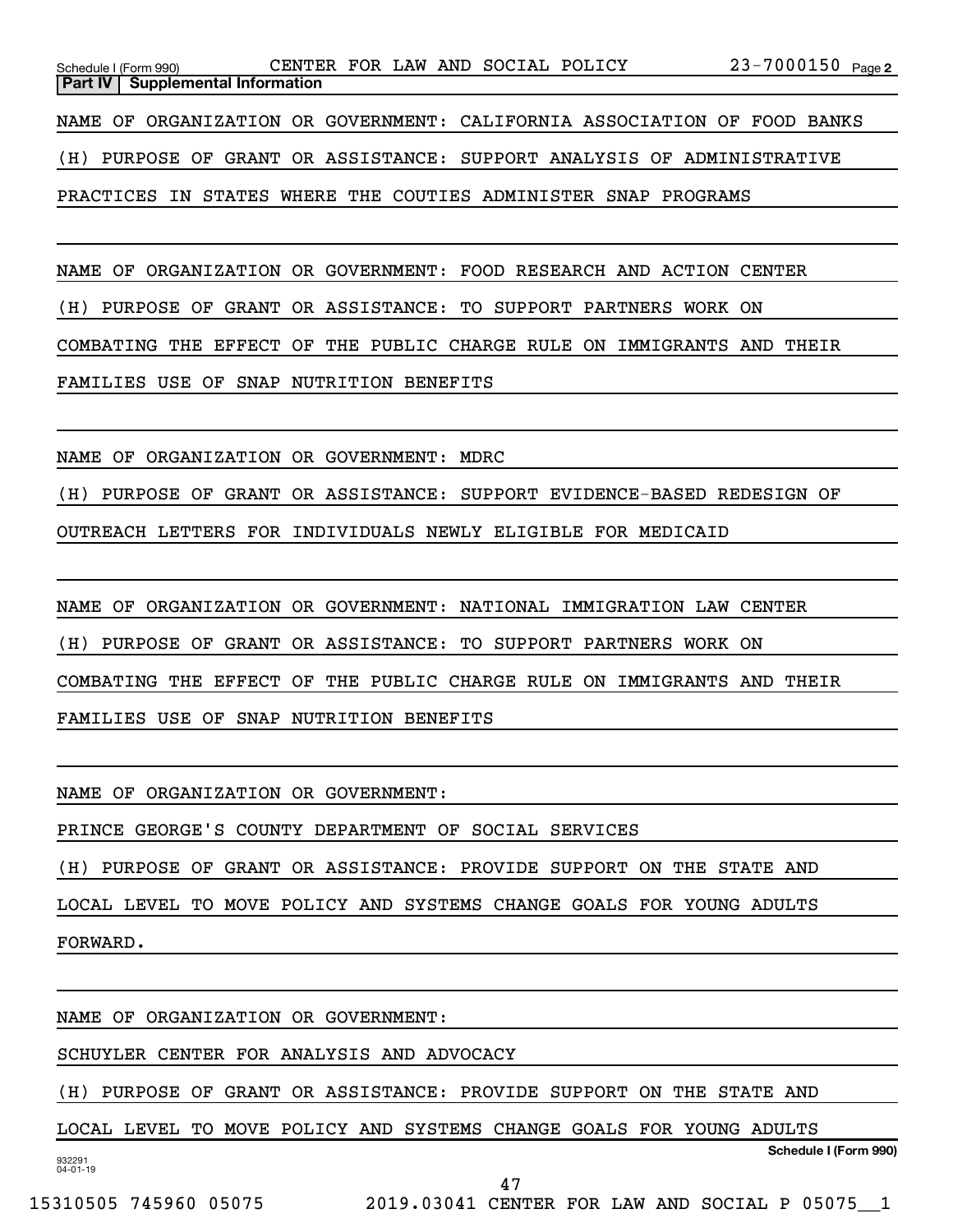**Part IV | Supplemental Information**

NAME OF ORGANIZATION OR GOVERNMENT: CALIFORNIA ASSOCIATION OF FOOD BANKS

(H) PURPOSE OF GRANT OR ASSISTANCE: SUPPORT ANALYSIS OF ADMINISTRATIVE PRACTICES IN STATES WHERE THE COUTIES ADMINISTER SNAP PROGRAMS

NAME OF ORGANIZATION OR GOVERNMENT: FOOD RESEARCH AND ACTION CENTER

(H) PURPOSE OF GRANT OR ASSISTANCE: TO SUPPORT PARTNERS WORK ON COMBATING THE EFFECT OF THE PUBLIC CHARGE RULE ON IMMIGRANTS AND THEIR FAMILIES USE OF SNAP NUTRITION BENEFITS

NAME OF ORGANIZATION OR GOVERNMENT: MDRC

(H) PURPOSE OF GRANT OR ASSISTANCE: SUPPORT EVIDENCE-BASED REDESIGN OF OUTREACH LETTERS FOR INDIVIDUALS NEWLY ELIGIBLE FOR MEDICAID

NAME OF ORGANIZATION OR GOVERNMENT: NATIONAL IMMIGRATION LAW CENTER

(H) PURPOSE OF GRANT OR ASSISTANCE: TO SUPPORT PARTNERS WORK ON COMBATING THE EFFECT OF THE PUBLIC CHARGE RULE ON IMMIGRANTS AND THEIR FAMILIES USE OF SNAP NUTRITION BENEFITS

NAME OF ORGANIZATION OR GOVERNMENT:

PRINCE GEORGE'S COUNTY DEPARTMENT OF SOCIAL SERVICES

(H) PURPOSE OF GRANT OR ASSISTANCE: PROVIDE SUPPORT ON THE STATE AND LOCAL LEVEL TO MOVE POLICY AND SYSTEMS CHANGE GOALS FOR YOUNG ADULTS FORWARD.

NAME OF ORGANIZATION OR GOVERNMENT:

SCHUYLER CENTER FOR ANALYSIS AND ADVOCACY

(H) PURPOSE OF GRANT OR ASSISTANCE: PROVIDE SUPPORT ON THE STATE AND LOCAL LEVEL TO MOVE POLICY AND SYSTEMS CHANGE GOALS FOR YOUNG ADULTS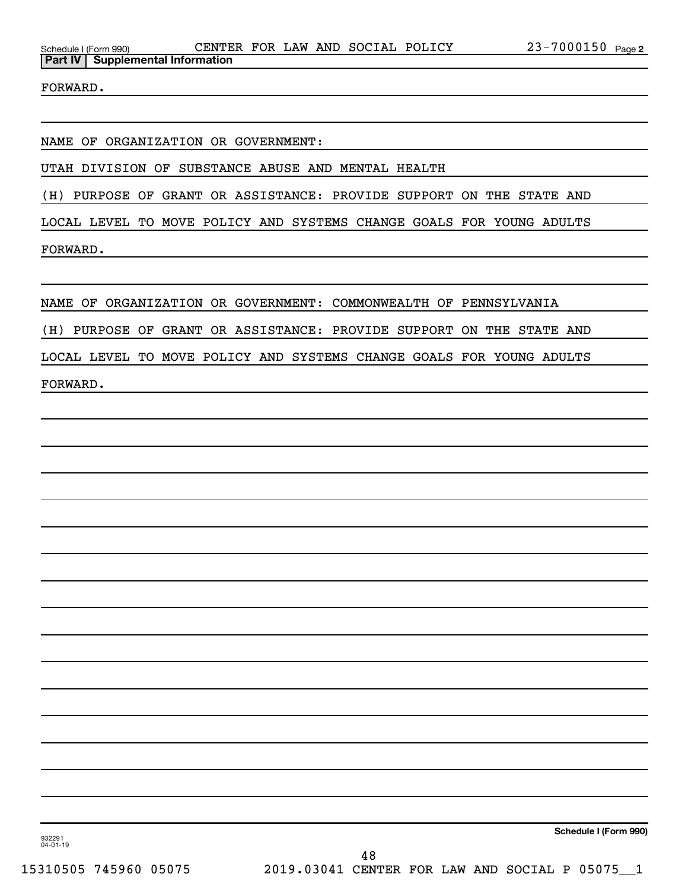## Part IV Supplemental Information

FORWARD.

NAME OF ORGANIZATION OR GOVERNMENT:

UTAH DIVISION OF SUBSTANCE ABUSE AND MENTAL HEALTH

(H) PURPOSE OF GRANT OR ASSISTANCE: PROVIDE SUPPORT ON THE STATE AND LOCAL LEVEL TO MOVE POLICY AND SYSTEMS CHANGE GOALS FOR YOUNG ADULTS FORWARD.

NAME OF ORGANIZATION OR GOVERNMENT: COMMONWEALTH OF PENNSYLVANIA

(H) PURPOSE OF GRANT OR ASSISTANCE: PROVIDE SUPPORT ON THE STATE AND LOCAL LEVEL TO MOVE POLICY AND SYSTEMS CHANGE GOALS FOR YOUNG ADULTS FORWARD.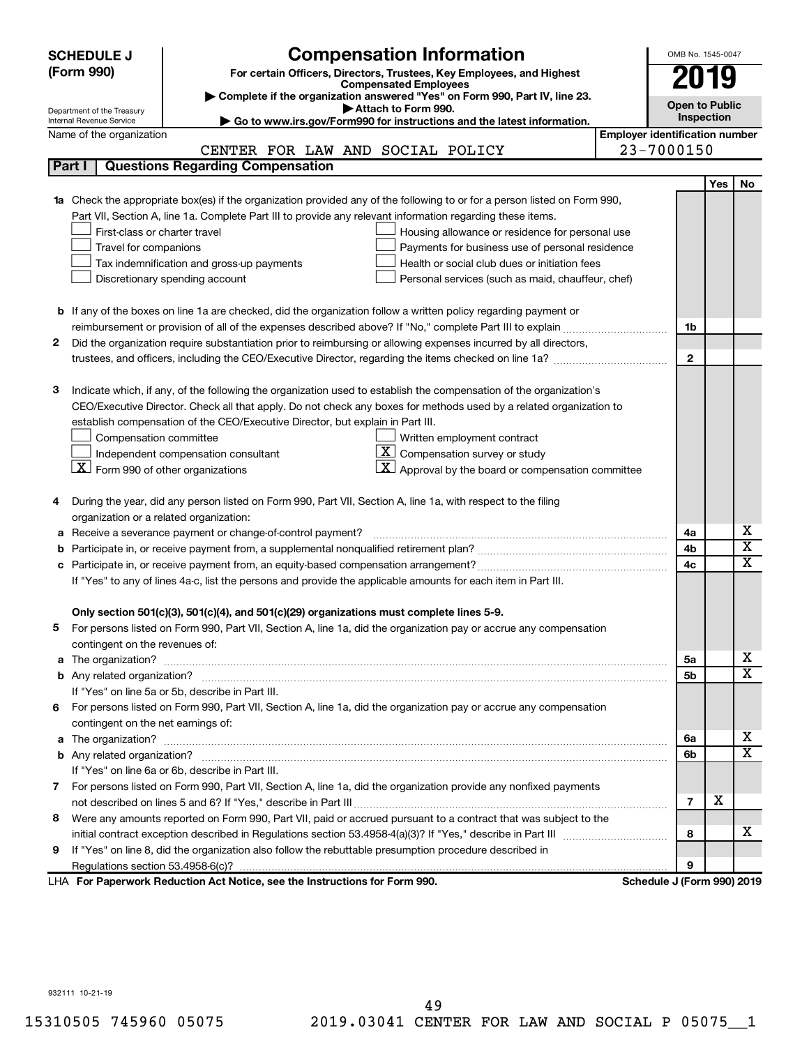**SCHEDULE J (Form 990)**

Department of the Treasury
Internal Revenue Service

# Compensation Information

**For certain Officers, Directors, Trustees, Key Employees, and Highest Compensated Employees**

▶ Complete if the organization answered "Yes" on Form 990, Part IV, line 23.
▶ Attach to Form 990.
▶ Go to www.irs.gov/Form990 for instructions and the latest information.

OMB No. 1545-0047

**2019**

**Open to Public Inspection**

Name of the organization: CENTER FOR LAW AND SOCIAL POLICY

Employer identification number: 23-7000150

## Part I Questions Regarding Compensation

| | | | Yes | No |
|---|---|---|---|---|
| **1a** | Check the appropriate box(es) if the organization provided any of the following to or for a person listed on Form 990, Part VII, Section A, line 1a. Complete Part III to provide any relevant information regarding these items. | | | |
| | ☐ First-class or charter travel ☐ Housing allowance or residence for personal use | | | |
| | ☐ Travel for companions ☐ Payments for business use of personal residence | | | |
| | ☐ Tax indemnification and gross-up payments ☐ Health or social club dues or initiation fees | | | |
| | ☐ Discretionary spending account ☐ Personal services (such as maid, chauffeur, chef) | | | |
| **b** | If any of the boxes on line 1a are checked, did the organization follow a written policy regarding payment or reimbursement or provision of all of the expenses described above? If "No," complete Part III to explain | 1b | | |
| **2** | Did the organization require substantiation prior to reimbursing or allowing expenses incurred by all directors, trustees, and officers, including the CEO/Executive Director, regarding the items checked on line 1a? | 2 | | |
| **3** | Indicate which, if any, of the following the organization used to establish the compensation of the organization's CEO/Executive Director. Check all that apply. Do not check any boxes for methods used by a related organization to establish compensation of the CEO/Executive Director, but explain in Part III. | | | |
| | ☐ Compensation committee ☐ Written employment contract | | | |
| | ☐ Independent compensation consultant ☒ Compensation survey or study | | | |
| | ☒ Form 990 of other organizations ☒ Approval by the board or compensation committee | | | |
| **4** | During the year, did any person listed on Form 990, Part VII, Section A, line 1a, with respect to the filing organization or a related organization: | | | |
| **a** | Receive a severance payment or change-of-control payment? | 4a | | X |
| **b** | Participate in, or receive payment from, a supplemental nonqualified retirement plan? | 4b | | X |
| **c** | Participate in, or receive payment from, an equity-based compensation arrangement? | 4c | | X |
| | If "Yes" to any of lines 4a-c, list the persons and provide the applicable amounts for each item in Part III. | | | |
| | **Only section 501(c)(3), 501(c)(4), and 501(c)(29) organizations must complete lines 5-9.** | | | |
| **5** | For persons listed on Form 990, Part VII, Section A, line 1a, did the organization pay or accrue any compensation contingent on the revenues of: | | | |
| **a** | The organization? | 5a | | X |
| **b** | Any related organization? | 5b | | X |
| | If "Yes" on line 5a or 5b, describe in Part III. | | | |
| **6** | For persons listed on Form 990, Part VII, Section A, line 1a, did the organization pay or accrue any compensation contingent on the net earnings of: | | | |
| **a** | The organization? | 6a | | X |
| **b** | Any related organization? | 6b | | X |
| | If "Yes" on line 6a or 6b, describe in Part III. | | | |
| **7** | For persons listed on Form 990, Part VII, Section A, line 1a, did the organization provide any nonfixed payments not described on lines 5 and 6? If "Yes," describe in Part III | 7 | X | |
| **8** | Were any amounts reported on Form 990, Part VII, paid or accrued pursuant to a contract that was subject to the initial contract exception described in Regulations section 53.4958-4(a)(3)? If "Yes," describe in Part III | 8 | | X |
| **9** | If "Yes" on line 8, did the organization also follow the rebuttable presumption procedure described in Regulations section 53.4958-6(c)? | 9 | | |

LHA **For Paperwork Reduction Act Notice, see the Instructions for Form 990.** **Schedule J (Form 990) 2019**

932111 10-21-19

15310505 745960 05075 2019.03041 CENTER FOR LAW AND SOCIAL P 05075__1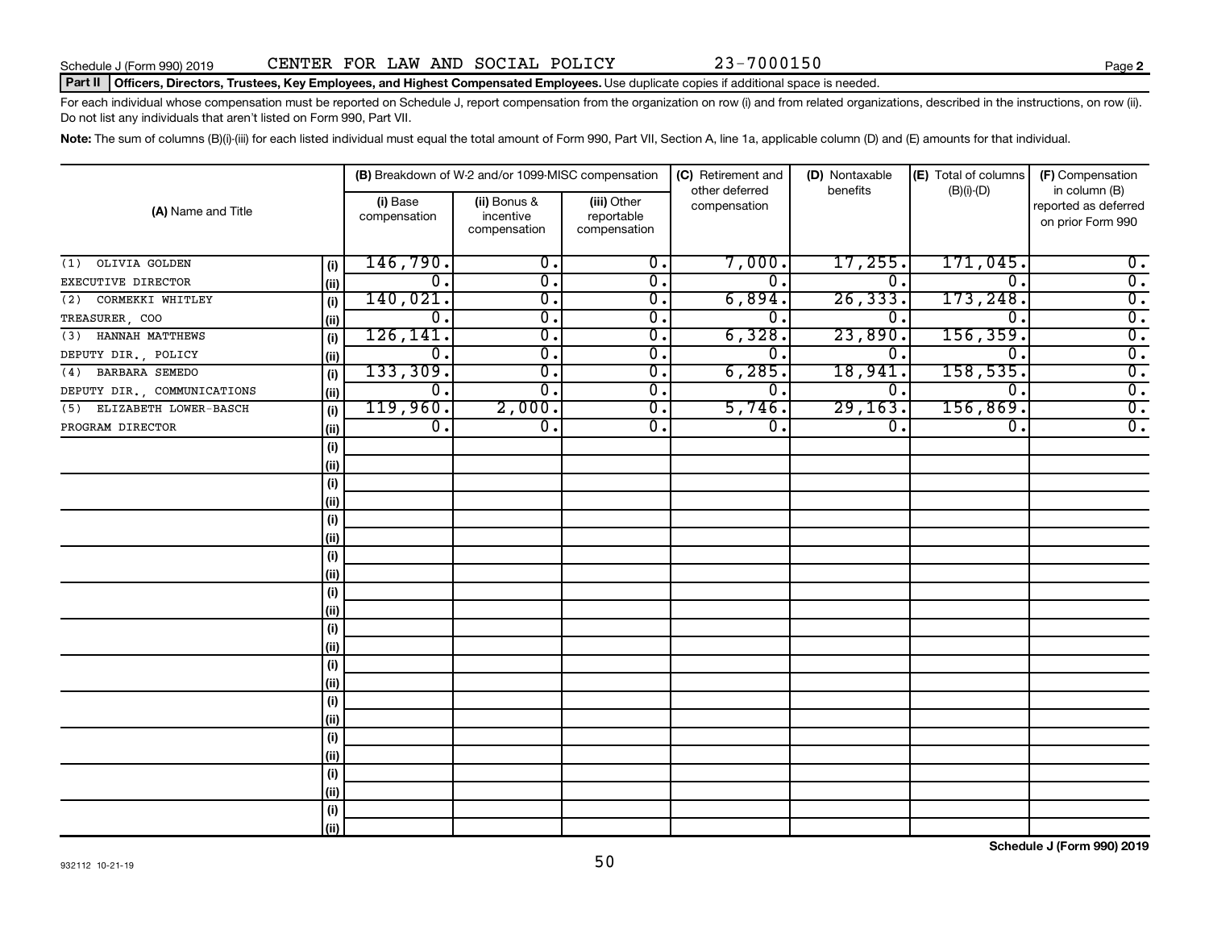Schedule J (Form 990) 2019 CENTER FOR LAW AND SOCIAL POLICY 23-7000150 Page **2**

**Part II** **Officers, Directors, Trustees, Key Employees, and Highest Compensated Employees.** Use duplicate copies if additional space is needed.

For each individual whose compensation must be reported on Schedule J, report compensation from the organization on row (i) and from related organizations, described in the instructions, on row (ii). Do not list any individuals that aren't listed on Form 990, Part VII.

**Note:** The sum of columns (B)(i)-(iii) for each listed individual must equal the total amount of Form 990, Part VII, Section A, line 1a, applicable column (D) and (E) amounts for that individual.

| (A) Name and Title | | (B) Breakdown of W-2 and/or 1099-MISC compensation | | | (C) Retirement and other deferred compensation | (D) Nontaxable benefits | (E) Total of columns (B)(i)-(D) | (F) Compensation in column (B) reported as deferred on prior Form 990 |
|---|---|---|---|---|---|---|---|---|
| | | (i) Base compensation | (ii) Bonus & incentive compensation | (iii) Other reportable compensation | | | | |
| (1) OLIVIA GOLDEN | (i) | 146,790. | 0. | 0. | 7,000. | 17,255. | 171,045. | 0. |
| EXECUTIVE DIRECTOR | (ii) | 0. | 0. | 0. | 0. | 0. | 0. | 0. |
| (2) CORMEKKI WHITLEY | (i) | 140,021. | 0. | 0. | 6,894. | 26,333. | 173,248. | 0. |
| TREASURER, COO | (ii) | 0. | 0. | 0. | 0. | 0. | 0. | 0. |
| (3) HANNAH MATTHEWS | (i) | 126,141. | 0. | 0. | 6,328. | 23,890. | 156,359. | 0. |
| DEPUTY DIR., POLICY | (ii) | 0. | 0. | 0. | 0. | 0. | 0. | 0. |
| (4) BARBARA SEMEDO | (i) | 133,309. | 0. | 0. | 6,285. | 18,941. | 158,535. | 0. |
| DEPUTY DIR., COMMUNICATIONS | (ii) | 0. | 0. | 0. | 0. | 0. | 0. | 0. |
| (5) ELIZABETH LOWER-BASCH | (i) | 119,960. | 2,000. | 0. | 5,746. | 29,163. | 156,869. | 0. |
| PROGRAM DIRECTOR | (ii) | 0. | 0. | 0. | 0. | 0. | 0. | 0. |

**Schedule J (Form 990) 2019**

932112 10-21-19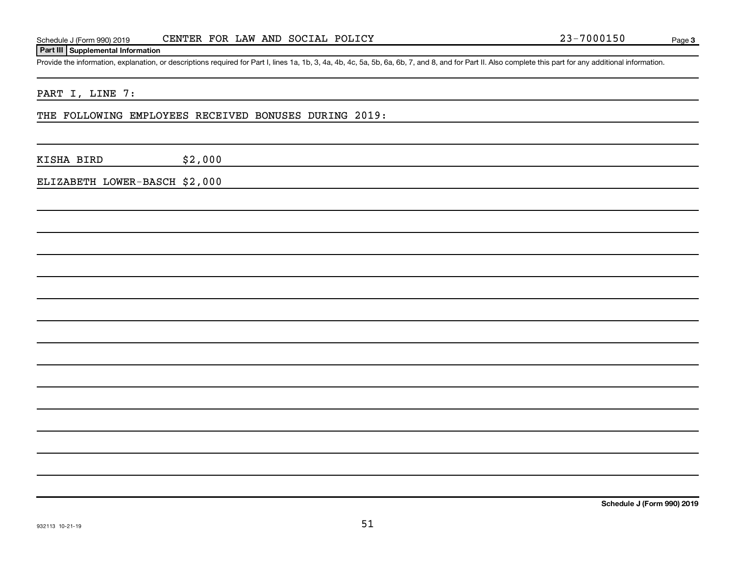Schedule J (Form 990) 2019 CENTER FOR LAW AND SOCIAL POLICY 23-7000150 Page **3**

**Part III Supplemental Information**

Provide the information, explanation, or descriptions required for Part I, lines 1a, 1b, 3, 4a, 4b, 4c, 5a, 5b, 6a, 6b, 7, and 8, and for Part II. Also complete this part for any additional information.

PART I, LINE 7:

THE FOLLOWING EMPLOYEES RECEIVED BONUSES DURING 2019:

KISHA BIRD $2,000

ELIZABETH LOWER-BASCH $2,000

**Schedule J (Form 990) 2019**

932113 10-21-19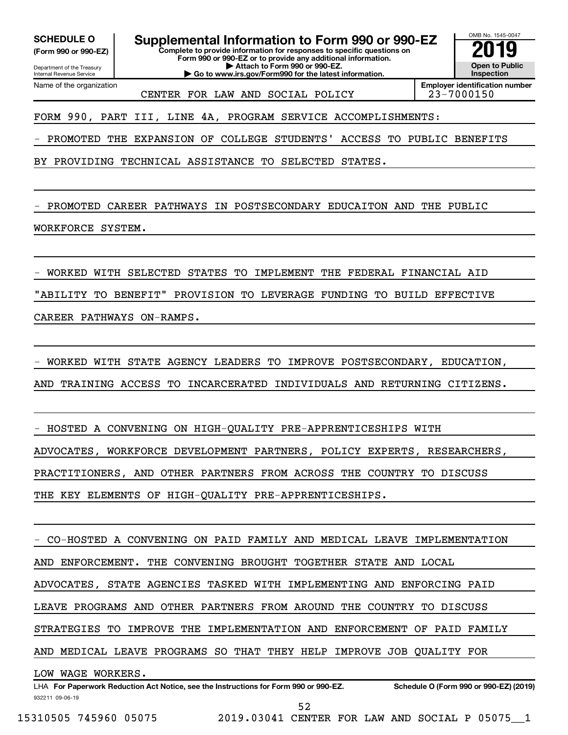**SCHEDULE O**
**(Form 990 or 990-EZ)**

Department of the Treasury
Internal Revenue Service

# Supplemental Information to Form 990 or 990-EZ

**Complete to provide information for responses to specific questions on Form 990 or 990-EZ or to provide any additional information.**
**▶ Attach to Form 990 or 990-EZ.**
**▶ Go to www.irs.gov/Form990 for the latest information.**

OMB No. 1545-0047

**2019**

**Open to Public Inspection**

| Name of the organization | Employer identification number |
|---|---|
| CENTER FOR LAW AND SOCIAL POLICY | 23-7000150 |

FORM 990, PART III, LINE 4A, PROGRAM SERVICE ACCOMPLISHMENTS:

- PROMOTED THE EXPANSION OF COLLEGE STUDENTS' ACCESS TO PUBLIC BENEFITS BY PROVIDING TECHNICAL ASSISTANCE TO SELECTED STATES.

- PROMOTED CAREER PATHWAYS IN POSTSECONDARY EDUCAITON AND THE PUBLIC WORKFORCE SYSTEM.

- WORKED WITH SELECTED STATES TO IMPLEMENT THE FEDERAL FINANCIAL AID "ABILITY TO BENEFIT" PROVISION TO LEVERAGE FUNDING TO BUILD EFFECTIVE CAREER PATHWAYS ON-RAMPS.

- WORKED WITH STATE AGENCY LEADERS TO IMPROVE POSTSECONDARY, EDUCATION, AND TRAINING ACCESS TO INCARCERATED INDIVIDUALS AND RETURNING CITIZENS.

- HOSTED A CONVENING ON HIGH-QUALITY PRE-APPRENTICESHIPS WITH ADVOCATES, WORKFORCE DEVELOPMENT PARTNERS, POLICY EXPERTS, RESEARCHERS, PRACTITIONERS, AND OTHER PARTNERS FROM ACROSS THE COUNTRY TO DISCUSS THE KEY ELEMENTS OF HIGH-QUALITY PRE-APPRENTICESHIPS.

- CO-HOSTED A CONVENING ON PAID FAMILY AND MEDICAL LEAVE IMPLEMENTATION AND ENFORCEMENT. THE CONVENING BROUGHT TOGETHER STATE AND LOCAL ADVOCATES, STATE AGENCIES TASKED WITH IMPLEMENTING AND ENFORCING PAID LEAVE PROGRAMS AND OTHER PARTNERS FROM AROUND THE COUNTRY TO DISCUSS STRATEGIES TO IMPROVE THE IMPLEMENTATION AND ENFORCEMENT OF PAID FAMILY AND MEDICAL LEAVE PROGRAMS SO THAT THEY HELP IMPROVE JOB QUALITY FOR LOW WAGE WORKERS.

LHA **For Paperwork Reduction Act Notice, see the Instructions for Form 990 or 990-EZ.** **Schedule O (Form 990 or 990-EZ) (2019)**

932211 09-06-19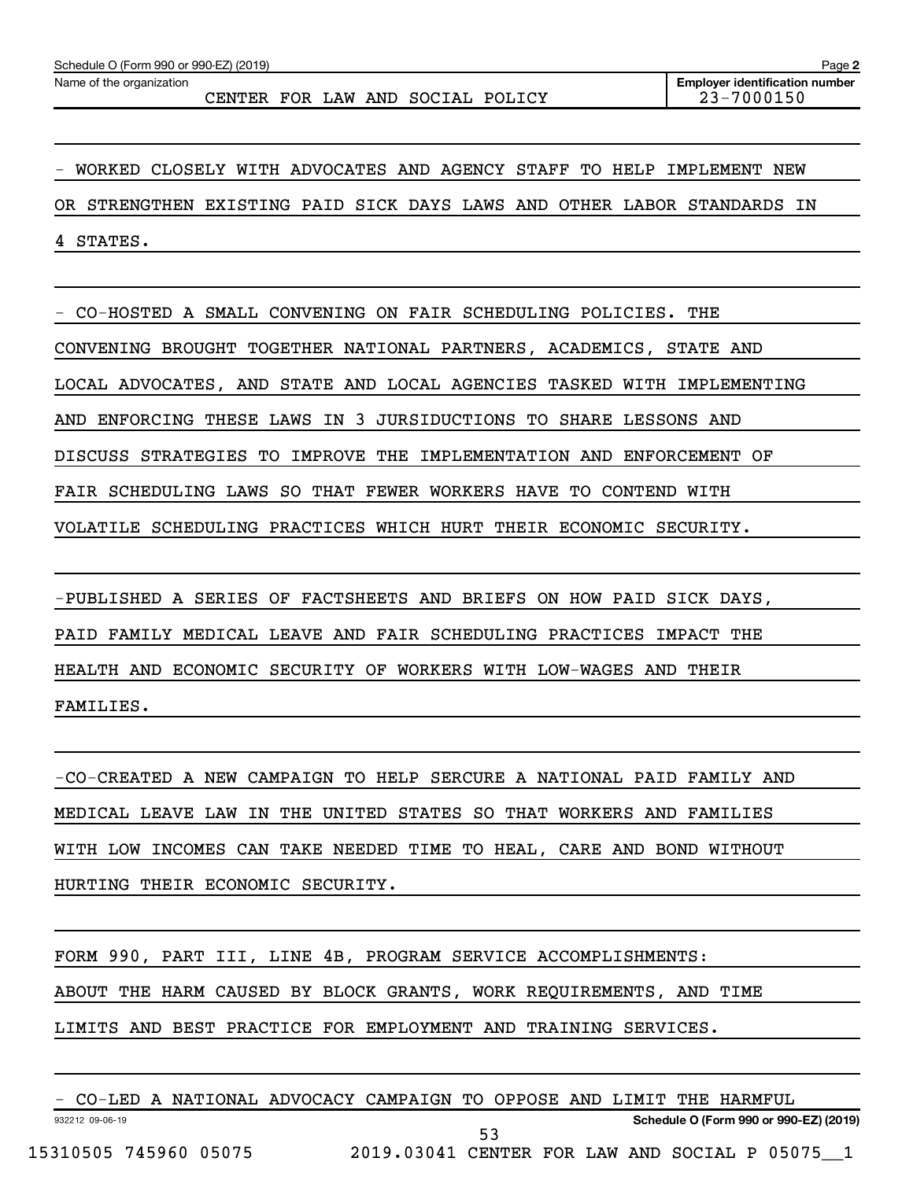Schedule O (Form 990 or 990-EZ) (2019)

Name of the organization: CENTER FOR LAW AND SOCIAL POLICY

Employer identification number: 23-7000150

- WORKED CLOSELY WITH ADVOCATES AND AGENCY STAFF TO HELP IMPLEMENT NEW OR STRENGTHEN EXISTING PAID SICK DAYS LAWS AND OTHER LABOR STANDARDS IN 4 STATES.

- CO-HOSTED A SMALL CONVENING ON FAIR SCHEDULING POLICIES. THE CONVENING BROUGHT TOGETHER NATIONAL PARTNERS, ACADEMICS, STATE AND LOCAL ADVOCATES, AND STATE AND LOCAL AGENCIES TASKED WITH IMPLEMENTING AND ENFORCING THESE LAWS IN 3 JURSIDUCTIONS TO SHARE LESSONS AND DISCUSS STRATEGIES TO IMPROVE THE IMPLEMENTATION AND ENFORCEMENT OF FAIR SCHEDULING LAWS SO THAT FEWER WORKERS HAVE TO CONTEND WITH VOLATILE SCHEDULING PRACTICES WHICH HURT THEIR ECONOMIC SECURITY.

-PUBLISHED A SERIES OF FACTSHEETS AND BRIEFS ON HOW PAID SICK DAYS, PAID FAMILY MEDICAL LEAVE AND FAIR SCHEDULING PRACTICES IMPACT THE HEALTH AND ECONOMIC SECURITY OF WORKERS WITH LOW-WAGES AND THEIR FAMILIES.

-CO-CREATED A NEW CAMPAIGN TO HELP SERCURE A NATIONAL PAID FAMILY AND MEDICAL LEAVE LAW IN THE UNITED STATES SO THAT WORKERS AND FAMILIES WITH LOW INCOMES CAN TAKE NEEDED TIME TO HEAL, CARE AND BOND WITHOUT HURTING THEIR ECONOMIC SECURITY.

FORM 990, PART III, LINE 4B, PROGRAM SERVICE ACCOMPLISHMENTS: ABOUT THE HARM CAUSED BY BLOCK GRANTS, WORK REQUIREMENTS, AND TIME LIMITS AND BEST PRACTICE FOR EMPLOYMENT AND TRAINING SERVICES.

- CO-LED A NATIONAL ADVOCACY CAMPAIGN TO OPPOSE AND LIMIT THE HARMFUL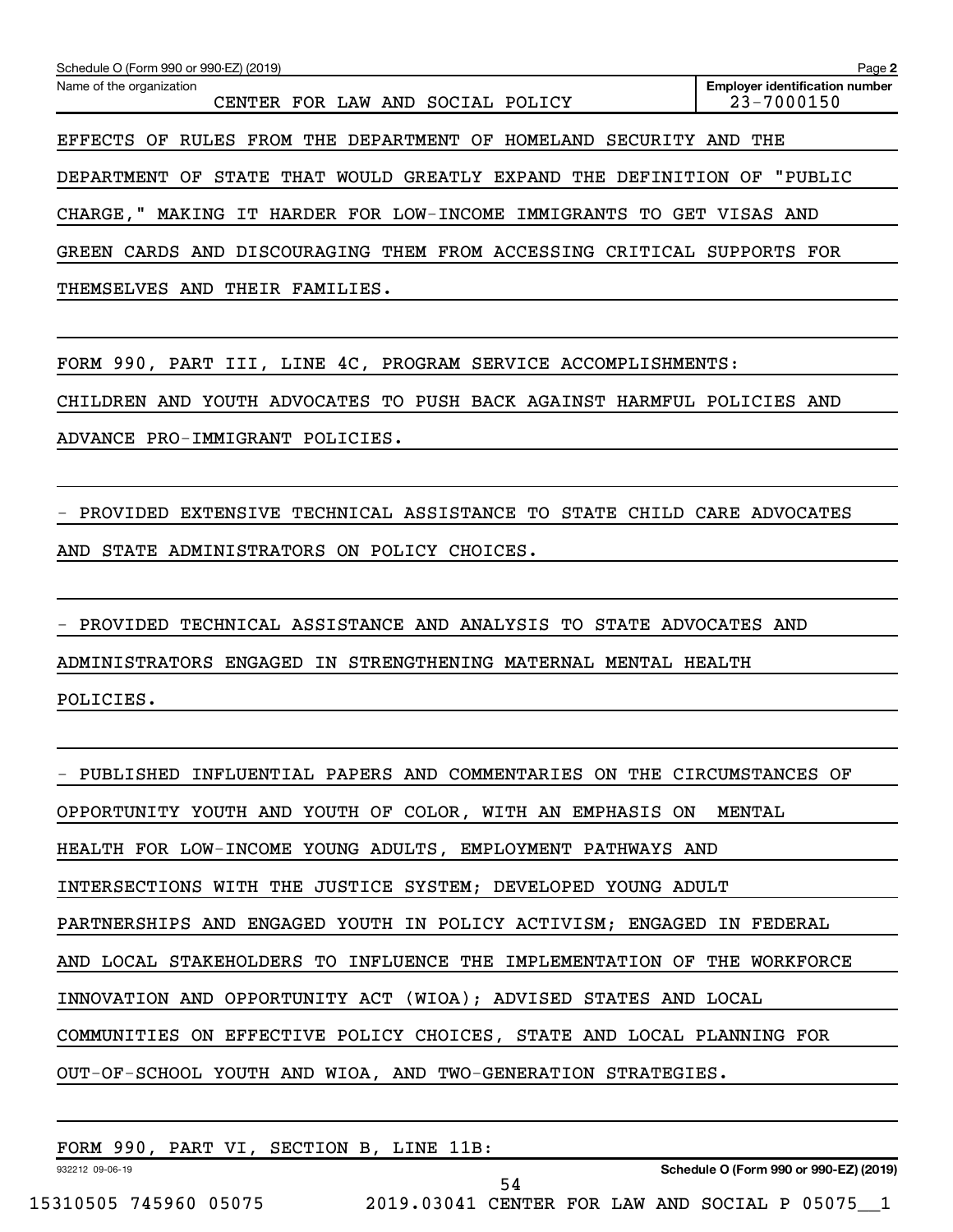Schedule O (Form 990 or 990-EZ) (2019)

Name of the organization: CENTER FOR LAW AND SOCIAL POLICY

Employer identification number: 23-7000150

EFFECTS OF RULES FROM THE DEPARTMENT OF HOMELAND SECURITY AND THE DEPARTMENT OF STATE THAT WOULD GREATLY EXPAND THE DEFINITION OF "PUBLIC CHARGE," MAKING IT HARDER FOR LOW-INCOME IMMIGRANTS TO GET VISAS AND GREEN CARDS AND DISCOURAGING THEM FROM ACCESSING CRITICAL SUPPORTS FOR THEMSELVES AND THEIR FAMILIES.

FORM 990, PART III, LINE 4C, PROGRAM SERVICE ACCOMPLISHMENTS:

CHILDREN AND YOUTH ADVOCATES TO PUSH BACK AGAINST HARMFUL POLICIES AND ADVANCE PRO-IMMIGRANT POLICIES.

- PROVIDED EXTENSIVE TECHNICAL ASSISTANCE TO STATE CHILD CARE ADVOCATES AND STATE ADMINISTRATORS ON POLICY CHOICES.

- PROVIDED TECHNICAL ASSISTANCE AND ANALYSIS TO STATE ADVOCATES AND ADMINISTRATORS ENGAGED IN STRENGTHENING MATERNAL MENTAL HEALTH POLICIES.

- PUBLISHED INFLUENTIAL PAPERS AND COMMENTARIES ON THE CIRCUMSTANCES OF OPPORTUNITY YOUTH AND YOUTH OF COLOR, WITH AN EMPHASIS ON MENTAL HEALTH FOR LOW-INCOME YOUNG ADULTS, EMPLOYMENT PATHWAYS AND INTERSECTIONS WITH THE JUSTICE SYSTEM; DEVELOPED YOUNG ADULT PARTNERSHIPS AND ENGAGED YOUTH IN POLICY ACTIVISM; ENGAGED IN FEDERAL AND LOCAL STAKEHOLDERS TO INFLUENCE THE IMPLEMENTATION OF THE WORKFORCE INNOVATION AND OPPORTUNITY ACT (WIOA); ADVISED STATES AND LOCAL COMMUNITIES ON EFFECTIVE POLICY CHOICES, STATE AND LOCAL PLANNING FOR OUT-OF-SCHOOL YOUTH AND WIOA, AND TWO-GENERATION STRATEGIES.

FORM 990, PART VI, SECTION B, LINE 11B: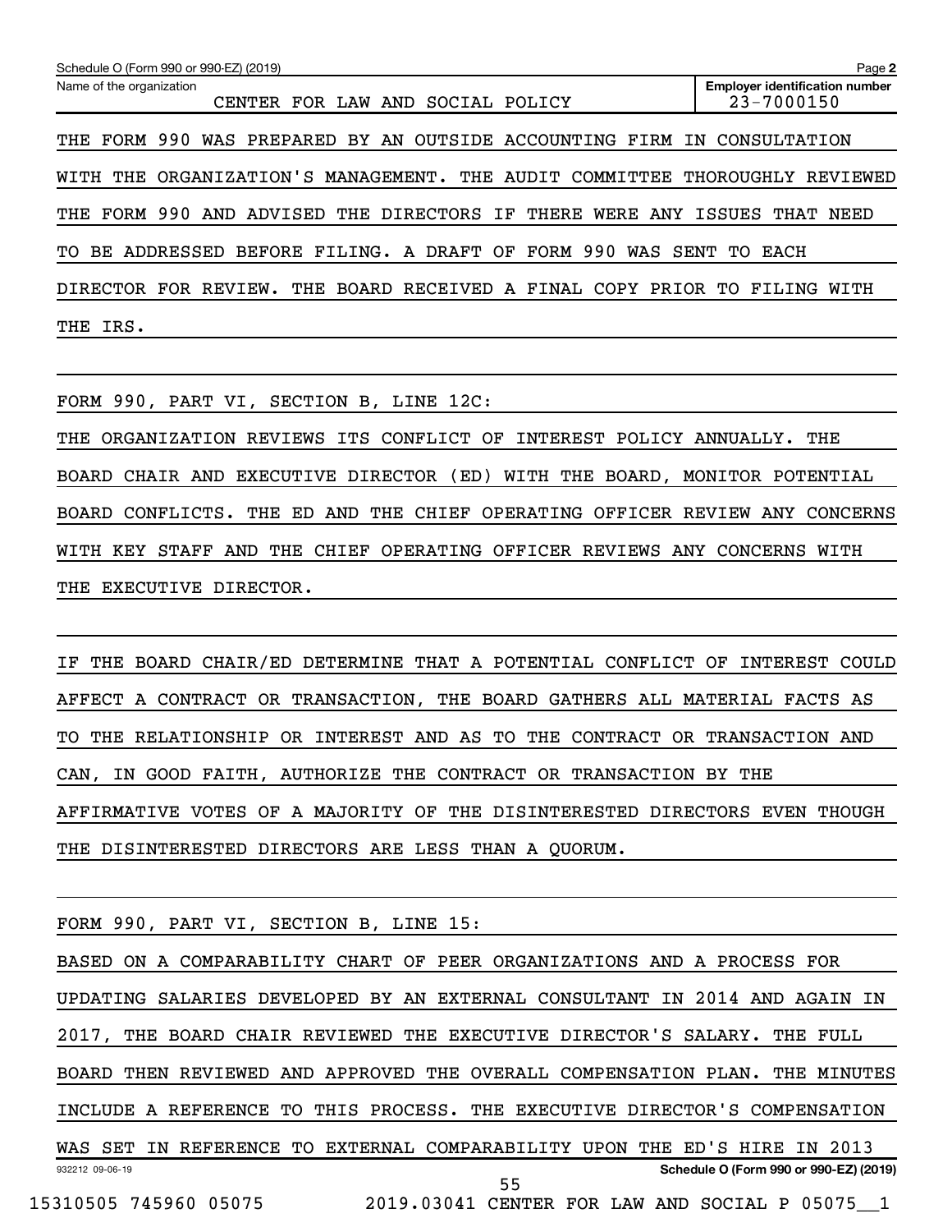Schedule O (Form 990 or 990-EZ) (2019) Page **2**

| Name of the organization | Employer identification number |
|---|---|
| CENTER FOR LAW AND SOCIAL POLICY | 23-7000150 |

THE FORM 990 WAS PREPARED BY AN OUTSIDE ACCOUNTING FIRM IN CONSULTATION WITH THE ORGANIZATION'S MANAGEMENT. THE AUDIT COMMITTEE THOROUGHLY REVIEWED THE FORM 990 AND ADVISED THE DIRECTORS IF THERE WERE ANY ISSUES THAT NEED TO BE ADDRESSED BEFORE FILING. A DRAFT OF FORM 990 WAS SENT TO EACH DIRECTOR FOR REVIEW. THE BOARD RECEIVED A FINAL COPY PRIOR TO FILING WITH THE IRS.

FORM 990, PART VI, SECTION B, LINE 12C:

THE ORGANIZATION REVIEWS ITS CONFLICT OF INTEREST POLICY ANNUALLY. THE BOARD CHAIR AND EXECUTIVE DIRECTOR (ED) WITH THE BOARD, MONITOR POTENTIAL BOARD CONFLICTS. THE ED AND THE CHIEF OPERATING OFFICER REVIEW ANY CONCERNS WITH KEY STAFF AND THE CHIEF OPERATING OFFICER REVIEWS ANY CONCERNS WITH THE EXECUTIVE DIRECTOR.

IF THE BOARD CHAIR/ED DETERMINE THAT A POTENTIAL CONFLICT OF INTEREST COULD AFFECT A CONTRACT OR TRANSACTION, THE BOARD GATHERS ALL MATERIAL FACTS AS TO THE RELATIONSHIP OR INTEREST AND AS TO THE CONTRACT OR TRANSACTION AND CAN, IN GOOD FAITH, AUTHORIZE THE CONTRACT OR TRANSACTION BY THE AFFIRMATIVE VOTES OF A MAJORITY OF THE DISINTERESTED DIRECTORS EVEN THOUGH THE DISINTERESTED DIRECTORS ARE LESS THAN A QUORUM.

FORM 990, PART VI, SECTION B, LINE 15:

BASED ON A COMPARABILITY CHART OF PEER ORGANIZATIONS AND A PROCESS FOR UPDATING SALARIES DEVELOPED BY AN EXTERNAL CONSULTANT IN 2014 AND AGAIN IN 2017, THE BOARD CHAIR REVIEWED THE EXECUTIVE DIRECTOR'S SALARY. THE FULL BOARD THEN REVIEWED AND APPROVED THE OVERALL COMPENSATION PLAN. THE MINUTES INCLUDE A REFERENCE TO THIS PROCESS. THE EXECUTIVE DIRECTOR'S COMPENSATION WAS SET IN REFERENCE TO EXTERNAL COMPARABILITY UPON THE ED'S HIRE IN 2013

932212 09-06-19 **Schedule O (Form 990 or 990-EZ) (2019)**

15310505 745960 05075 2019.03041 CENTER FOR LAW AND SOCIAL P 05075__1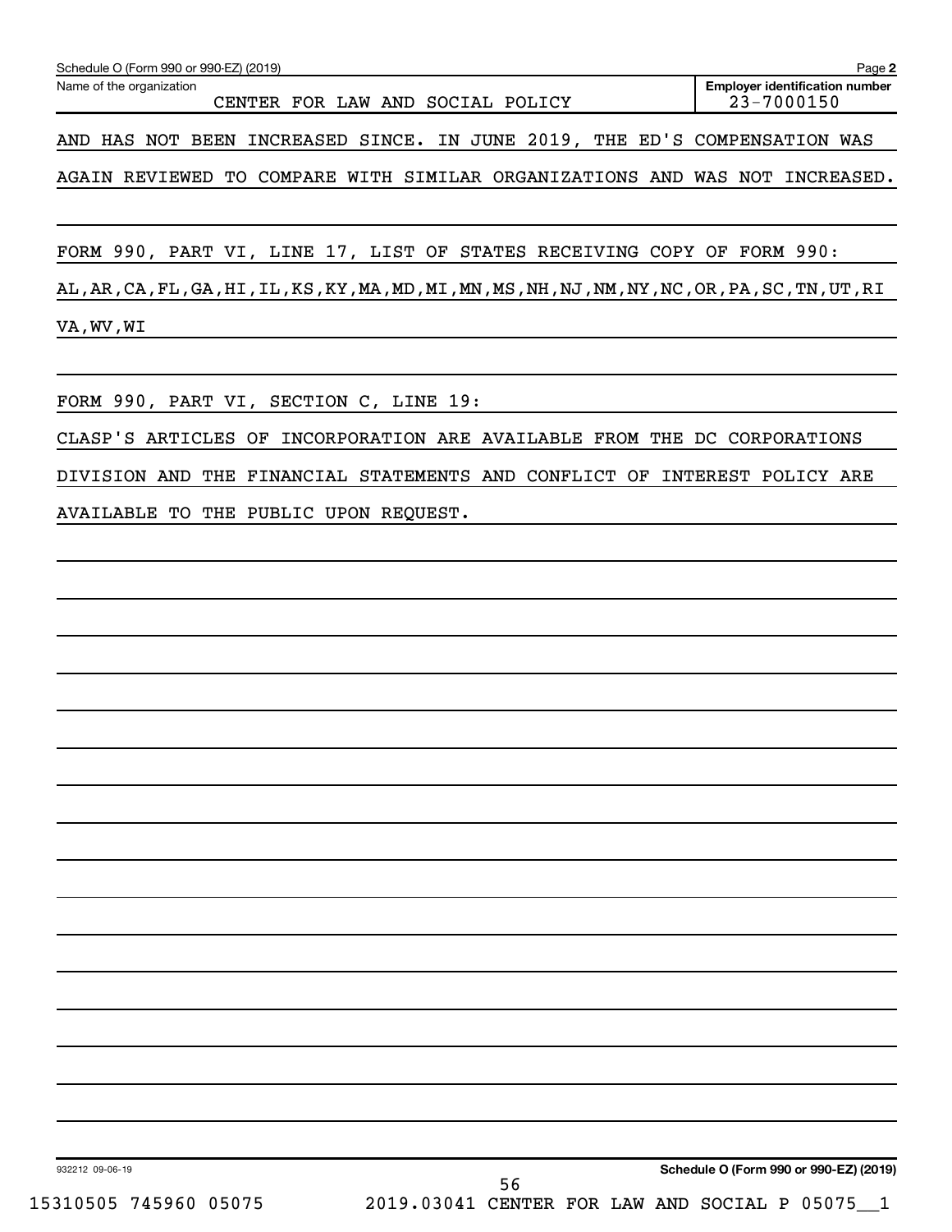Schedule O (Form 990 or 990-EZ) (2019) Page **2**

Name of the organization: CENTER FOR LAW AND SOCIAL POLICY

**Employer identification number** 23-7000150

AND HAS NOT BEEN INCREASED SINCE. IN JUNE 2019, THE ED'S COMPENSATION WAS AGAIN REVIEWED TO COMPARE WITH SIMILAR ORGANIZATIONS AND WAS NOT INCREASED.

FORM 990, PART VI, LINE 17, LIST OF STATES RECEIVING COPY OF FORM 990:
AL,AR,CA,FL,GA,HI,IL,KS,KY,MA,MD,MI,MN,MS,NH,NJ,NM,NY,NC,OR,PA,SC,TN,UT,RI
VA,WV,WI

FORM 990, PART VI, SECTION C, LINE 19:
CLASP'S ARTICLES OF INCORPORATION ARE AVAILABLE FROM THE DC CORPORATIONS DIVISION AND THE FINANCIAL STATEMENTS AND CONFLICT OF INTEREST POLICY ARE AVAILABLE TO THE PUBLIC UPON REQUEST.

932212 09-06-19 **Schedule O (Form 990 or 990-EZ) (2019)**

15310505 745960 05075 2019.03041 CENTER FOR LAW AND SOCIAL P 05075__1